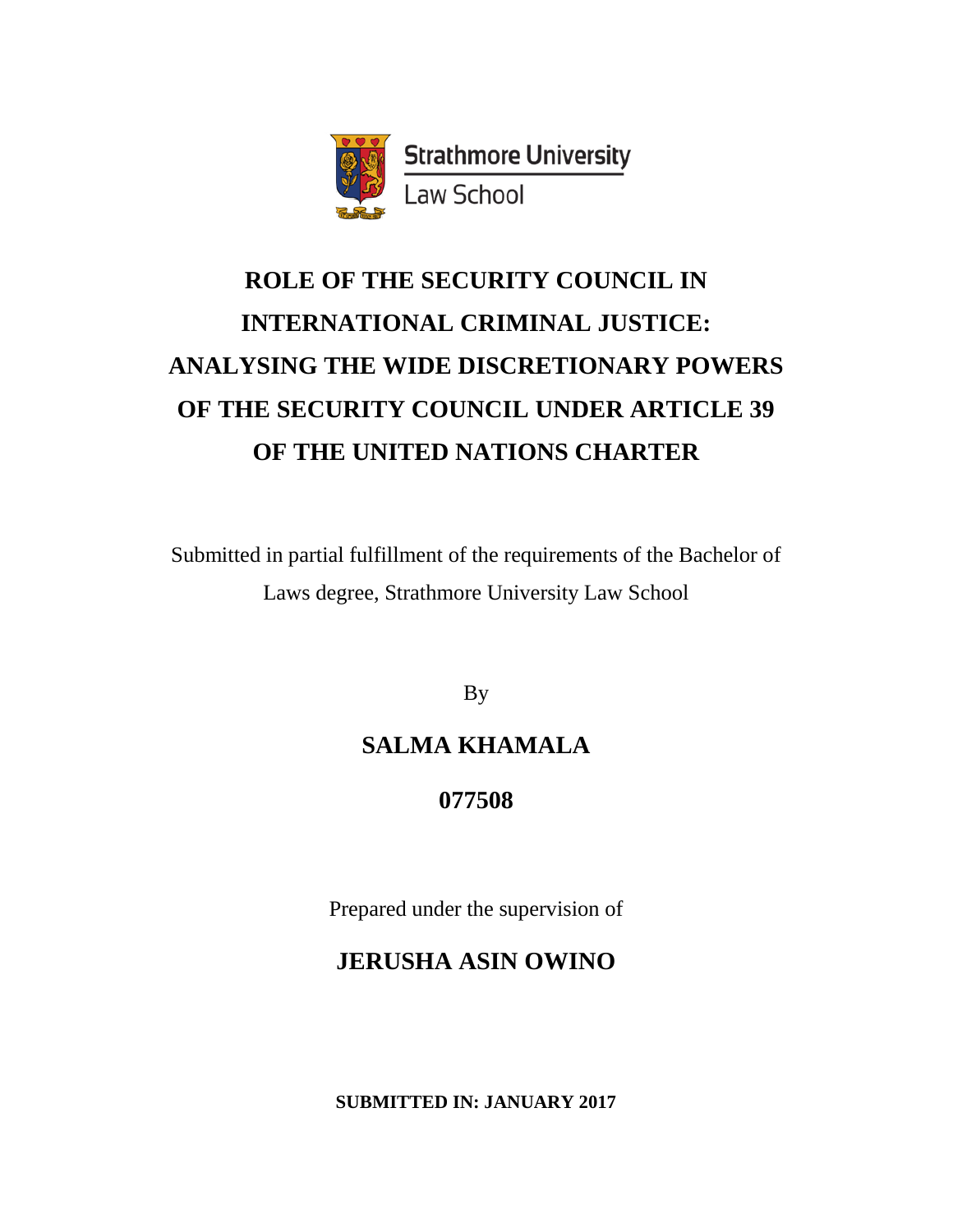Strathmore University
Law School

# ROLE OF THE SECURITY COUNCIL IN INTERNATIONAL CRIMINAL JUSTICE: ANALYSING THE WIDE DISCRETIONARY POWERS OF THE SECURITY COUNCIL UNDER ARTICLE 39 OF THE UNITED NATIONS CHARTER

Submitted in partial fulfillment of the requirements of the Bachelor of Laws degree, Strathmore University Law School

By

**SALMA KHAMALA**

**077508**

Prepared under the supervision of

**JERUSHA ASIN OWINO**

**SUBMITTED IN: JANUARY 2017**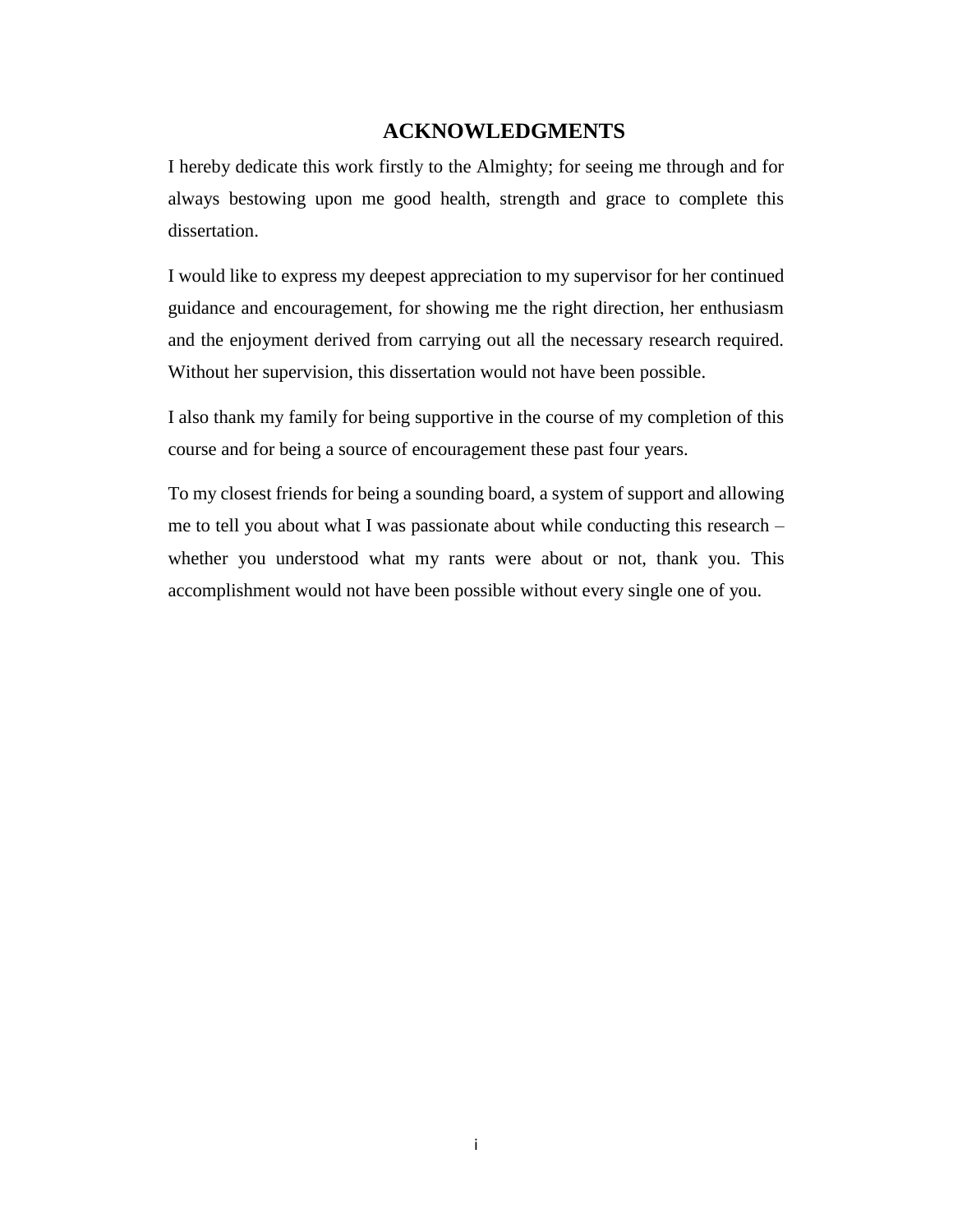# ACKNOWLEDGMENTS

I hereby dedicate this work firstly to the Almighty; for seeing me through and for always bestowing upon me good health, strength and grace to complete this dissertation.

I would like to express my deepest appreciation to my supervisor for her continued guidance and encouragement, for showing me the right direction, her enthusiasm and the enjoyment derived from carrying out all the necessary research required. Without her supervision, this dissertation would not have been possible.

I also thank my family for being supportive in the course of my completion of this course and for being a source of encouragement these past four years.

To my closest friends for being a sounding board, a system of support and allowing me to tell you about what I was passionate about while conducting this research – whether you understood what my rants were about or not, thank you. This accomplishment would not have been possible without every single one of you.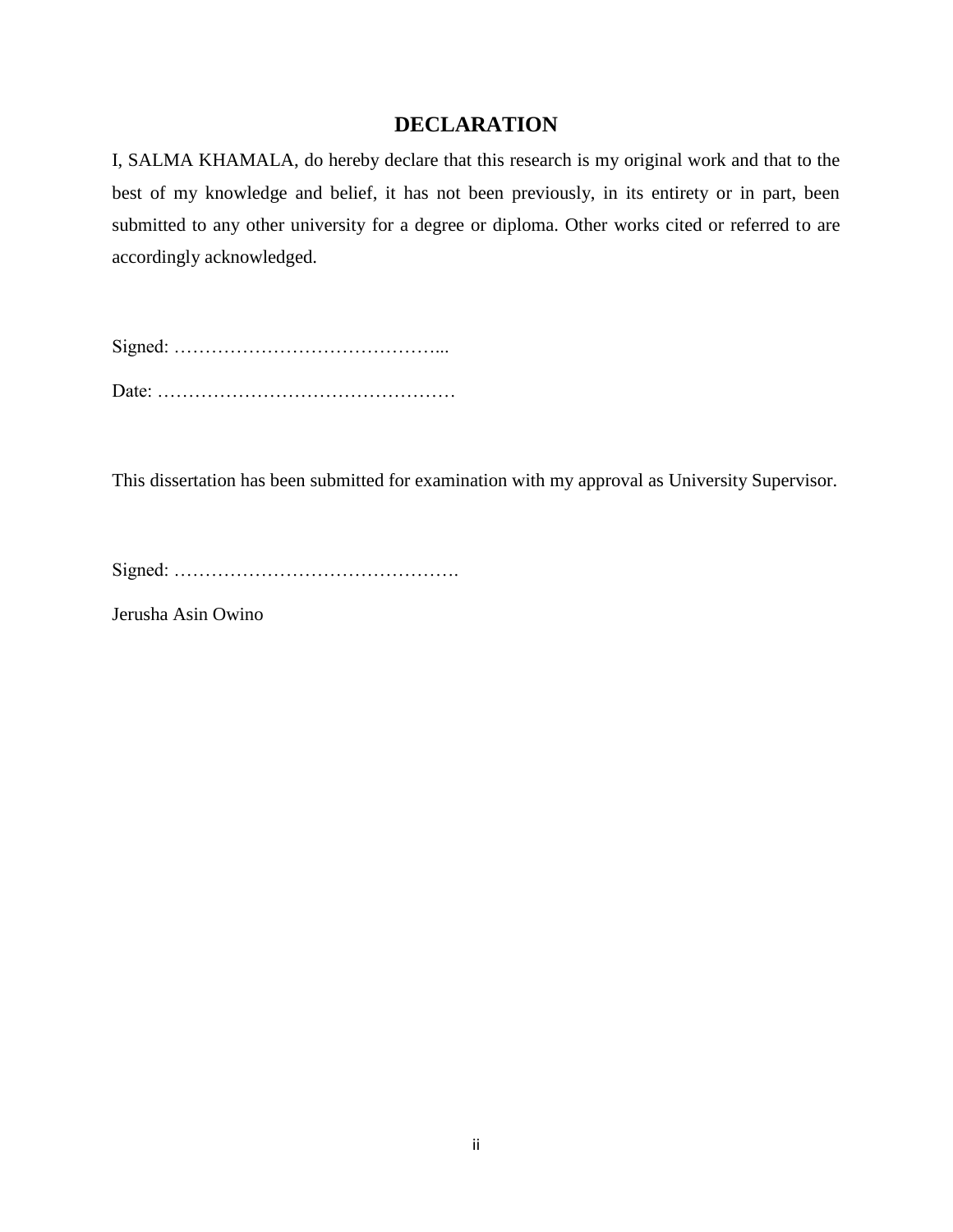# DECLARATION

I, SALMA KHAMALA, do hereby declare that this research is my original work and that to the best of my knowledge and belief, it has not been previously, in its entirety or in part, been submitted to any other university for a degree or diploma. Other works cited or referred to are accordingly acknowledged.

Signed: ……………………………………...

Date: …………………………………………

This dissertation has been submitted for examination with my approval as University Supervisor.

Signed: ……………………………………….

Jerusha Asin Owino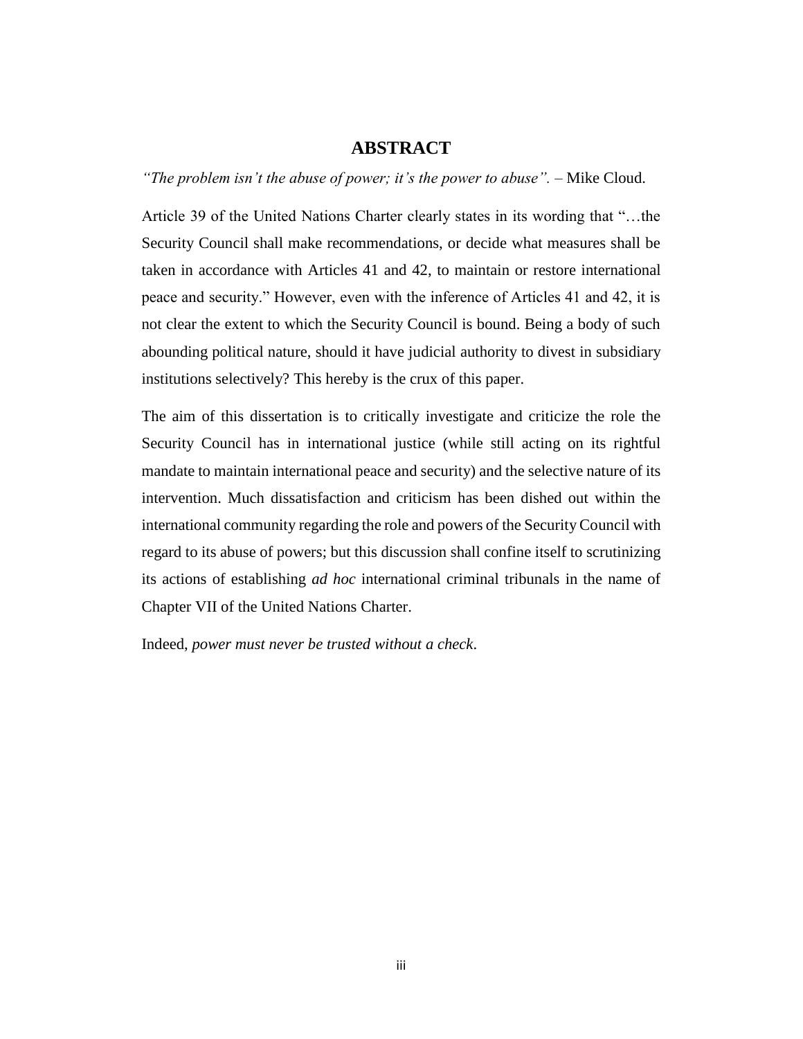## ABSTRACT

*"The problem isn't the abuse of power; it's the power to abuse".* – Mike Cloud.

Article 39 of the United Nations Charter clearly states in its wording that "…the Security Council shall make recommendations, or decide what measures shall be taken in accordance with Articles 41 and 42, to maintain or restore international peace and security." However, even with the inference of Articles 41 and 42, it is not clear the extent to which the Security Council is bound. Being a body of such abounding political nature, should it have judicial authority to divest in subsidiary institutions selectively? This hereby is the crux of this paper.

The aim of this dissertation is to critically investigate and criticize the role the Security Council has in international justice (while still acting on its rightful mandate to maintain international peace and security) and the selective nature of its intervention. Much dissatisfaction and criticism has been dished out within the international community regarding the role and powers of the Security Council with regard to its abuse of powers; but this discussion shall confine itself to scrutinizing its actions of establishing *ad hoc* international criminal tribunals in the name of Chapter VII of the United Nations Charter.

Indeed, *power must never be trusted without a check*.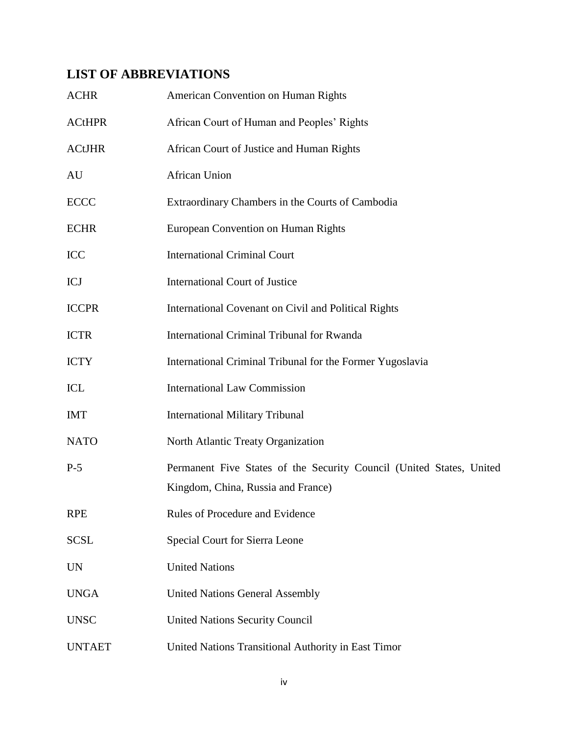## LIST OF ABBREVIATIONS

| | |
|---|---|
| ACHR | American Convention on Human Rights |
| ACtHPR | African Court of Human and Peoples' Rights |
| ACtJHR | African Court of Justice and Human Rights |
| AU | African Union |
| ECCC | Extraordinary Chambers in the Courts of Cambodia |
| ECHR | European Convention on Human Rights |
| ICC | International Criminal Court |
| ICJ | International Court of Justice |
| ICCPR | International Covenant on Civil and Political Rights |
| ICTR | International Criminal Tribunal for Rwanda |
| ICTY | International Criminal Tribunal for the Former Yugoslavia |
| ICL | International Law Commission |
| IMT | International Military Tribunal |
| NATO | North Atlantic Treaty Organization |
| P-5 | Permanent Five States of the Security Council (United States, United Kingdom, China, Russia and France) |
| RPE | Rules of Procedure and Evidence |
| SCSL | Special Court for Sierra Leone |
| UN | United Nations |
| UNGA | United Nations General Assembly |
| UNSC | United Nations Security Council |
| UNTAET | United Nations Transitional Authority in East Timor |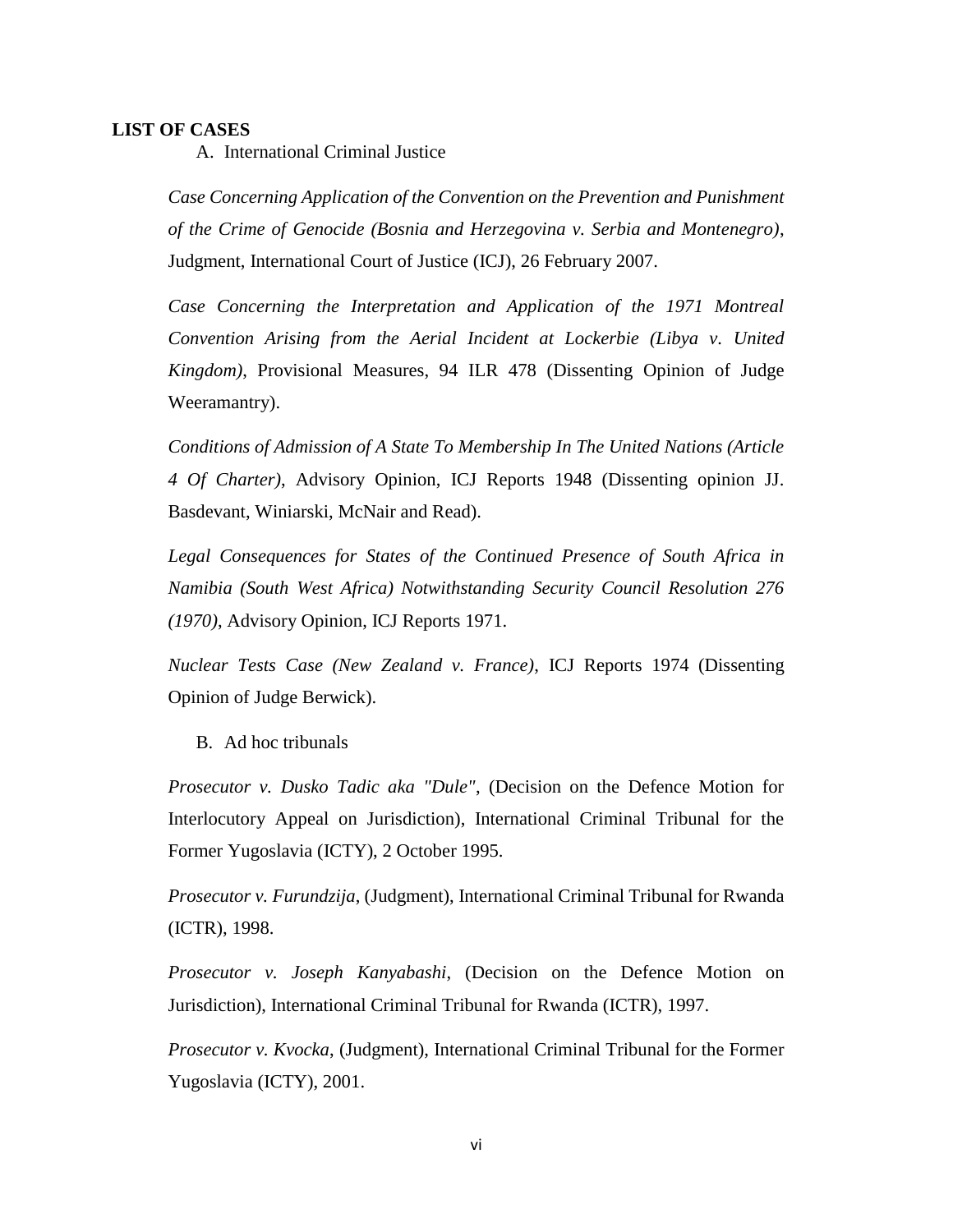## LIST OF CASES

A. International Criminal Justice

*Case Concerning Application of the Convention on the Prevention and Punishment of the Crime of Genocide (Bosnia and Herzegovina v. Serbia and Montenegro)*, Judgment, International Court of Justice (ICJ), 26 February 2007.

*Case Concerning the Interpretation and Application of the 1971 Montreal Convention Arising from the Aerial Incident at Lockerbie (Libya v. United Kingdom)*, Provisional Measures, 94 ILR 478 (Dissenting Opinion of Judge Weeramantry).

*Conditions of Admission of A State To Membership In The United Nations (Article 4 Of Charter)*, Advisory Opinion, ICJ Reports 1948 (Dissenting opinion JJ. Basdevant, Winiarski, McNair and Read).

*Legal Consequences for States of the Continued Presence of South Africa in Namibia (South West Africa) Notwithstanding Security Council Resolution 276 (1970)*, Advisory Opinion, ICJ Reports 1971.

*Nuclear Tests Case (New Zealand v. France)*, ICJ Reports 1974 (Dissenting Opinion of Judge Berwick).

B. Ad hoc tribunals

*Prosecutor v. Dusko Tadic aka "Dule"*, (Decision on the Defence Motion for Interlocutory Appeal on Jurisdiction), International Criminal Tribunal for the Former Yugoslavia (ICTY), 2 October 1995.

*Prosecutor v. Furundzija*, (Judgment), International Criminal Tribunal for Rwanda (ICTR), 1998.

*Prosecutor v. Joseph Kanyabashi*, (Decision on the Defence Motion on Jurisdiction), International Criminal Tribunal for Rwanda (ICTR), 1997.

*Prosecutor v. Kvocka*, (Judgment), International Criminal Tribunal for the Former Yugoslavia (ICTY), 2001.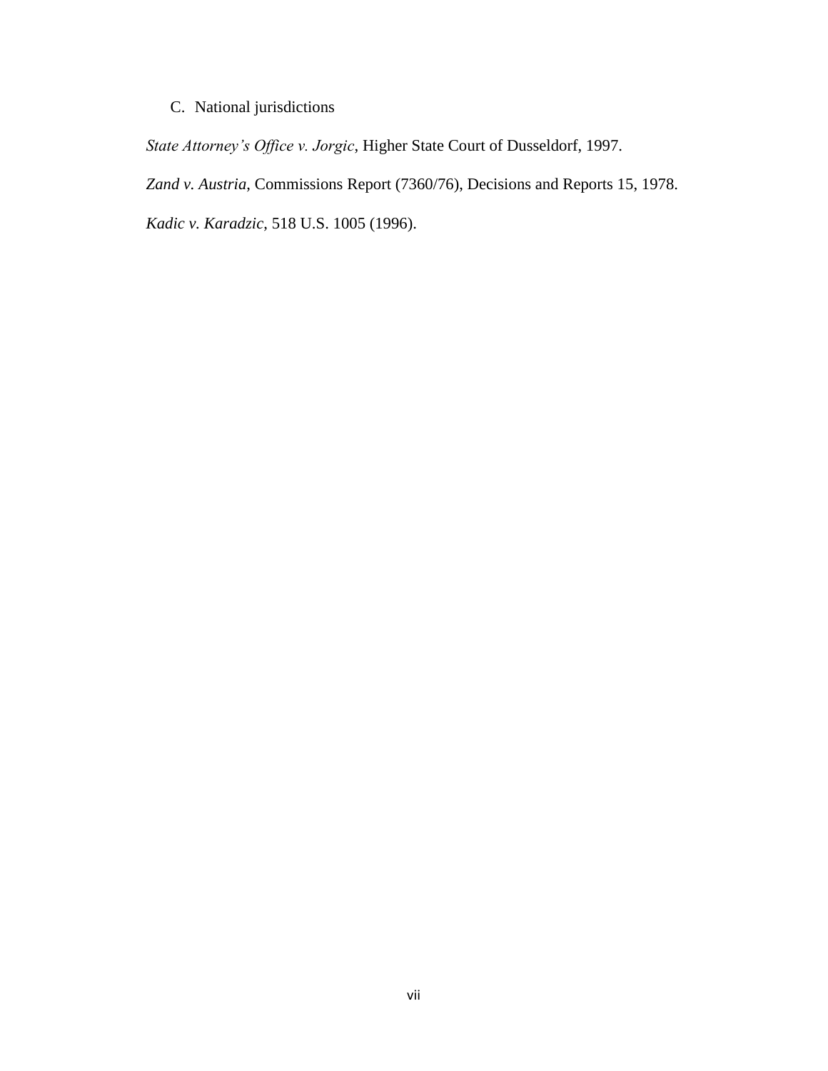### C. National jurisdictions

*State Attorney's Office v. Jorgic*, Higher State Court of Dusseldorf, 1997.

*Zand v. Austria*, Commissions Report (7360/76), Decisions and Reports 15, 1978.

*Kadic v. Karadzic*, 518 U.S. 1005 (1996).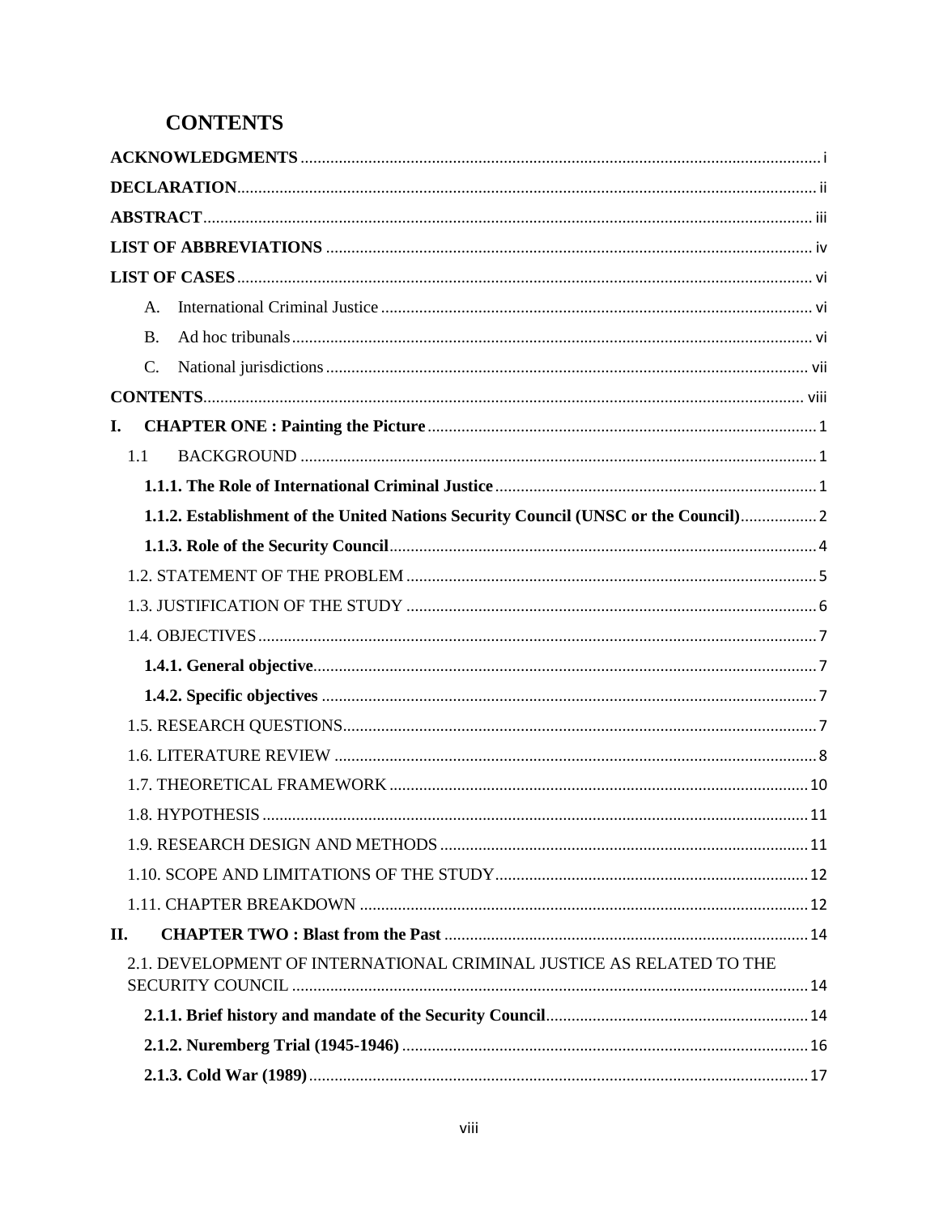# CONTENTS

**ACKNOWLEDGMENTS** ........ i

**DECLARATION** ........ ii

**ABSTRACT** ........ iii

**LIST OF ABBREVIATIONS** ........ iv

**LIST OF CASES** ........ vi

- A. International Criminal Justice ........ vi
- B. Ad hoc tribunals ........ vi
- C. National jurisdictions ........ vii

**CONTENTS** ........ viii

**I. CHAPTER ONE : Painting the Picture** ........ 1

- 1.1 BACKGROUND ........ 1
  - **1.1.1. The Role of International Criminal Justice** ........ 1
  - **1.1.2. Establishment of the United Nations Security Council (UNSC or the Council)** ........ 2
  - **1.1.3. Role of the Security Council** ........ 4
- 1.2. STATEMENT OF THE PROBLEM ........ 5
- 1.3. JUSTIFICATION OF THE STUDY ........ 6
- 1.4. OBJECTIVES ........ 7
  - **1.4.1. General objective** ........ 7
  - **1.4.2. Specific objectives** ........ 7
- 1.5. RESEARCH QUESTIONS ........ 7
- 1.6. LITERATURE REVIEW ........ 8
- 1.7. THEORETICAL FRAMEWORK ........ 10
- 1.8. HYPOTHESIS ........ 11
- 1.9. RESEARCH DESIGN AND METHODS ........ 11
- 1.10. SCOPE AND LIMITATIONS OF THE STUDY ........ 12
- 1.11. CHAPTER BREAKDOWN ........ 12

**II. CHAPTER TWO : Blast from the Past** ........ 14

- 2.1. DEVELOPMENT OF INTERNATIONAL CRIMINAL JUSTICE AS RELATED TO THE SECURITY COUNCIL ........ 14
  - **2.1.1. Brief history and mandate of the Security Council** ........ 14
  - **2.1.2. Nuremberg Trial (1945-1946)** ........ 16
  - **2.1.3. Cold War (1989)** ........ 17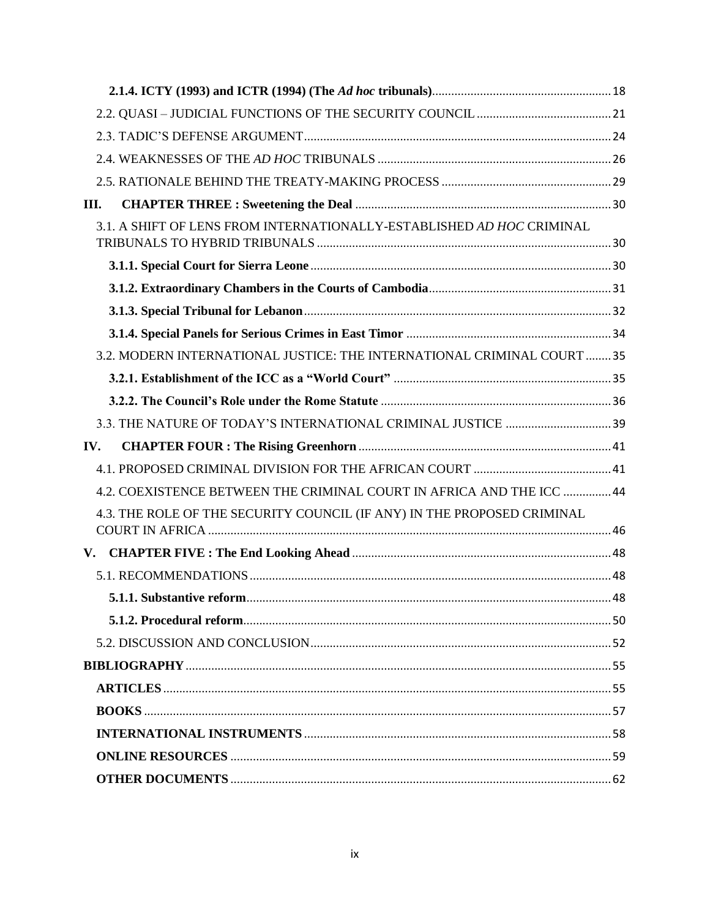**2.1.4. ICTY (1993) and ICTR (1994) (The *Ad hoc* tribunals)** ........ 18

2.2. QUASI – JUDICIAL FUNCTIONS OF THE SECURITY COUNCIL ........ 21

2.3. TADIC'S DEFENSE ARGUMENT ........ 24

2.4. WEAKNESSES OF THE *AD HOC* TRIBUNALS ........ 26

2.5. RATIONALE BEHIND THE TREATY-MAKING PROCESS ........ 29

**III. CHAPTER THREE : Sweetening the Deal** ........ 30

3.1. A SHIFT OF LENS FROM INTERNATIONALLY-ESTABLISHED *AD HOC* CRIMINAL TRIBUNALS TO HYBRID TRIBUNALS ........ 30

**3.1.1. Special Court for Sierra Leone** ........ 30

**3.1.2. Extraordinary Chambers in the Courts of Cambodia** ........ 31

**3.1.3. Special Tribunal for Lebanon** ........ 32

**3.1.4. Special Panels for Serious Crimes in East Timor** ........ 34

3.2. MODERN INTERNATIONAL JUSTICE: THE INTERNATIONAL CRIMINAL COURT ........ 35

**3.2.1. Establishment of the ICC as a "World Court"** ........ 35

**3.2.2. The Council's Role under the Rome Statute** ........ 36

3.3. THE NATURE OF TODAY'S INTERNATIONAL CRIMINAL JUSTICE ........ 39

**IV. CHAPTER FOUR : The Rising Greenhorn** ........ 41

4.1. PROPOSED CRIMINAL DIVISION FOR THE AFRICAN COURT ........ 41

4.2. COEXISTENCE BETWEEN THE CRIMINAL COURT IN AFRICA AND THE ICC ........ 44

4.3. THE ROLE OF THE SECURITY COUNCIL (IF ANY) IN THE PROPOSED CRIMINAL COURT IN AFRICA ........ 46

**V. CHAPTER FIVE : The End Looking Ahead** ........ 48

5.1. RECOMMENDATIONS ........ 48

**5.1.1. Substantive reform** ........ 48

**5.1.2. Procedural reform** ........ 50

5.2. DISCUSSION AND CONCLUSION ........ 52

**BIBLIOGRAPHY** ........ 55

**ARTICLES** ........ 55

**BOOKS** ........ 57

**INTERNATIONAL INSTRUMENTS** ........ 58

**ONLINE RESOURCES** ........ 59

**OTHER DOCUMENTS** ........ 62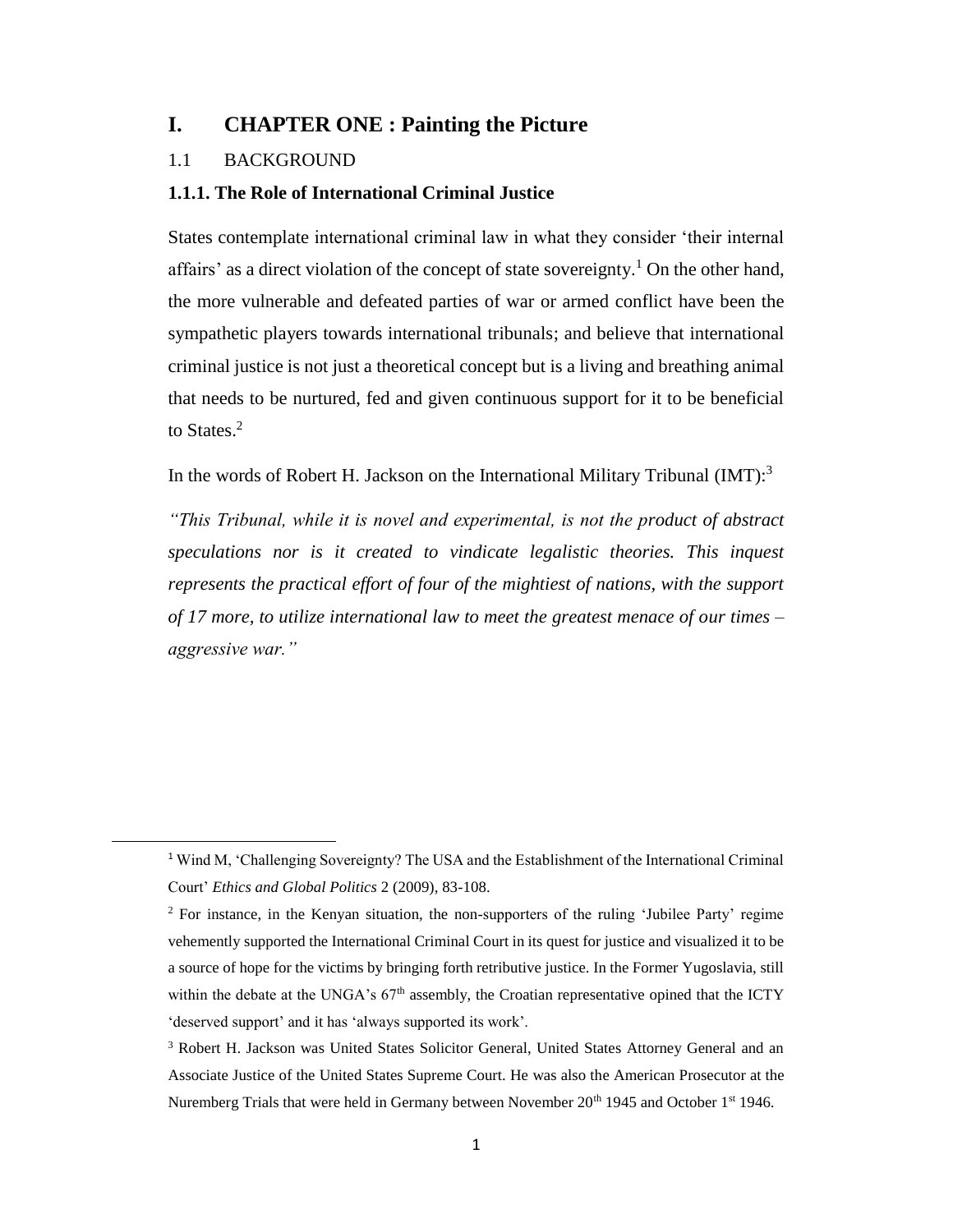# I. CHAPTER ONE : Painting the Picture

## 1.1 BACKGROUND

### 1.1.1. The Role of International Criminal Justice

States contemplate international criminal law in what they consider 'their internal affairs' as a direct violation of the concept of state sovereignty.[1] On the other hand, the more vulnerable and defeated parties of war or armed conflict have been the sympathetic players towards international tribunals; and believe that international criminal justice is not just a theoretical concept but is a living and breathing animal that needs to be nurtured, fed and given continuous support for it to be beneficial to States.[2]

In the words of Robert H. Jackson on the International Military Tribunal (IMT):[3]

*"This Tribunal, while it is novel and experimental, is not the product of abstract speculations nor is it created to vindicate legalistic theories. This inquest represents the practical effort of four of the mightiest of nations, with the support of 17 more, to utilize international law to meet the greatest menace of our times – aggressive war."*

---

[1] Wind M, 'Challenging Sovereignty? The USA and the Establishment of the International Criminal Court' *Ethics and Global Politics* 2 (2009), 83-108.

[2] For instance, in the Kenyan situation, the non-supporters of the ruling 'Jubilee Party' regime vehemently supported the International Criminal Court in its quest for justice and visualized it to be a source of hope for the victims by bringing forth retributive justice. In the Former Yugoslavia, still within the debate at the UNGA's 67th assembly, the Croatian representative opined that the ICTY 'deserved support' and it has 'always supported its work'.

[3] Robert H. Jackson was United States Solicitor General, United States Attorney General and an Associate Justice of the United States Supreme Court. He was also the American Prosecutor at the Nuremberg Trials that were held in Germany between November 20th 1945 and October 1st 1946.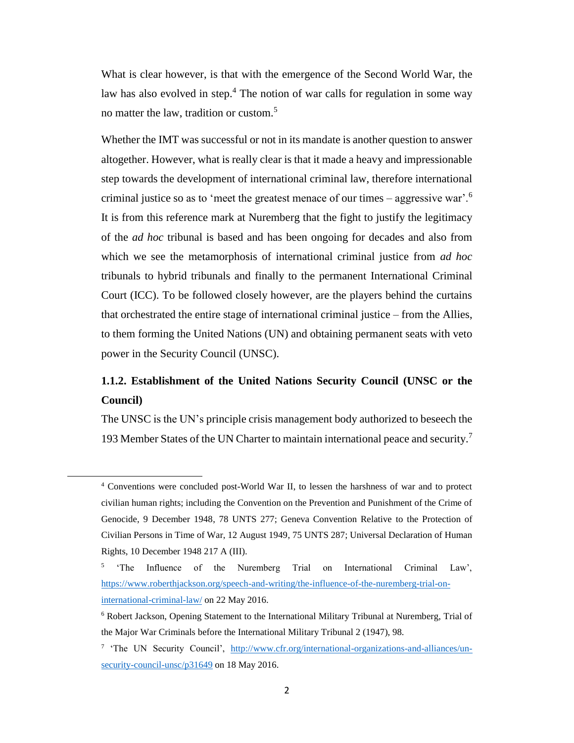What is clear however, is that with the emergence of the Second World War, the law has also evolved in step.[4] The notion of war calls for regulation in some way no matter the law, tradition or custom.[5]

Whether the IMT was successful or not in its mandate is another question to answer altogether. However, what is really clear is that it made a heavy and impressionable step towards the development of international criminal law, therefore international criminal justice so as to 'meet the greatest menace of our times – aggressive war'.[6] It is from this reference mark at Nuremberg that the fight to justify the legitimacy of the *ad hoc* tribunal is based and has been ongoing for decades and also from which we see the metamorphosis of international criminal justice from *ad hoc* tribunals to hybrid tribunals and finally to the permanent International Criminal Court (ICC). To be followed closely however, are the players behind the curtains that orchestrated the entire stage of international criminal justice – from the Allies, to them forming the United Nations (UN) and obtaining permanent seats with veto power in the Security Council (UNSC).

### 1.1.2. Establishment of the United Nations Security Council (UNSC or the Council)

The UNSC is the UN's principle crisis management body authorized to beseech the 193 Member States of the UN Charter to maintain international peace and security.[7]

---

[4] Conventions were concluded post-World War II, to lessen the harshness of war and to protect civilian human rights; including the Convention on the Prevention and Punishment of the Crime of Genocide, 9 December 1948, 78 UNTS 277; Geneva Convention Relative to the Protection of Civilian Persons in Time of War, 12 August 1949, 75 UNTS 287; Universal Declaration of Human Rights, 10 December 1948 217 A (III).

[5] 'The Influence of the Nuremberg Trial on International Criminal Law', https://www.roberthjackson.org/speech-and-writing/the-influence-of-the-nuremberg-trial-on-international-criminal-law/ on 22 May 2016.

[6] Robert Jackson, Opening Statement to the International Military Tribunal at Nuremberg, Trial of the Major War Criminals before the International Military Tribunal 2 (1947), 98.

[7] 'The UN Security Council', http://www.cfr.org/international-organizations-and-alliances/un-security-council-unsc/p31649 on 18 May 2016.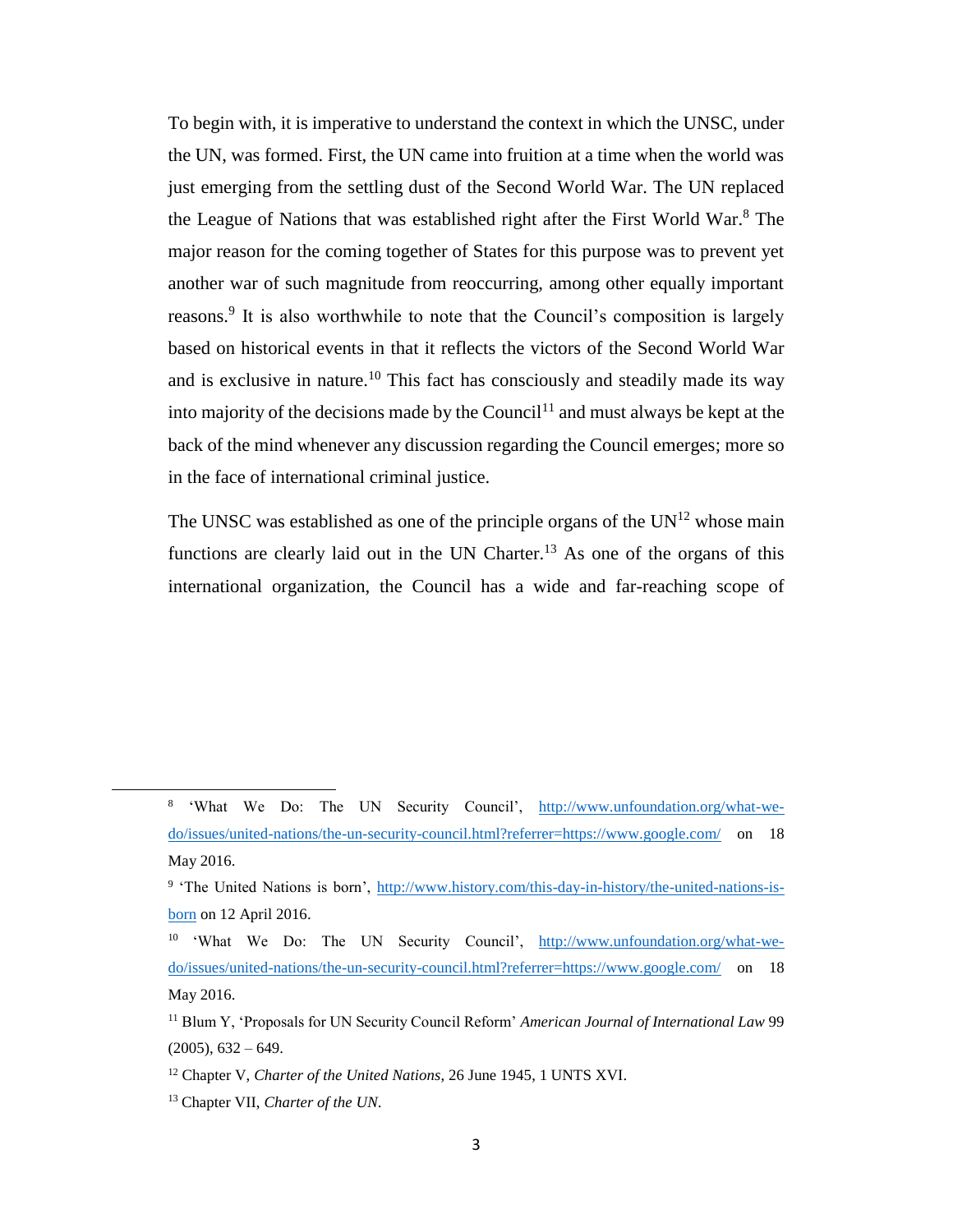To begin with, it is imperative to understand the context in which the UNSC, under the UN, was formed. First, the UN came into fruition at a time when the world was just emerging from the settling dust of the Second World War. The UN replaced the League of Nations that was established right after the First World War.[8] The major reason for the coming together of States for this purpose was to prevent yet another war of such magnitude from reoccurring, among other equally important reasons.[9] It is also worthwhile to note that the Council's composition is largely based on historical events in that it reflects the victors of the Second World War and is exclusive in nature.[10] This fact has consciously and steadily made its way into majority of the decisions made by the Council[11] and must always be kept at the back of the mind whenever any discussion regarding the Council emerges; more so in the face of international criminal justice.

The UNSC was established as one of the principle organs of the UN[12] whose main functions are clearly laid out in the UN Charter.[13] As one of the organs of this international organization, the Council has a wide and far-reaching scope of

---

[8] 'What We Do: The UN Security Council', http://www.unfoundation.org/what-we-do/issues/united-nations/the-un-security-council.html?referrer=https://www.google.com/ on 18 May 2016.

[9] 'The United Nations is born', http://www.history.com/this-day-in-history/the-united-nations-is-born on 12 April 2016.

[10] 'What We Do: The UN Security Council', http://www.unfoundation.org/what-we-do/issues/united-nations/the-un-security-council.html?referrer=https://www.google.com/ on 18 May 2016.

[11] Blum Y, 'Proposals for UN Security Council Reform' *American Journal of International Law* 99 (2005), 632 – 649.

[12] Chapter V, *Charter of the United Nations*, 26 June 1945, 1 UNTS XVI.

[13] Chapter VII, *Charter of the UN*.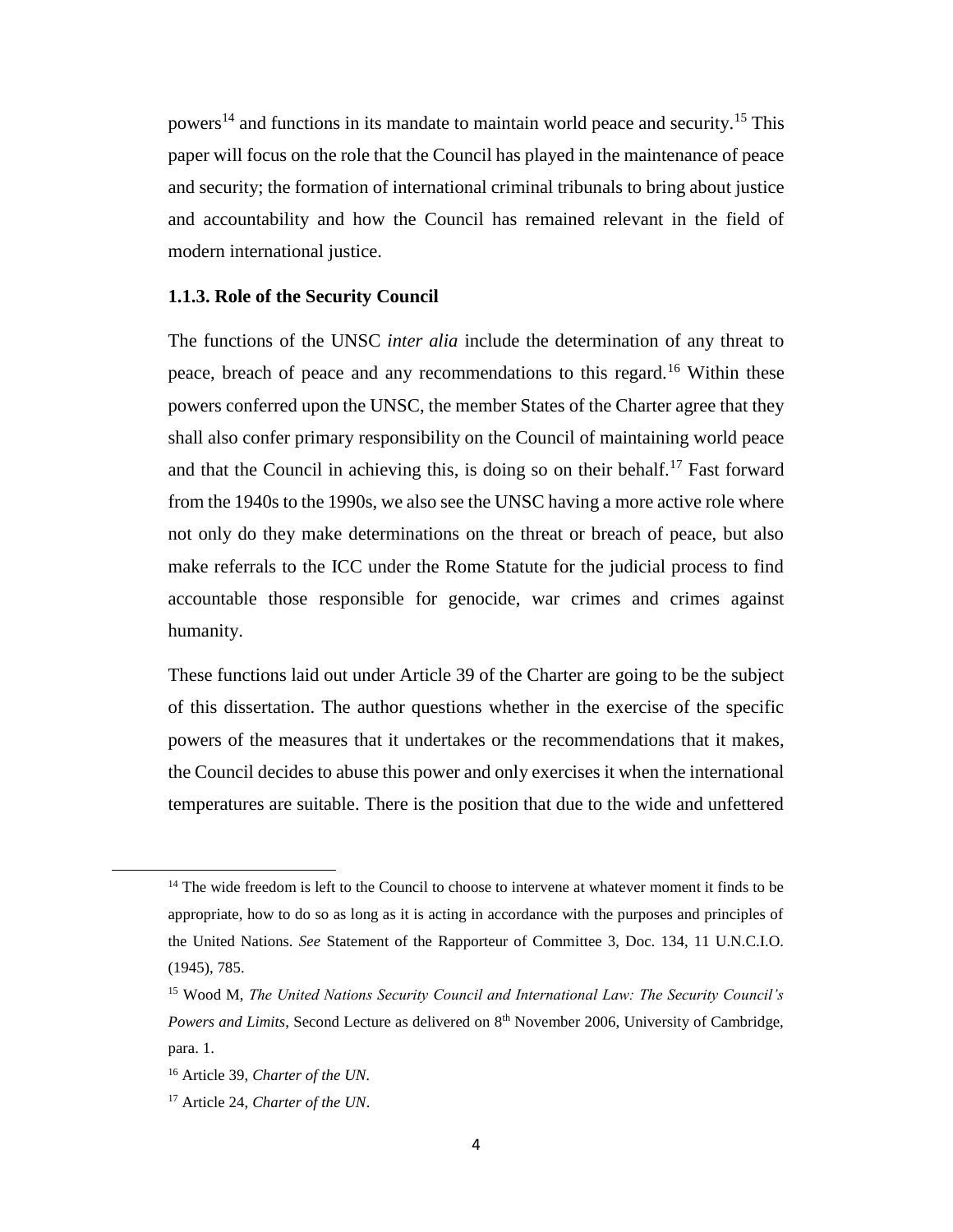powers[14] and functions in its mandate to maintain world peace and security.[15] This paper will focus on the role that the Council has played in the maintenance of peace and security; the formation of international criminal tribunals to bring about justice and accountability and how the Council has remained relevant in the field of modern international justice.

### 1.1.3. Role of the Security Council

The functions of the UNSC *inter alia* include the determination of any threat to peace, breach of peace and any recommendations to this regard.[16] Within these powers conferred upon the UNSC, the member States of the Charter agree that they shall also confer primary responsibility on the Council of maintaining world peace and that the Council in achieving this, is doing so on their behalf.[17] Fast forward from the 1940s to the 1990s, we also see the UNSC having a more active role where not only do they make determinations on the threat or breach of peace, but also make referrals to the ICC under the Rome Statute for the judicial process to find accountable those responsible for genocide, war crimes and crimes against humanity.

These functions laid out under Article 39 of the Charter are going to be the subject of this dissertation. The author questions whether in the exercise of the specific powers of the measures that it undertakes or the recommendations that it makes, the Council decides to abuse this power and only exercises it when the international temperatures are suitable. There is the position that due to the wide and unfettered

---

[14] The wide freedom is left to the Council to choose to intervene at whatever moment it finds to be appropriate, how to do so as long as it is acting in accordance with the purposes and principles of the United Nations. *See* Statement of the Rapporteur of Committee 3, Doc. 134, 11 U.N.C.I.O. (1945), 785.

[15] Wood M, *The United Nations Security Council and International Law: The Security Council's Powers and Limits*, Second Lecture as delivered on 8th November 2006, University of Cambridge, para. 1.

[16] Article 39, *Charter of the UN*.

[17] Article 24, *Charter of the UN*.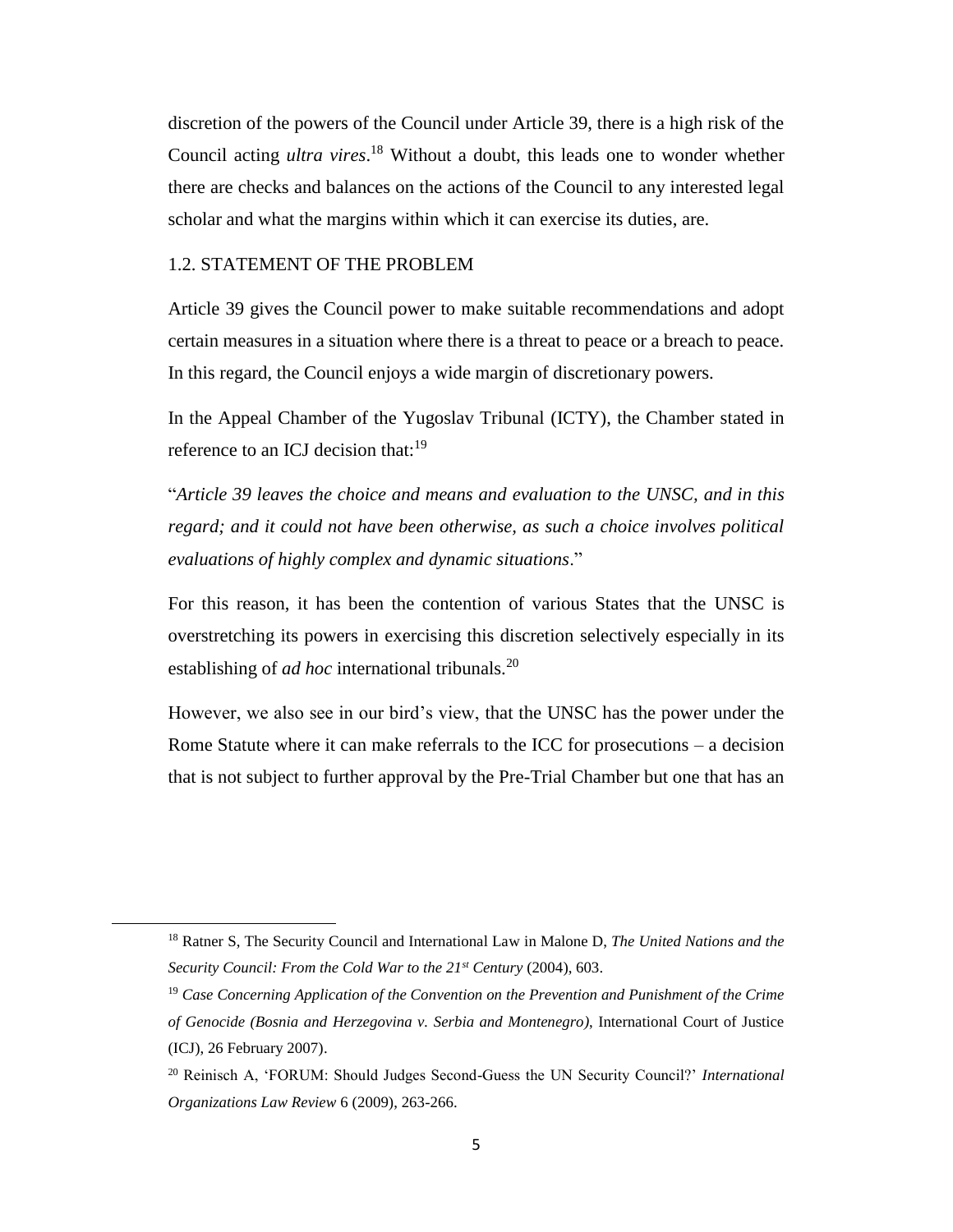discretion of the powers of the Council under Article 39, there is a high risk of the Council acting *ultra vires*.[18] Without a doubt, this leads one to wonder whether there are checks and balances on the actions of the Council to any interested legal scholar and what the margins within which it can exercise its duties, are.

## 1.2. STATEMENT OF THE PROBLEM

Article 39 gives the Council power to make suitable recommendations and adopt certain measures in a situation where there is a threat to peace or a breach to peace. In this regard, the Council enjoys a wide margin of discretionary powers.

In the Appeal Chamber of the Yugoslav Tribunal (ICTY), the Chamber stated in reference to an ICJ decision that:[19]

"*Article 39 leaves the choice and means and evaluation to the UNSC, and in this regard; and it could not have been otherwise, as such a choice involves political evaluations of highly complex and dynamic situations*."

For this reason, it has been the contention of various States that the UNSC is overstretching its powers in exercising this discretion selectively especially in its establishing of *ad hoc* international tribunals.[20]

However, we also see in our bird's view, that the UNSC has the power under the Rome Statute where it can make referrals to the ICC for prosecutions – a decision that is not subject to further approval by the Pre-Trial Chamber but one that has an

---

[18] Ratner S, The Security Council and International Law in Malone D, *The United Nations and the Security Council: From the Cold War to the 21st Century* (2004), 603.

[19] *Case Concerning Application of the Convention on the Prevention and Punishment of the Crime of Genocide (Bosnia and Herzegovina v. Serbia and Montenegro)*, International Court of Justice (ICJ), 26 February 2007).

[20] Reinisch A, 'FORUM: Should Judges Second-Guess the UN Security Council?' *International Organizations Law Review* 6 (2009), 263-266.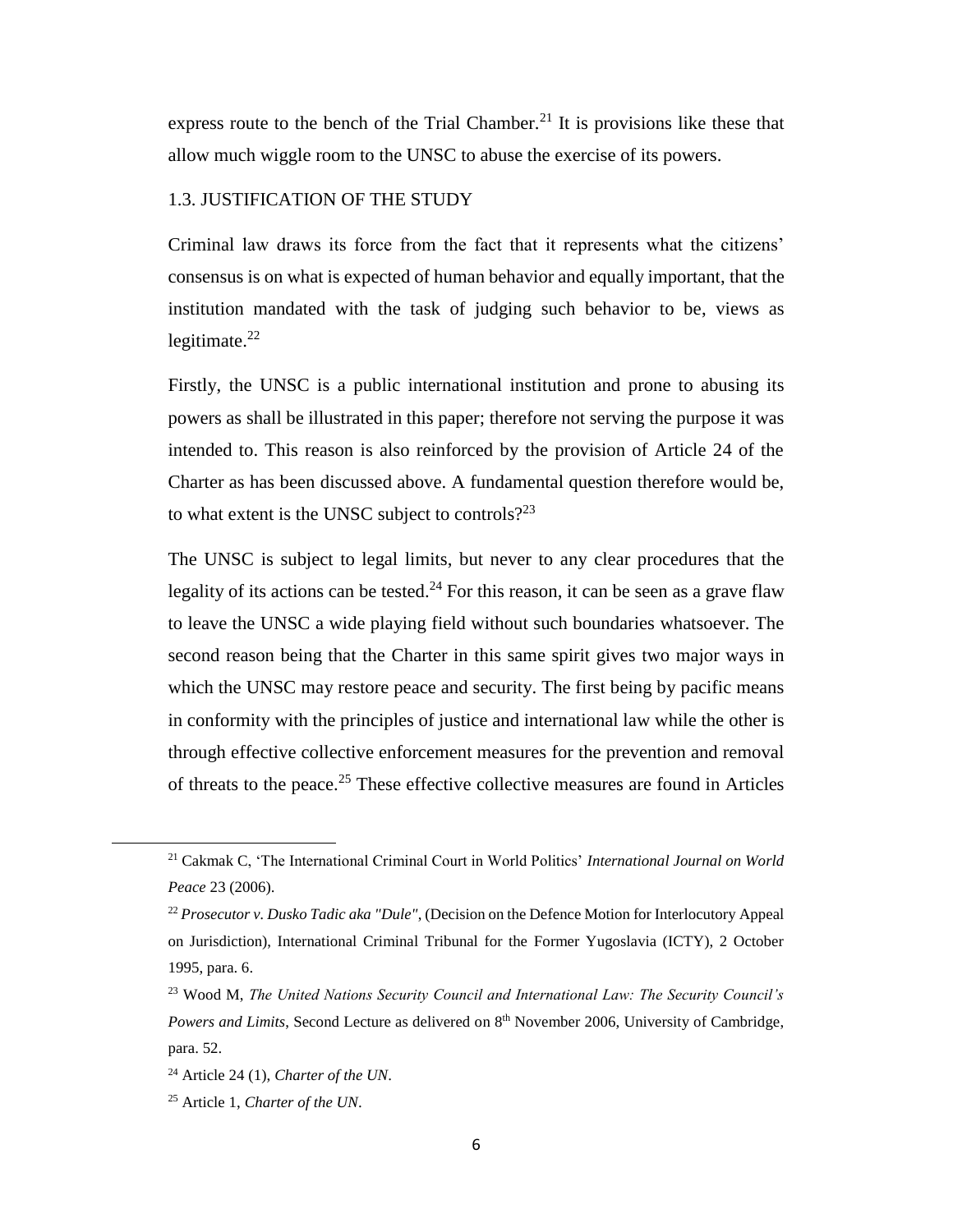express route to the bench of the Trial Chamber.[21] It is provisions like these that allow much wiggle room to the UNSC to abuse the exercise of its powers.

## 1.3. JUSTIFICATION OF THE STUDY

Criminal law draws its force from the fact that it represents what the citizens' consensus is on what is expected of human behavior and equally important, that the institution mandated with the task of judging such behavior to be, views as legitimate.[22]

Firstly, the UNSC is a public international institution and prone to abusing its powers as shall be illustrated in this paper; therefore not serving the purpose it was intended to. This reason is also reinforced by the provision of Article 24 of the Charter as has been discussed above. A fundamental question therefore would be, to what extent is the UNSC subject to controls?[23]

The UNSC is subject to legal limits, but never to any clear procedures that the legality of its actions can be tested.[24] For this reason, it can be seen as a grave flaw to leave the UNSC a wide playing field without such boundaries whatsoever. The second reason being that the Charter in this same spirit gives two major ways in which the UNSC may restore peace and security. The first being by pacific means in conformity with the principles of justice and international law while the other is through effective collective enforcement measures for the prevention and removal of threats to the peace.[25] These effective collective measures are found in Articles

---

[21] Cakmak C, 'The International Criminal Court in World Politics' *International Journal on World Peace* 23 (2006).

[22] *Prosecutor v. Dusko Tadic aka "Dule"*, (Decision on the Defence Motion for Interlocutory Appeal on Jurisdiction), International Criminal Tribunal for the Former Yugoslavia (ICTY), 2 October 1995, para. 6.

[23] Wood M, *The United Nations Security Council and International Law: The Security Council's Powers and Limits*, Second Lecture as delivered on 8th November 2006, University of Cambridge, para. 52.

[24] Article 24 (1), *Charter of the UN*.

[25] Article 1, *Charter of the UN*.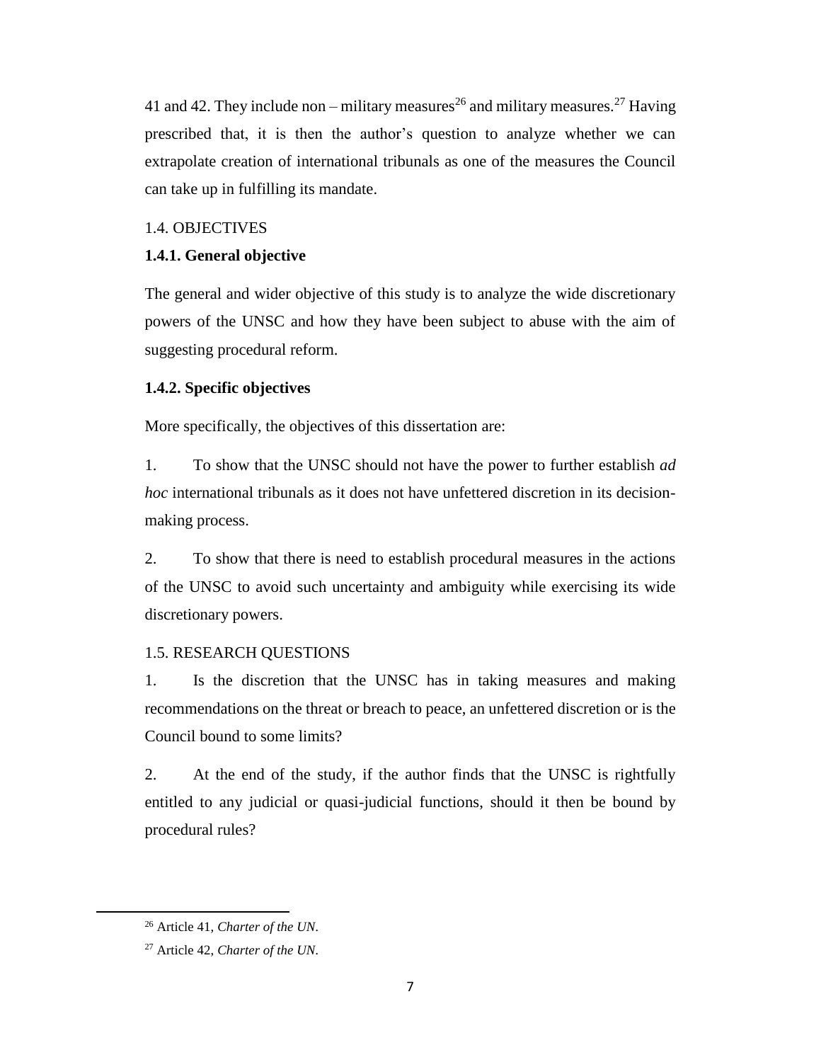41 and 42. They include non – military measures[26] and military measures.[27] Having prescribed that, it is then the author's question to analyze whether we can extrapolate creation of international tribunals as one of the measures the Council can take up in fulfilling its mandate.

## 1.4. OBJECTIVES

### 1.4.1. General objective

The general and wider objective of this study is to analyze the wide discretionary powers of the UNSC and how they have been subject to abuse with the aim of suggesting procedural reform.

### 1.4.2. Specific objectives

More specifically, the objectives of this dissertation are:

1. To show that the UNSC should not have the power to further establish *ad hoc* international tribunals as it does not have unfettered discretion in its decision-making process.

2. To show that there is need to establish procedural measures in the actions of the UNSC to avoid such uncertainty and ambiguity while exercising its wide discretionary powers.

## 1.5. RESEARCH QUESTIONS

1. Is the discretion that the UNSC has in taking measures and making recommendations on the threat or breach to peace, an unfettered discretion or is the Council bound to some limits?

2. At the end of the study, if the author finds that the UNSC is rightfully entitled to any judicial or quasi-judicial functions, should it then be bound by procedural rules?

---

[26] Article 41, *Charter of the UN*.

[27] Article 42, *Charter of the UN*.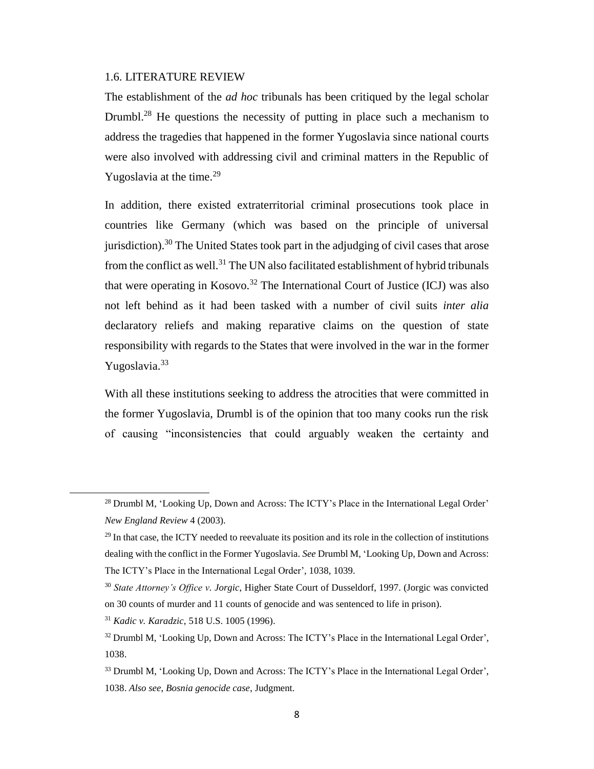## 1.6. LITERATURE REVIEW

The establishment of the *ad hoc* tribunals has been critiqued by the legal scholar Drumbl.[28] He questions the necessity of putting in place such a mechanism to address the tragedies that happened in the former Yugoslavia since national courts were also involved with addressing civil and criminal matters in the Republic of Yugoslavia at the time.[29]

In addition, there existed extraterritorial criminal prosecutions took place in countries like Germany (which was based on the principle of universal jurisdiction).[30] The United States took part in the adjudging of civil cases that arose from the conflict as well.[31] The UN also facilitated establishment of hybrid tribunals that were operating in Kosovo.[32] The International Court of Justice (ICJ) was also not left behind as it had been tasked with a number of civil suits *inter alia* declaratory reliefs and making reparative claims on the question of state responsibility with regards to the States that were involved in the war in the former Yugoslavia.[33]

With all these institutions seeking to address the atrocities that were committed in the former Yugoslavia, Drumbl is of the opinion that too many cooks run the risk of causing "inconsistencies that could arguably weaken the certainty and

---

[28] Drumbl M, 'Looking Up, Down and Across: The ICTY's Place in the International Legal Order' *New England Review* 4 (2003).

[29] In that case, the ICTY needed to reevaluate its position and its role in the collection of institutions dealing with the conflict in the Former Yugoslavia. *See* Drumbl M, 'Looking Up, Down and Across: The ICTY's Place in the International Legal Order', 1038, 1039.

[30] *State Attorney's Office v. Jorgic*, Higher State Court of Dusseldorf, 1997. (Jorgic was convicted on 30 counts of murder and 11 counts of genocide and was sentenced to life in prison).

[31] *Kadic v. Karadzic*, 518 U.S. 1005 (1996).

[32] Drumbl M, 'Looking Up, Down and Across: The ICTY's Place in the International Legal Order', 1038.

[33] Drumbl M, 'Looking Up, Down and Across: The ICTY's Place in the International Legal Order', 1038. *Also see*, *Bosnia genocide case*, Judgment.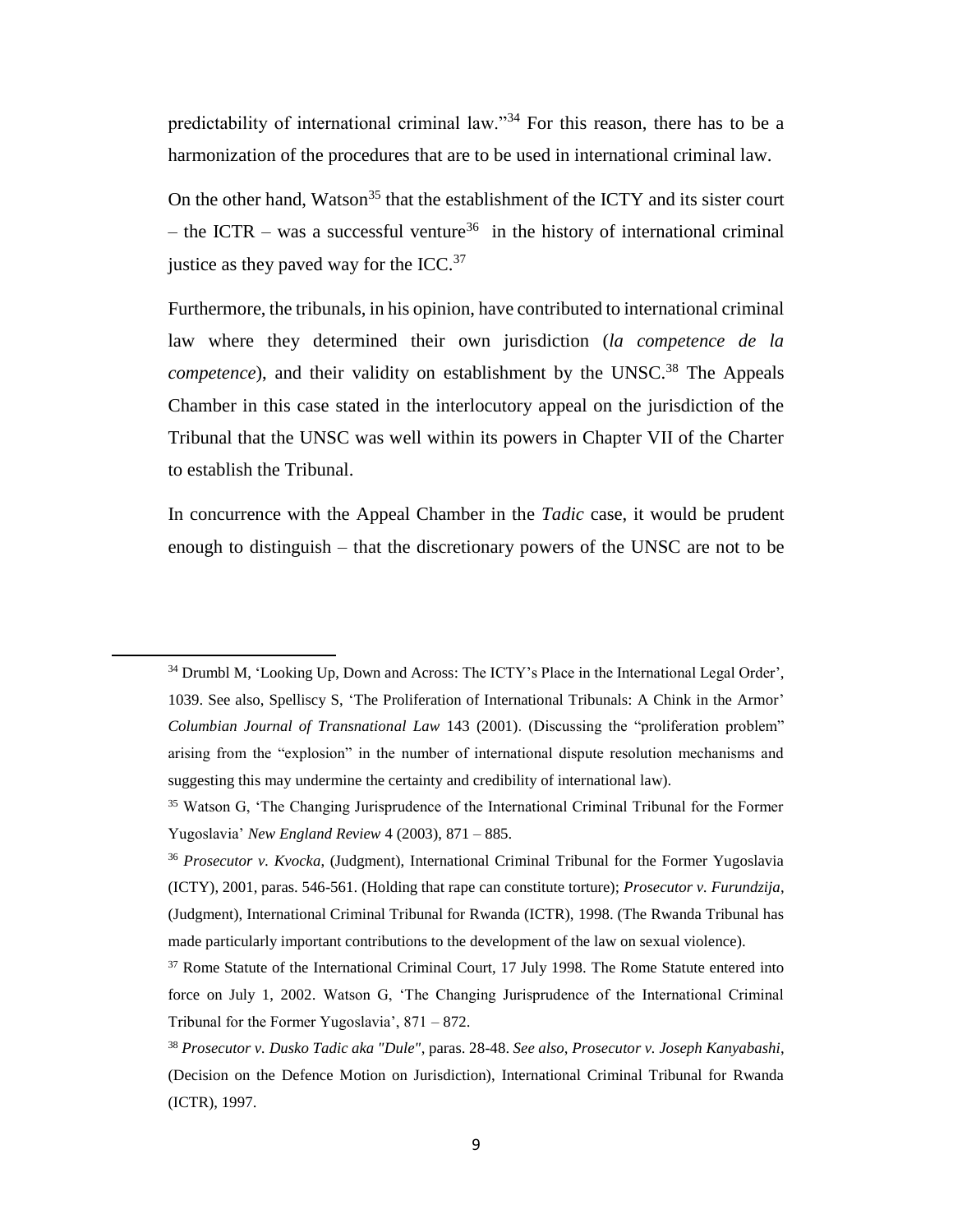predictability of international criminal law."[34] For this reason, there has to be a harmonization of the procedures that are to be used in international criminal law.

On the other hand, Watson[35] that the establishment of the ICTY and its sister court – the ICTR – was a successful venture[36] in the history of international criminal justice as they paved way for the ICC.[37]

Furthermore, the tribunals, in his opinion, have contributed to international criminal law where they determined their own jurisdiction (*la competence de la competence*), and their validity on establishment by the UNSC.[38] The Appeals Chamber in this case stated in the interlocutory appeal on the jurisdiction of the Tribunal that the UNSC was well within its powers in Chapter VII of the Charter to establish the Tribunal.

In concurrence with the Appeal Chamber in the *Tadic* case, it would be prudent enough to distinguish – that the discretionary powers of the UNSC are not to be

---

[34] Drumbl M, 'Looking Up, Down and Across: The ICTY's Place in the International Legal Order', 1039. See also, Spelliscy S, 'The Proliferation of International Tribunals: A Chink in the Armor' *Columbian Journal of Transnational Law* 143 (2001). (Discussing the "proliferation problem" arising from the "explosion" in the number of international dispute resolution mechanisms and suggesting this may undermine the certainty and credibility of international law).

[35] Watson G, 'The Changing Jurisprudence of the International Criminal Tribunal for the Former Yugoslavia' *New England Review* 4 (2003), 871 – 885.

[36] *Prosecutor v. Kvocka*, (Judgment), International Criminal Tribunal for the Former Yugoslavia (ICTY), 2001, paras. 546-561. (Holding that rape can constitute torture); *Prosecutor v. Furundzija*, (Judgment), International Criminal Tribunal for Rwanda (ICTR), 1998. (The Rwanda Tribunal has made particularly important contributions to the development of the law on sexual violence).

[37] Rome Statute of the International Criminal Court, 17 July 1998. The Rome Statute entered into force on July 1, 2002. Watson G, 'The Changing Jurisprudence of the International Criminal Tribunal for the Former Yugoslavia', 871 – 872.

[38] *Prosecutor v. Dusko Tadic aka "Dule"*, paras. 28-48. *See also*, *Prosecutor v. Joseph Kanyabashi*, (Decision on the Defence Motion on Jurisdiction), International Criminal Tribunal for Rwanda (ICTR), 1997.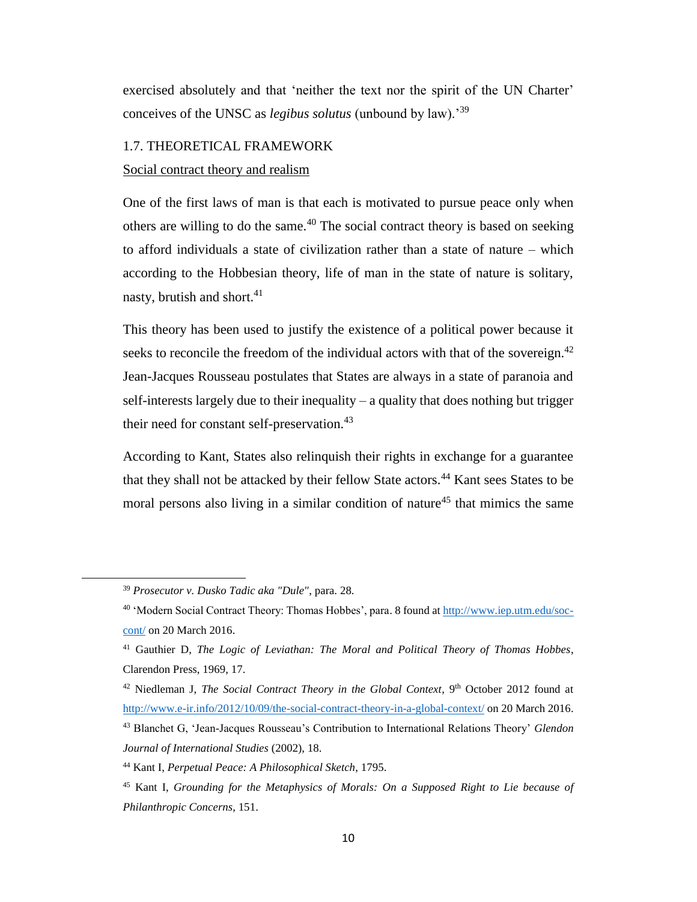exercised absolutely and that 'neither the text nor the spirit of the UN Charter' conceives of the UNSC as *legibus solutus* (unbound by law).'[39]

## 1.7. THEORETICAL FRAMEWORK

### Social contract theory and realism

One of the first laws of man is that each is motivated to pursue peace only when others are willing to do the same.[40] The social contract theory is based on seeking to afford individuals a state of civilization rather than a state of nature – which according to the Hobbesian theory, life of man in the state of nature is solitary, nasty, brutish and short.[41]

This theory has been used to justify the existence of a political power because it seeks to reconcile the freedom of the individual actors with that of the sovereign.[42] Jean-Jacques Rousseau postulates that States are always in a state of paranoia and self-interests largely due to their inequality – a quality that does nothing but trigger their need for constant self-preservation.[43]

According to Kant, States also relinquish their rights in exchange for a guarantee that they shall not be attacked by their fellow State actors.[44] Kant sees States to be moral persons also living in a similar condition of nature[45] that mimics the same

---

[39] *Prosecutor v. Dusko Tadic aka "Dule"*, para. 28.

[40] 'Modern Social Contract Theory: Thomas Hobbes', para. 8 found at http://www.iep.utm.edu/soc-cont/ on 20 March 2016.

[41] Gauthier D, *The Logic of Leviathan: The Moral and Political Theory of Thomas Hobbes*, Clarendon Press, 1969, 17.

[42] Niedleman J, *The Social Contract Theory in the Global Context*, 9th October 2012 found at http://www.e-ir.info/2012/10/09/the-social-contract-theory-in-a-global-context/ on 20 March 2016.

[43] Blanchet G, 'Jean-Jacques Rousseau's Contribution to International Relations Theory' *Glendon Journal of International Studies* (2002), 18.

[44] Kant I, *Perpetual Peace: A Philosophical Sketch*, 1795.

[45] Kant I, *Grounding for the Metaphysics of Morals: On a Supposed Right to Lie because of Philanthropic Concerns*, 151.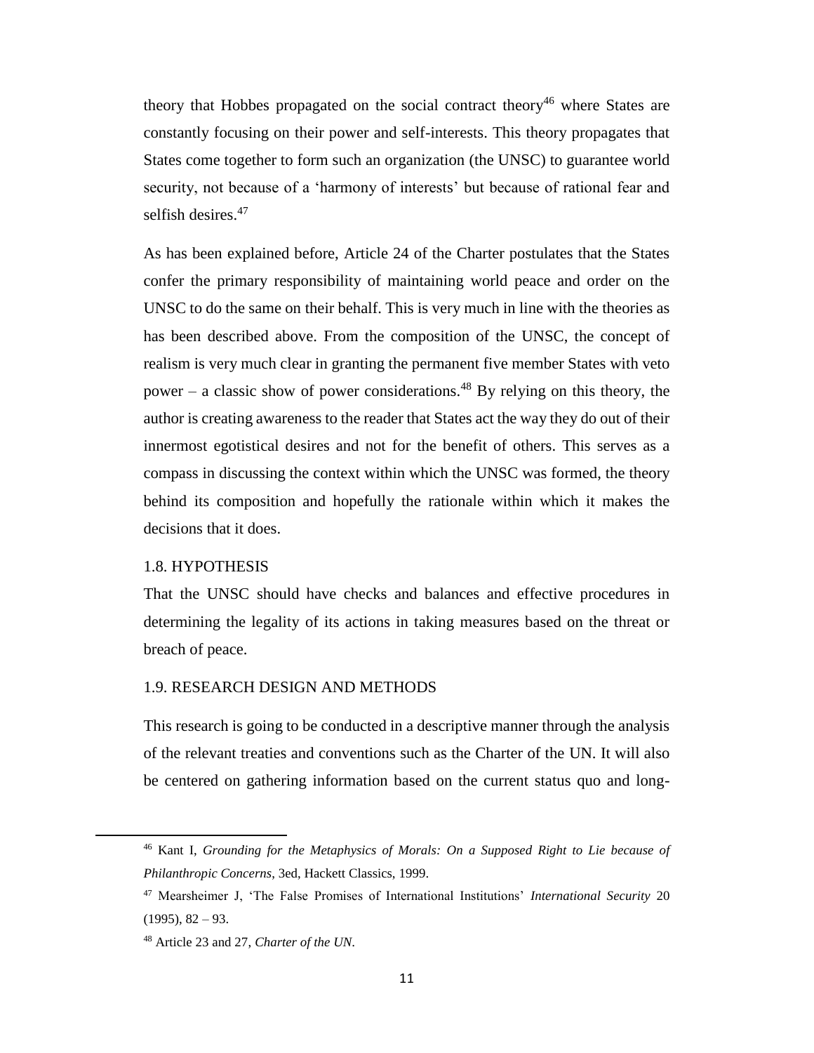theory that Hobbes propagated on the social contract theory[46] where States are constantly focusing on their power and self-interests. This theory propagates that States come together to form such an organization (the UNSC) to guarantee world security, not because of a 'harmony of interests' but because of rational fear and selfish desires.[47]

As has been explained before, Article 24 of the Charter postulates that the States confer the primary responsibility of maintaining world peace and order on the UNSC to do the same on their behalf. This is very much in line with the theories as has been described above. From the composition of the UNSC, the concept of realism is very much clear in granting the permanent five member States with veto power – a classic show of power considerations.[48] By relying on this theory, the author is creating awareness to the reader that States act the way they do out of their innermost egotistical desires and not for the benefit of others. This serves as a compass in discussing the context within which the UNSC was formed, the theory behind its composition and hopefully the rationale within which it makes the decisions that it does.

### 1.8. HYPOTHESIS

That the UNSC should have checks and balances and effective procedures in determining the legality of its actions in taking measures based on the threat or breach of peace.

### 1.9. RESEARCH DESIGN AND METHODS

This research is going to be conducted in a descriptive manner through the analysis of the relevant treaties and conventions such as the Charter of the UN. It will also be centered on gathering information based on the current status quo and long-

---

[46] Kant I, *Grounding for the Metaphysics of Morals: On a Supposed Right to Lie because of Philanthropic Concerns*, 3ed, Hackett Classics, 1999.

[47] Mearsheimer J, 'The False Promises of International Institutions' *International Security* 20 (1995), 82 – 93.

[48] Article 23 and 27, *Charter of the UN*.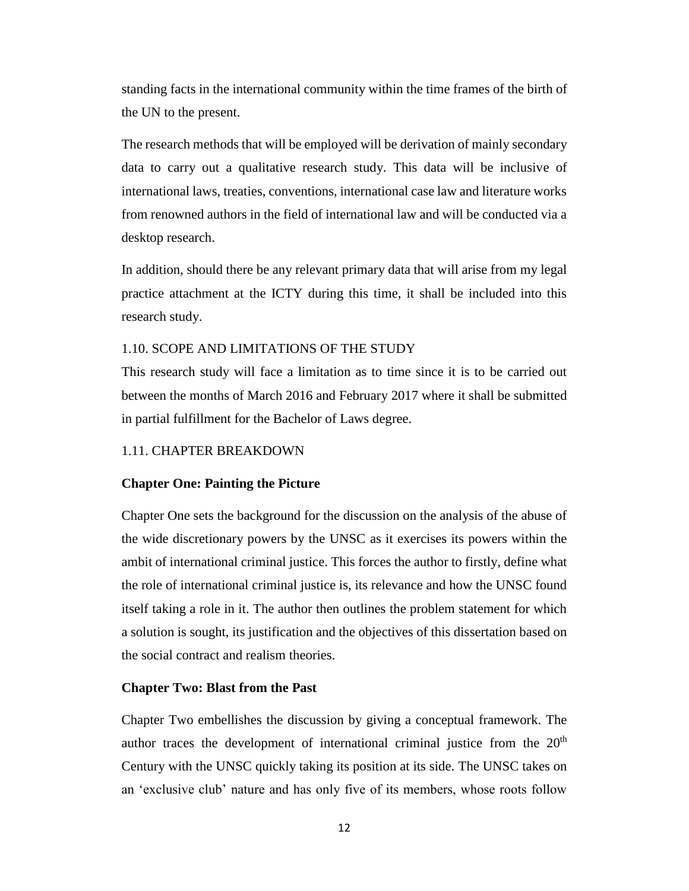standing facts in the international community within the time frames of the birth of the UN to the present.

The research methods that will be employed will be derivation of mainly secondary data to carry out a qualitative research study. This data will be inclusive of international laws, treaties, conventions, international case law and literature works from renowned authors in the field of international law and will be conducted via a desktop research.

In addition, should there be any relevant primary data that will arise from my legal practice attachment at the ICTY during this time, it shall be included into this research study.

### 1.10. SCOPE AND LIMITATIONS OF THE STUDY

This research study will face a limitation as to time since it is to be carried out between the months of March 2016 and February 2017 where it shall be submitted in partial fulfillment for the Bachelor of Laws degree.

### 1.11. CHAPTER BREAKDOWN

**Chapter One: Painting the Picture**

Chapter One sets the background for the discussion on the analysis of the abuse of the wide discretionary powers by the UNSC as it exercises its powers within the ambit of international criminal justice. This forces the author to firstly, define what the role of international criminal justice is, its relevance and how the UNSC found itself taking a role in it. The author then outlines the problem statement for which a solution is sought, its justification and the objectives of this dissertation based on the social contract and realism theories.

**Chapter Two: Blast from the Past**

Chapter Two embellishes the discussion by giving a conceptual framework. The author traces the development of international criminal justice from the 20th Century with the UNSC quickly taking its position at its side. The UNSC takes on an 'exclusive club' nature and has only five of its members, whose roots follow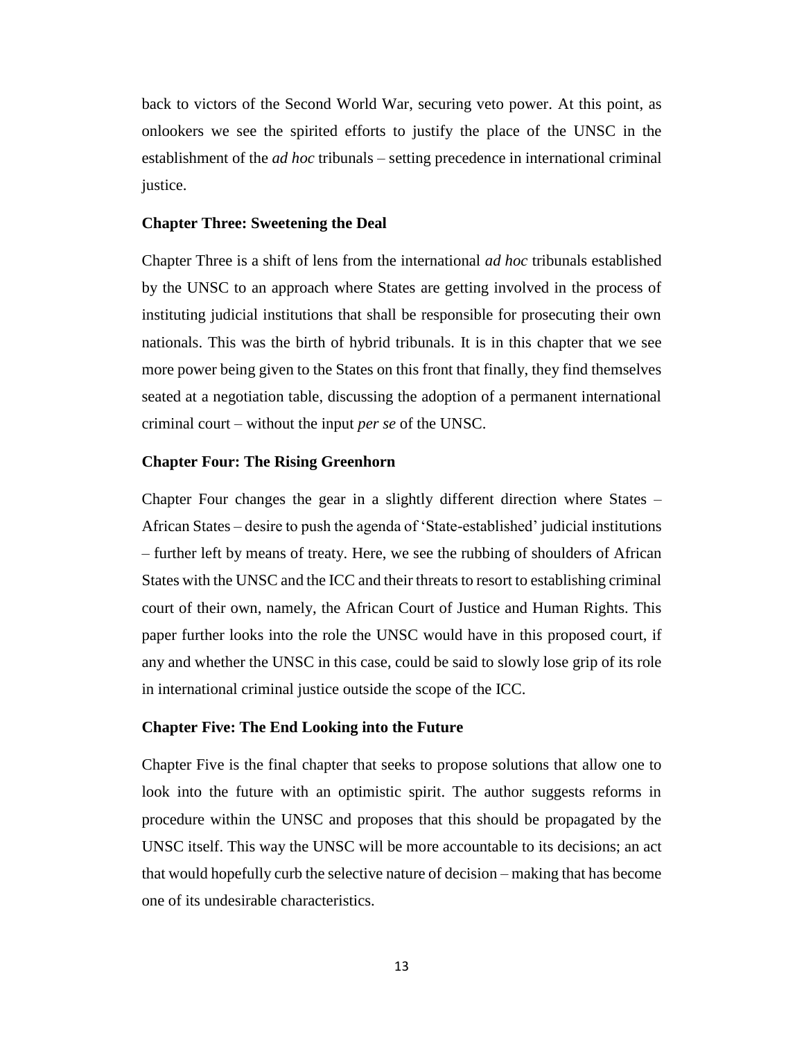back to victors of the Second World War, securing veto power. At this point, as onlookers we see the spirited efforts to justify the place of the UNSC in the establishment of the *ad hoc* tribunals – setting precedence in international criminal justice.

### Chapter Three: Sweetening the Deal

Chapter Three is a shift of lens from the international *ad hoc* tribunals established by the UNSC to an approach where States are getting involved in the process of instituting judicial institutions that shall be responsible for prosecuting their own nationals. This was the birth of hybrid tribunals. It is in this chapter that we see more power being given to the States on this front that finally, they find themselves seated at a negotiation table, discussing the adoption of a permanent international criminal court – without the input *per se* of the UNSC.

### Chapter Four: The Rising Greenhorn

Chapter Four changes the gear in a slightly different direction where States – African States – desire to push the agenda of 'State-established' judicial institutions – further left by means of treaty. Here, we see the rubbing of shoulders of African States with the UNSC and the ICC and their threats to resort to establishing criminal court of their own, namely, the African Court of Justice and Human Rights. This paper further looks into the role the UNSC would have in this proposed court, if any and whether the UNSC in this case, could be said to slowly lose grip of its role in international criminal justice outside the scope of the ICC.

### Chapter Five: The End Looking into the Future

Chapter Five is the final chapter that seeks to propose solutions that allow one to look into the future with an optimistic spirit. The author suggests reforms in procedure within the UNSC and proposes that this should be propagated by the UNSC itself. This way the UNSC will be more accountable to its decisions; an act that would hopefully curb the selective nature of decision – making that has become one of its undesirable characteristics.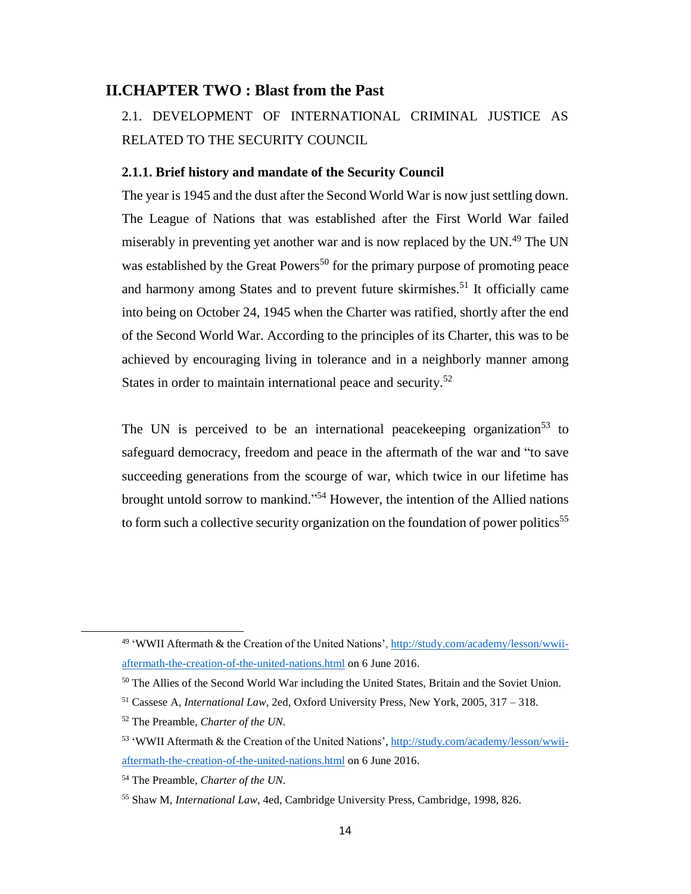# II. CHAPTER TWO : Blast from the Past

## 2.1. DEVELOPMENT OF INTERNATIONAL CRIMINAL JUSTICE AS RELATED TO THE SECURITY COUNCIL

### 2.1.1. Brief history and mandate of the Security Council

The year is 1945 and the dust after the Second World War is now just settling down. The League of Nations that was established after the First World War failed miserably in preventing yet another war and is now replaced by the UN.[49] The UN was established by the Great Powers[50] for the primary purpose of promoting peace and harmony among States and to prevent future skirmishes.[51] It officially came into being on October 24, 1945 when the Charter was ratified, shortly after the end of the Second World War. According to the principles of its Charter, this was to be achieved by encouraging living in tolerance and in a neighborly manner among States in order to maintain international peace and security.[52]

The UN is perceived to be an international peacekeeping organization[53] to safeguard democracy, freedom and peace in the aftermath of the war and "to save succeeding generations from the scourge of war, which twice in our lifetime has brought untold sorrow to mankind."[54] However, the intention of the Allied nations to form such a collective security organization on the foundation of power politics[55]

---

[49] 'WWII Aftermath & the Creation of the United Nations', http://study.com/academy/lesson/wwii-aftermath-the-creation-of-the-united-nations.html on 6 June 2016.

[50] The Allies of the Second World War including the United States, Britain and the Soviet Union.

[51] Cassese A, *International Law*, 2ed, Oxford University Press, New York, 2005, 317 – 318.

[52] The Preamble, *Charter of the UN.*

[53] 'WWII Aftermath & the Creation of the United Nations', http://study.com/academy/lesson/wwii-aftermath-the-creation-of-the-united-nations.html on 6 June 2016.

[54] The Preamble, *Charter of the UN.*

[55] Shaw M, *International Law*, 4ed, Cambridge University Press, Cambridge, 1998, 826.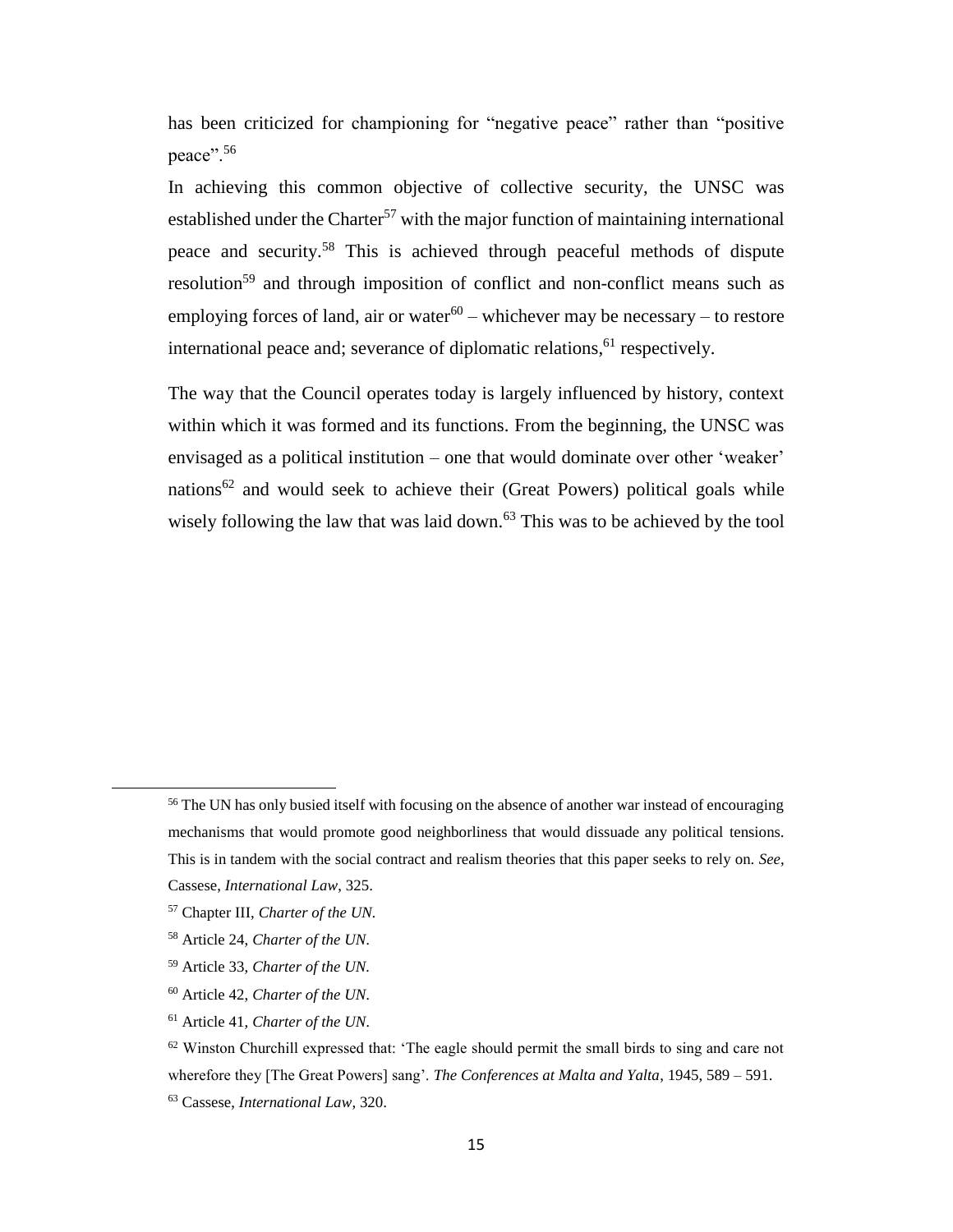has been criticized for championing for "negative peace" rather than "positive peace".[56]

In achieving this common objective of collective security, the UNSC was established under the Charter[57] with the major function of maintaining international peace and security.[58] This is achieved through peaceful methods of dispute resolution[59] and through imposition of conflict and non-conflict means such as employing forces of land, air or water[60] – whichever may be necessary – to restore international peace and; severance of diplomatic relations,[61] respectively.

The way that the Council operates today is largely influenced by history, context within which it was formed and its functions. From the beginning, the UNSC was envisaged as a political institution – one that would dominate over other 'weaker' nations[62] and would seek to achieve their (Great Powers) political goals while wisely following the law that was laid down.[63] This was to be achieved by the tool

---

[56] The UN has only busied itself with focusing on the absence of another war instead of encouraging mechanisms that would promote good neighborliness that would dissuade any political tensions. This is in tandem with the social contract and realism theories that this paper seeks to rely on. *See*, Cassese, *International Law*, 325.

[57] Chapter III, *Charter of the UN.*

[58] Article 24, *Charter of the UN*.

[59] Article 33, *Charter of the UN.*

[60] Article 42, *Charter of the UN*.

[61] Article 41, *Charter of the UN*.

[62] Winston Churchill expressed that: 'The eagle should permit the small birds to sing and care not wherefore they [The Great Powers] sang'. *The Conferences at Malta and Yalta*, 1945, 589 – 591.

[63] Cassese, *International Law*, 320.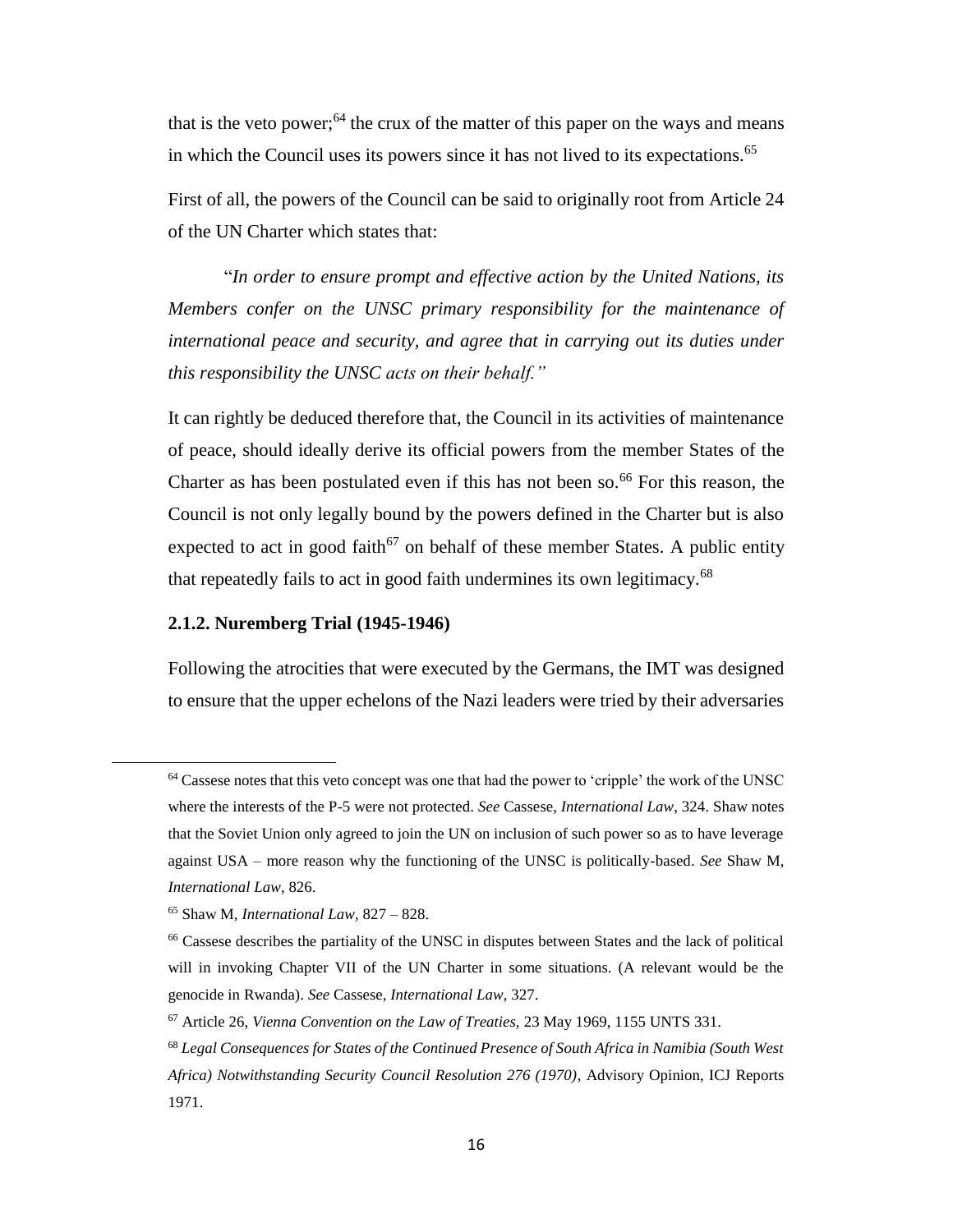that is the veto power;[64] the crux of the matter of this paper on the ways and means in which the Council uses its powers since it has not lived to its expectations.[65]

First of all, the powers of the Council can be said to originally root from Article 24 of the UN Charter which states that:

> "*In order to ensure prompt and effective action by the United Nations, its Members confer on the UNSC primary responsibility for the maintenance of international peace and security, and agree that in carrying out its duties under this responsibility the UNSC acts on their behalf.*"

It can rightly be deduced therefore that, the Council in its activities of maintenance of peace, should ideally derive its official powers from the member States of the Charter as has been postulated even if this has not been so.[66] For this reason, the Council is not only legally bound by the powers defined in the Charter but is also expected to act in good faith[67] on behalf of these member States. A public entity that repeatedly fails to act in good faith undermines its own legitimacy.[68]

### 2.1.2. Nuremberg Trial (1945-1946)

Following the atrocities that were executed by the Germans, the IMT was designed to ensure that the upper echelons of the Nazi leaders were tried by their adversaries

---

[64] Cassese notes that this veto concept was one that had the power to 'cripple' the work of the UNSC where the interests of the P-5 were not protected. *See* Cassese, *International Law*, 324. Shaw notes that the Soviet Union only agreed to join the UN on inclusion of such power so as to have leverage against USA – more reason why the functioning of the UNSC is politically-based. *See* Shaw M, *International Law*, 826.

[65] Shaw M, *International Law*, 827 – 828.

[66] Cassese describes the partiality of the UNSC in disputes between States and the lack of political will in invoking Chapter VII of the UN Charter in some situations. (A relevant would be the genocide in Rwanda). *See* Cassese, *International Law*, 327.

[67] Article 26, *Vienna Convention on the Law of Treaties,* 23 May 1969, 1155 UNTS 331.

[68] *Legal Consequences for States of the Continued Presence of South Africa in Namibia (South West Africa) Notwithstanding Security Council Resolution 276 (1970)*, Advisory Opinion, ICJ Reports 1971.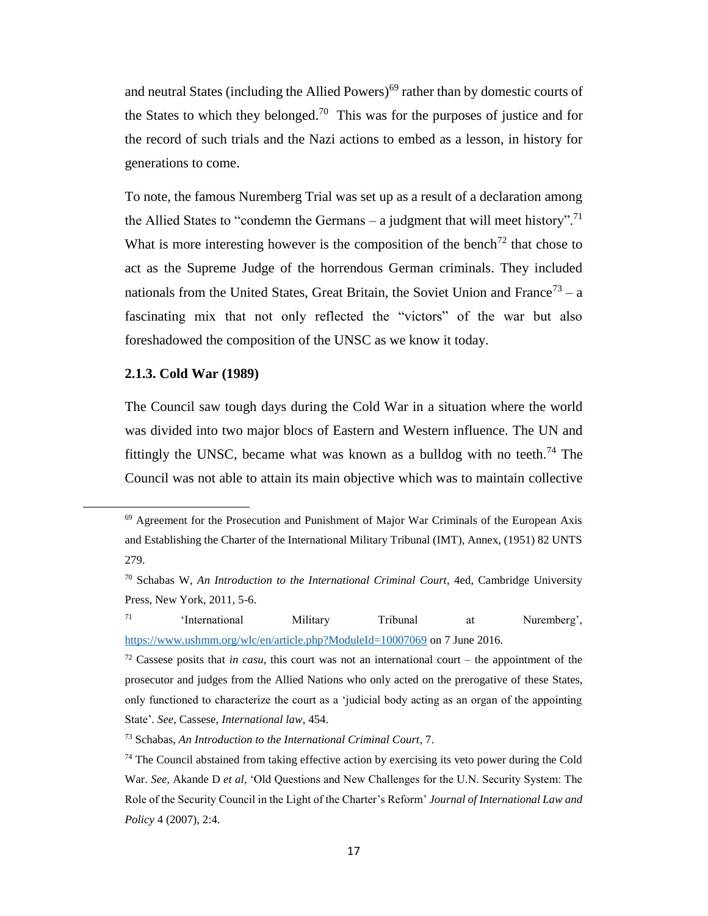and neutral States (including the Allied Powers)[69] rather than by domestic courts of the States to which they belonged.[70] This was for the purposes of justice and for the record of such trials and the Nazi actions to embed as a lesson, in history for generations to come.

To note, the famous Nuremberg Trial was set up as a result of a declaration among the Allied States to "condemn the Germans – a judgment that will meet history".[71] What is more interesting however is the composition of the bench[72] that chose to act as the Supreme Judge of the horrendous German criminals. They included nationals from the United States, Great Britain, the Soviet Union and France[73] – a fascinating mix that not only reflected the "victors" of the war but also foreshadowed the composition of the UNSC as we know it today.

### 2.1.3. Cold War (1989)

The Council saw tough days during the Cold War in a situation where the world was divided into two major blocs of Eastern and Western influence. The UN and fittingly the UNSC, became what was known as a bulldog with no teeth.[74] The Council was not able to attain its main objective which was to maintain collective

---

[69] Agreement for the Prosecution and Punishment of Major War Criminals of the European Axis and Establishing the Charter of the International Military Tribunal (IMT), Annex, (1951) 82 UNTS 279.

[70] Schabas W, *An Introduction to the International Criminal Court*, 4ed, Cambridge University Press, New York, 2011, 5-6.

[71] 'International Military Tribunal at Nuremberg', https://www.ushmm.org/wlc/en/article.php?ModuleId=10007069 on 7 June 2016.

[72] Cassese posits that *in casu*, this court was not an international court – the appointment of the prosecutor and judges from the Allied Nations who only acted on the prerogative of these States, only functioned to characterize the court as a 'judicial body acting as an organ of the appointing State'. *See*, Cassese, *International law*, 454.

[73] Schabas, *An Introduction to the International Criminal Court*, 7.

[74] The Council abstained from taking effective action by exercising its veto power during the Cold War. *See,* Akande D *et al*, 'Old Questions and New Challenges for the U.N. Security System: The Role of the Security Council in the Light of the Charter's Reform' *Journal of International Law and Policy* 4 (2007), 2:4.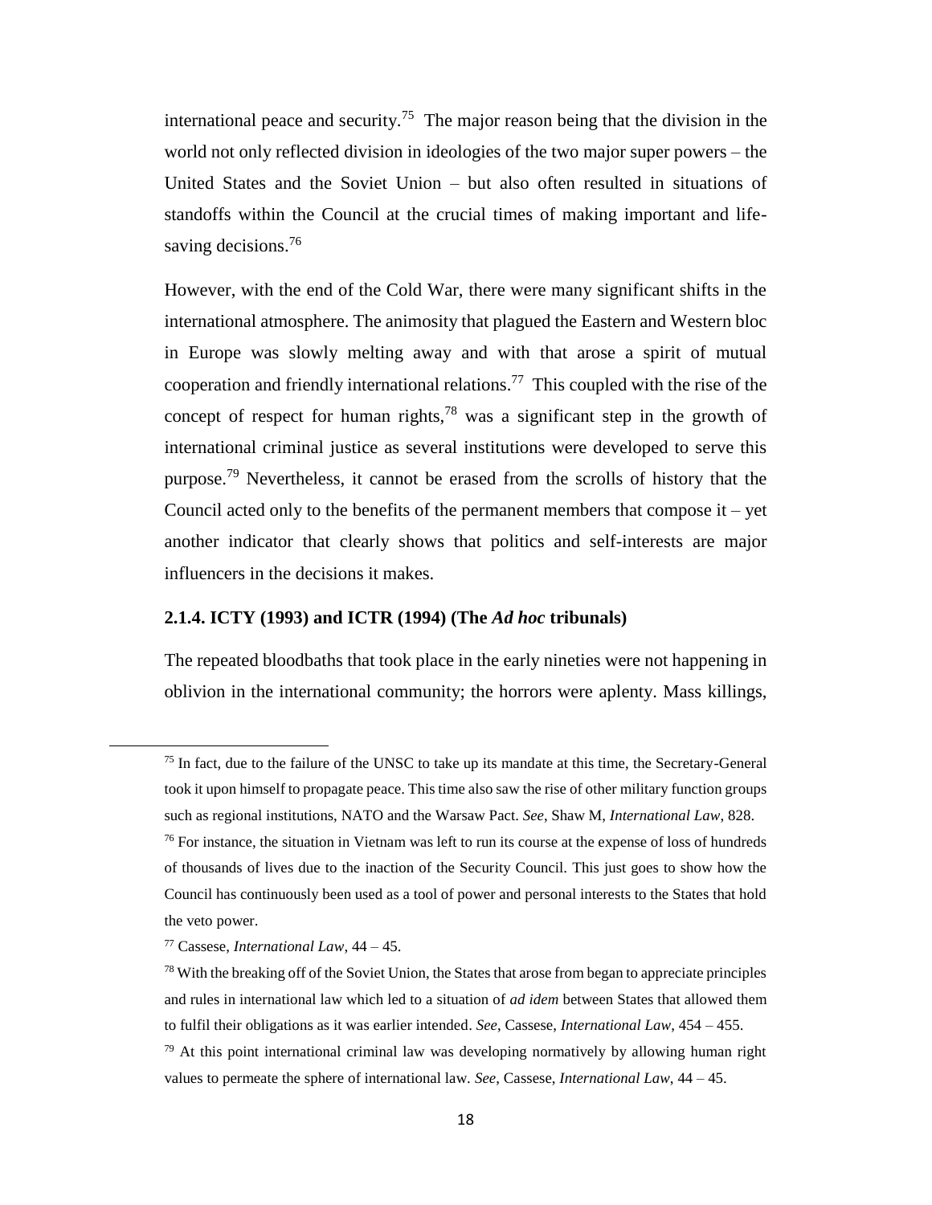international peace and security.[75] The major reason being that the division in the world not only reflected division in ideologies of the two major super powers – the United States and the Soviet Union – but also often resulted in situations of standoffs within the Council at the crucial times of making important and life-saving decisions.[76]

However, with the end of the Cold War, there were many significant shifts in the international atmosphere. The animosity that plagued the Eastern and Western bloc in Europe was slowly melting away and with that arose a spirit of mutual cooperation and friendly international relations.[77] This coupled with the rise of the concept of respect for human rights,[78] was a significant step in the growth of international criminal justice as several institutions were developed to serve this purpose.[79] Nevertheless, it cannot be erased from the scrolls of history that the Council acted only to the benefits of the permanent members that compose it – yet another indicator that clearly shows that politics and self-interests are major influencers in the decisions it makes.

#### 2.1.4. ICTY (1993) and ICTR (1994) (The *Ad hoc* tribunals)

The repeated bloodbaths that took place in the early nineties were not happening in oblivion in the international community; the horrors were aplenty. Mass killings,

---

[75] In fact, due to the failure of the UNSC to take up its mandate at this time, the Secretary-General took it upon himself to propagate peace. This time also saw the rise of other military function groups such as regional institutions, NATO and the Warsaw Pact. *See*, Shaw M, *International Law*, 828.

[76] For instance, the situation in Vietnam was left to run its course at the expense of loss of hundreds of thousands of lives due to the inaction of the Security Council. This just goes to show how the Council has continuously been used as a tool of power and personal interests to the States that hold the veto power.

[77] Cassese, *International Law*, 44 – 45.

[78] With the breaking off of the Soviet Union, the States that arose from began to appreciate principles and rules in international law which led to a situation of *ad idem* between States that allowed them to fulfil their obligations as it was earlier intended. *See*, Cassese, *International Law*, 454 – 455.

[79] At this point international criminal law was developing normatively by allowing human right values to permeate the sphere of international law. *See*, Cassese, *International Law*, 44 – 45.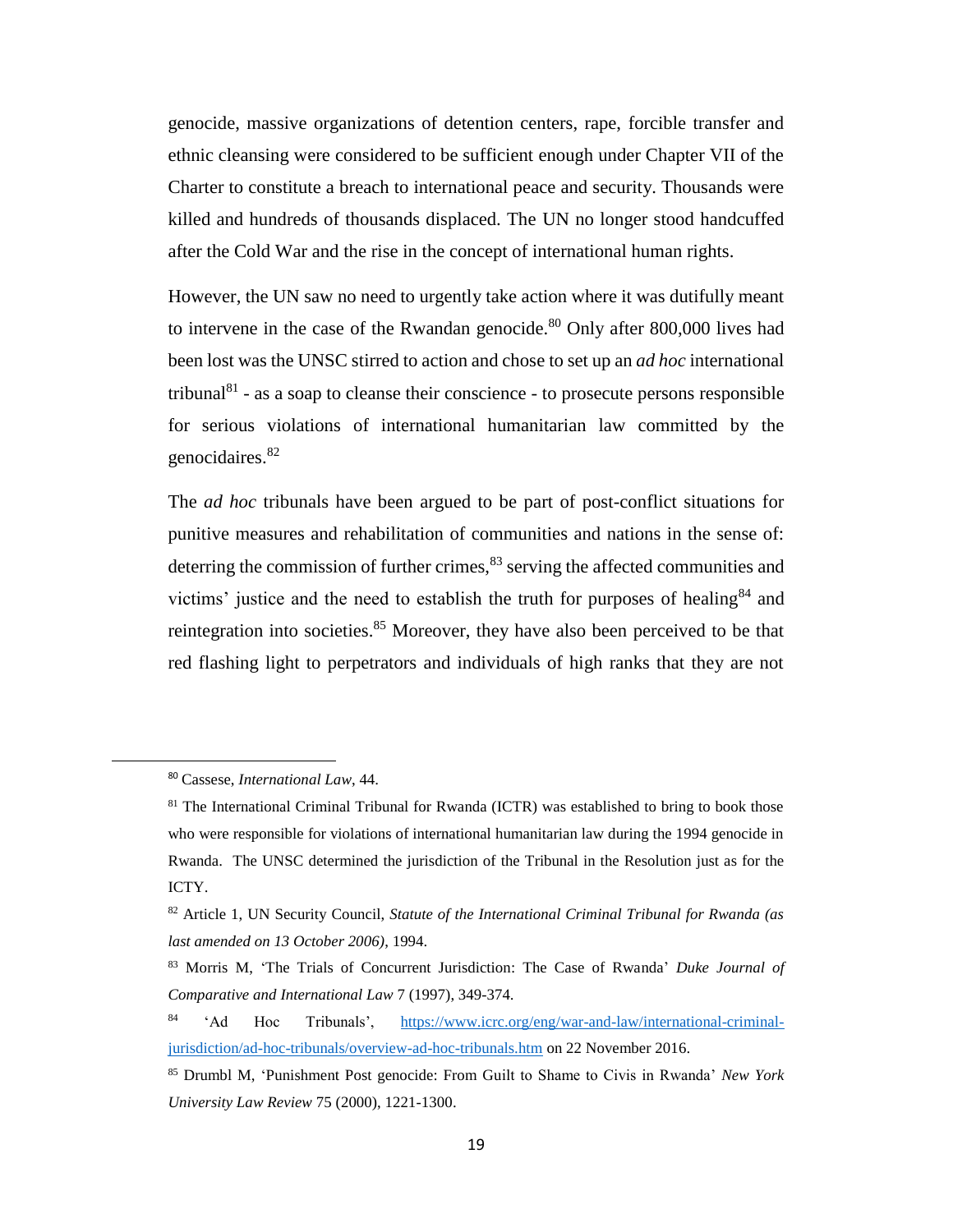genocide, massive organizations of detention centers, rape, forcible transfer and ethnic cleansing were considered to be sufficient enough under Chapter VII of the Charter to constitute a breach to international peace and security. Thousands were killed and hundreds of thousands displaced. The UN no longer stood handcuffed after the Cold War and the rise in the concept of international human rights.

However, the UN saw no need to urgently take action where it was dutifully meant to intervene in the case of the Rwandan genocide.[80] Only after 800,000 lives had been lost was the UNSC stirred to action and chose to set up an *ad hoc* international tribunal[81] - as a soap to cleanse their conscience - to prosecute persons responsible for serious violations of international humanitarian law committed by the genocidaires.[82]

The *ad hoc* tribunals have been argued to be part of post-conflict situations for punitive measures and rehabilitation of communities and nations in the sense of: deterring the commission of further crimes,[83] serving the affected communities and victims' justice and the need to establish the truth for purposes of healing[84] and reintegration into societies.[85] Moreover, they have also been perceived to be that red flashing light to perpetrators and individuals of high ranks that they are not

---

[80] Cassese, *International Law*, 44.

[81] The International Criminal Tribunal for Rwanda (ICTR) was established to bring to book those who were responsible for violations of international humanitarian law during the 1994 genocide in Rwanda. The UNSC determined the jurisdiction of the Tribunal in the Resolution just as for the ICTY.

[82] Article 1, UN Security Council, *Statute of the International Criminal Tribunal for Rwanda (as last amended on 13 October 2006)*, 1994.

[83] Morris M, 'The Trials of Concurrent Jurisdiction: The Case of Rwanda' *Duke Journal of Comparative and International Law* 7 (1997), 349-374.

[84] 'Ad Hoc Tribunals', https://www.icrc.org/eng/war-and-law/international-criminal-jurisdiction/ad-hoc-tribunals/overview-ad-hoc-tribunals.htm on 22 November 2016.

[85] Drumbl M, 'Punishment Post genocide: From Guilt to Shame to Civis in Rwanda' *New York University Law Review* 75 (2000), 1221-1300.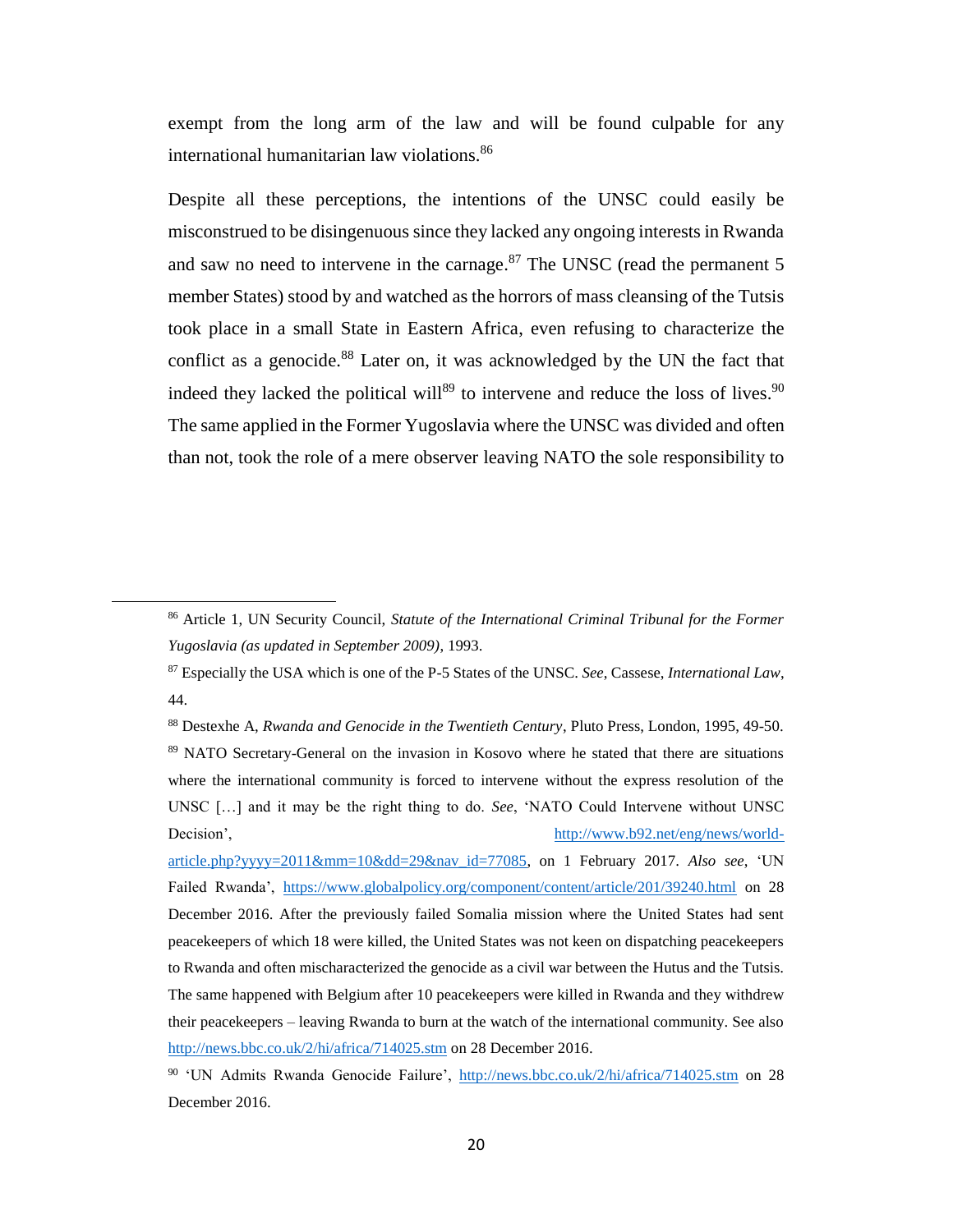exempt from the long arm of the law and will be found culpable for any international humanitarian law violations.[86]

Despite all these perceptions, the intentions of the UNSC could easily be misconstrued to be disingenuous since they lacked any ongoing interests in Rwanda and saw no need to intervene in the carnage.[87] The UNSC (read the permanent 5 member States) stood by and watched as the horrors of mass cleansing of the Tutsis took place in a small State in Eastern Africa, even refusing to characterize the conflict as a genocide.[88] Later on, it was acknowledged by the UN the fact that indeed they lacked the political will[89] to intervene and reduce the loss of lives.[90] The same applied in the Former Yugoslavia where the UNSC was divided and often than not, took the role of a mere observer leaving NATO the sole responsibility to

---

[86] Article 1, UN Security Council, *Statute of the International Criminal Tribunal for the Former Yugoslavia (as updated in September 2009)*, 1993.

[87] Especially the USA which is one of the P-5 States of the UNSC. *See*, Cassese, *International Law*, 44.

[88] Destexhe A, *Rwanda and Genocide in the Twentieth Century*, Pluto Press, London, 1995, 49-50.

[89] NATO Secretary-General on the invasion in Kosovo where he stated that there are situations where the international community is forced to intervene without the express resolution of the UNSC […] and it may be the right thing to do. *See*, 'NATO Could Intervene without UNSC Decision', http://www.b92.net/eng/news/world-article.php?yyyy=2011&mm=10&dd=29&nav_id=77085, on 1 February 2017. *Also see*, 'UN Failed Rwanda', https://www.globalpolicy.org/component/content/article/201/39240.html on 28 December 2016. After the previously failed Somalia mission where the United States had sent peacekeepers of which 18 were killed, the United States was not keen on dispatching peacekeepers to Rwanda and often mischaracterized the genocide as a civil war between the Hutus and the Tutsis. The same happened with Belgium after 10 peacekeepers were killed in Rwanda and they withdrew their peacekeepers – leaving Rwanda to burn at the watch of the international community. See also http://news.bbc.co.uk/2/hi/africa/714025.stm on 28 December 2016.

[90] 'UN Admits Rwanda Genocide Failure', http://news.bbc.co.uk/2/hi/africa/714025.stm on 28 December 2016.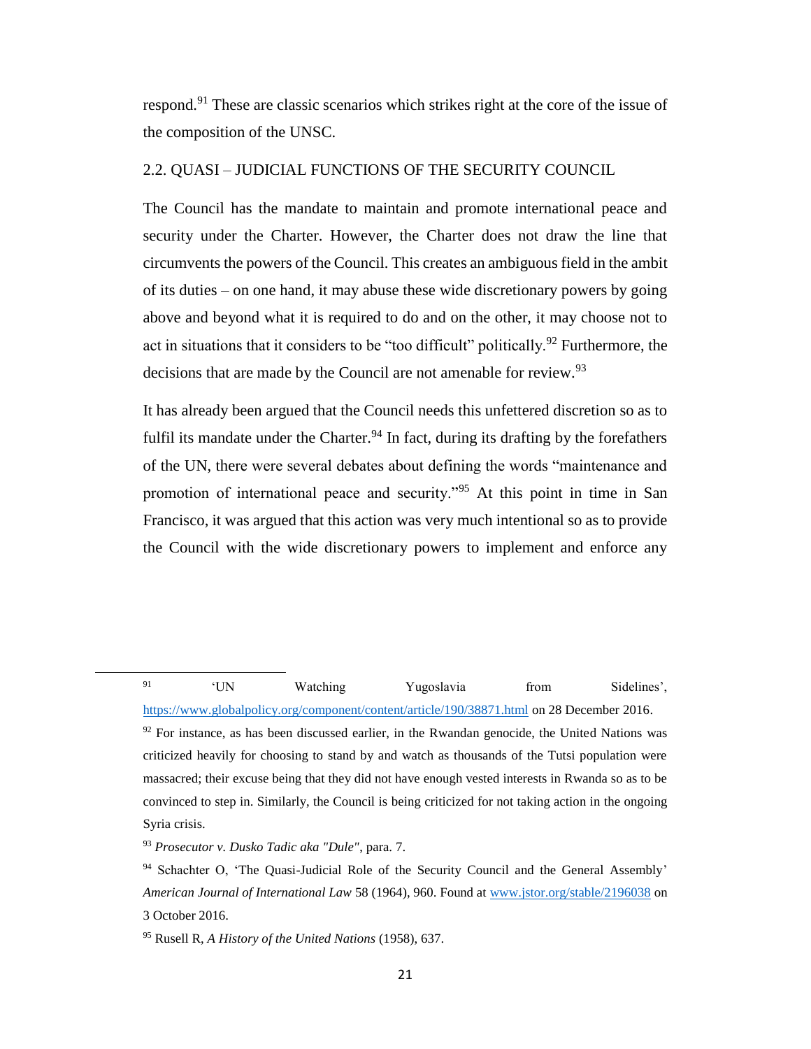respond.[91] These are classic scenarios which strikes right at the core of the issue of the composition of the UNSC.

## 2.2. QUASI – JUDICIAL FUNCTIONS OF THE SECURITY COUNCIL

The Council has the mandate to maintain and promote international peace and security under the Charter. However, the Charter does not draw the line that circumvents the powers of the Council. This creates an ambiguous field in the ambit of its duties – on one hand, it may abuse these wide discretionary powers by going above and beyond what it is required to do and on the other, it may choose not to act in situations that it considers to be "too difficult" politically.[92] Furthermore, the decisions that are made by the Council are not amenable for review.[93]

It has already been argued that the Council needs this unfettered discretion so as to fulfil its mandate under the Charter.[94] In fact, during its drafting by the forefathers of the UN, there were several debates about defining the words "maintenance and promotion of international peace and security."[95] At this point in time in San Francisco, it was argued that this action was very much intentional so as to provide the Council with the wide discretionary powers to implement and enforce any

---

[91] 'UN Watching Yugoslavia from Sidelines', https://www.globalpolicy.org/component/content/article/190/38871.html on 28 December 2016.

[92] For instance, as has been discussed earlier, in the Rwandan genocide, the United Nations was criticized heavily for choosing to stand by and watch as thousands of the Tutsi population were massacred; their excuse being that they did not have enough vested interests in Rwanda so as to be convinced to step in. Similarly, the Council is being criticized for not taking action in the ongoing Syria crisis.

[93] *Prosecutor v. Dusko Tadic aka "Dule"*, para. 7.

[94] Schachter O, 'The Quasi-Judicial Role of the Security Council and the General Assembly' *American Journal of International Law* 58 (1964), 960. Found at www.jstor.org/stable/2196038 on 3 October 2016.

[95] Rusell R, *A History of the United Nations* (1958), 637.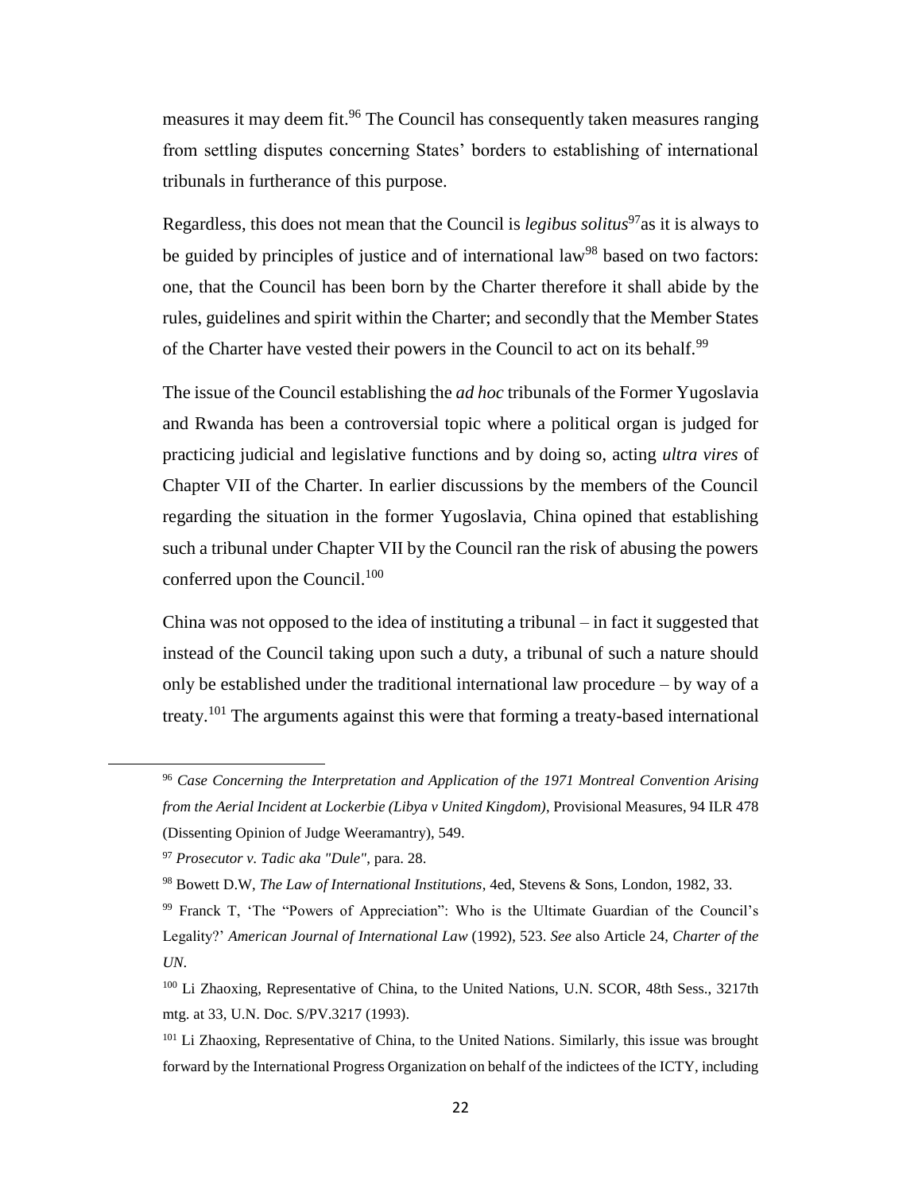measures it may deem fit.[96] The Council has consequently taken measures ranging from settling disputes concerning States' borders to establishing of international tribunals in furtherance of this purpose.

Regardless, this does not mean that the Council is *legibus solitus*[97]as it is always to be guided by principles of justice and of international law[98] based on two factors: one, that the Council has been born by the Charter therefore it shall abide by the rules, guidelines and spirit within the Charter; and secondly that the Member States of the Charter have vested their powers in the Council to act on its behalf.[99]

The issue of the Council establishing the *ad hoc* tribunals of the Former Yugoslavia and Rwanda has been a controversial topic where a political organ is judged for practicing judicial and legislative functions and by doing so, acting *ultra vires* of Chapter VII of the Charter. In earlier discussions by the members of the Council regarding the situation in the former Yugoslavia, China opined that establishing such a tribunal under Chapter VII by the Council ran the risk of abusing the powers conferred upon the Council.[100]

China was not opposed to the idea of instituting a tribunal – in fact it suggested that instead of the Council taking upon such a duty, a tribunal of such a nature should only be established under the traditional international law procedure – by way of a treaty.[101] The arguments against this were that forming a treaty-based international

---

[96] *Case Concerning the Interpretation and Application of the 1971 Montreal Convention Arising from the Aerial Incident at Lockerbie (Libya v United Kingdom)*, Provisional Measures, 94 ILR 478 (Dissenting Opinion of Judge Weeramantry), 549.

[97] *Prosecutor v. Tadic aka "Dule"*, para. 28.

[98] Bowett D.W, *The Law of International Institutions*, 4ed, Stevens & Sons, London, 1982, 33.

[99] Franck T, 'The "Powers of Appreciation": Who is the Ultimate Guardian of the Council's Legality?' *American Journal of International Law* (1992), 523. *See* also Article 24, *Charter of the UN*.

[100] Li Zhaoxing, Representative of China, to the United Nations, U.N. SCOR, 48th Sess., 3217th mtg. at 33, U.N. Doc. S/PV.3217 (1993).

[101] Li Zhaoxing, Representative of China, to the United Nations. Similarly, this issue was brought forward by the International Progress Organization on behalf of the indictees of the ICTY, including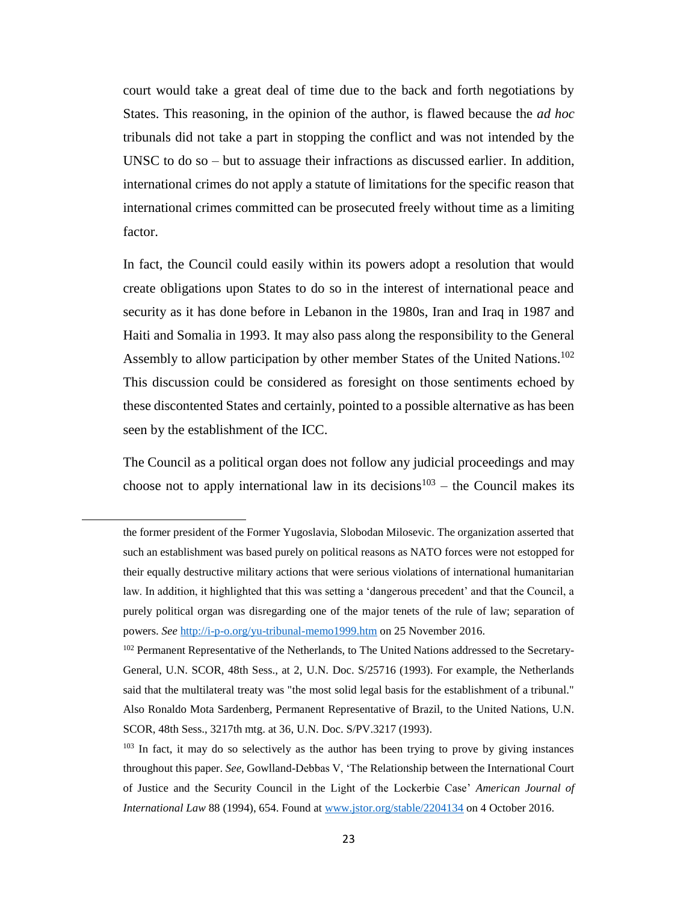court would take a great deal of time due to the back and forth negotiations by States. This reasoning, in the opinion of the author, is flawed because the *ad hoc* tribunals did not take a part in stopping the conflict and was not intended by the UNSC to do so – but to assuage their infractions as discussed earlier. In addition, international crimes do not apply a statute of limitations for the specific reason that international crimes committed can be prosecuted freely without time as a limiting factor.

In fact, the Council could easily within its powers adopt a resolution that would create obligations upon States to do so in the interest of international peace and security as it has done before in Lebanon in the 1980s, Iran and Iraq in 1987 and Haiti and Somalia in 1993. It may also pass along the responsibility to the General Assembly to allow participation by other member States of the United Nations.[102] This discussion could be considered as foresight on those sentiments echoed by these discontented States and certainly, pointed to a possible alternative as has been seen by the establishment of the ICC.

The Council as a political organ does not follow any judicial proceedings and may choose not to apply international law in its decisions[103] – the Council makes its

---

the former president of the Former Yugoslavia, Slobodan Milosevic. The organization asserted that such an establishment was based purely on political reasons as NATO forces were not estopped for their equally destructive military actions that were serious violations of international humanitarian law. In addition, it highlighted that this was setting a 'dangerous precedent' and that the Council, a purely political organ was disregarding one of the major tenets of the rule of law; separation of powers. *See* [http://i-p-o.org/yu-tribunal-memo1999.htm](http://i-p-o.org/yu-tribunal-memo1999.htm) on 25 November 2016.

[102] Permanent Representative of the Netherlands, to The United Nations addressed to the Secretary-General, U.N. SCOR, 48th Sess., at 2, U.N. Doc. S/25716 (1993). For example, the Netherlands said that the multilateral treaty was "the most solid legal basis for the establishment of a tribunal." Also Ronaldo Mota Sardenberg, Permanent Representative of Brazil, to the United Nations, U.N. SCOR, 48th Sess., 3217th mtg. at 36, U.N. Doc. S/PV.3217 (1993).

[103] In fact, it may do so selectively as the author has been trying to prove by giving instances throughout this paper. *See,* Gowlland-Debbas V, 'The Relationship between the International Court of Justice and the Security Council in the Light of the Lockerbie Case' *American Journal of International Law* 88 (1994), 654. Found at [www.jstor.org/stable/2204134](www.jstor.org/stable/2204134) on 4 October 2016.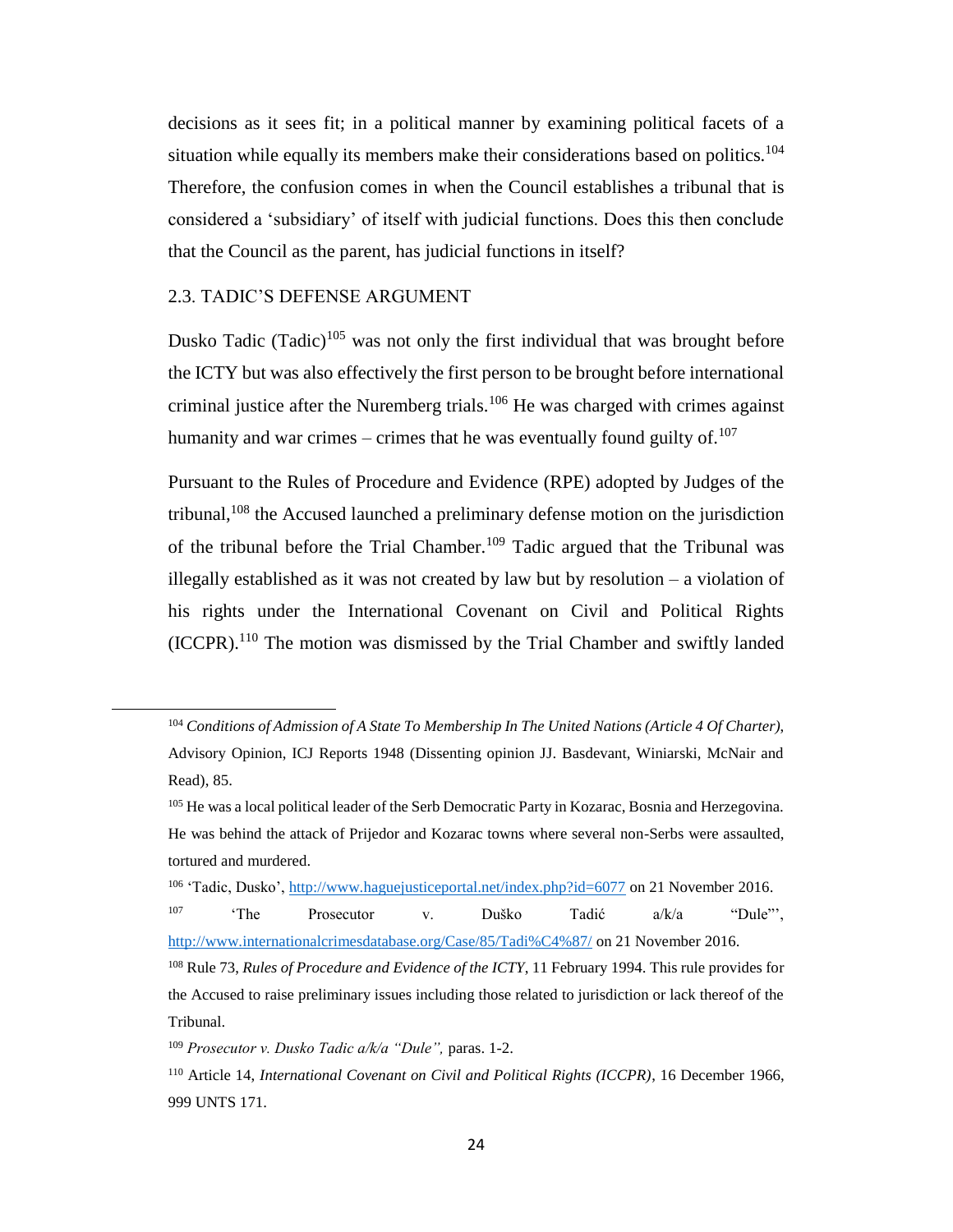decisions as it sees fit; in a political manner by examining political facets of a situation while equally its members make their considerations based on politics.[104] Therefore, the confusion comes in when the Council establishes a tribunal that is considered a 'subsidiary' of itself with judicial functions. Does this then conclude that the Council as the parent, has judicial functions in itself?

## 2.3. TADIC'S DEFENSE ARGUMENT

Dusko Tadic (Tadic)[105] was not only the first individual that was brought before the ICTY but was also effectively the first person to be brought before international criminal justice after the Nuremberg trials.[106] He was charged with crimes against humanity and war crimes – crimes that he was eventually found guilty of.[107]

Pursuant to the Rules of Procedure and Evidence (RPE) adopted by Judges of the tribunal,[108] the Accused launched a preliminary defense motion on the jurisdiction of the tribunal before the Trial Chamber.[109] Tadic argued that the Tribunal was illegally established as it was not created by law but by resolution – a violation of his rights under the International Covenant on Civil and Political Rights (ICCPR).[110] The motion was dismissed by the Trial Chamber and swiftly landed

---

[104] *Conditions of Admission of A State To Membership In The United Nations (Article 4 Of Charter)*, Advisory Opinion, ICJ Reports 1948 (Dissenting opinion JJ. Basdevant, Winiarski, McNair and Read), 85.

[105] He was a local political leader of the Serb Democratic Party in Kozarac, Bosnia and Herzegovina. He was behind the attack of Prijedor and Kozarac towns where several non-Serbs were assaulted, tortured and murdered.

[106] 'Tadic, Dusko', http://www.haguejusticeportal.net/index.php?id=6077 on 21 November 2016.

[107] 'The Prosecutor v. Duško Tadić a/k/a "Dule"', http://www.internationalcrimesdatabase.org/Case/85/Tadi%C4%87/ on 21 November 2016.

[108] Rule 73, *Rules of Procedure and Evidence of the ICTY*, 11 February 1994. This rule provides for the Accused to raise preliminary issues including those related to jurisdiction or lack thereof of the Tribunal.

[109] *Prosecutor v. Dusko Tadic a/k/a "Dule",* paras. 1-2.

[110] Article 14, *International Covenant on Civil and Political Rights (ICCPR)*, 16 December 1966, 999 UNTS 171.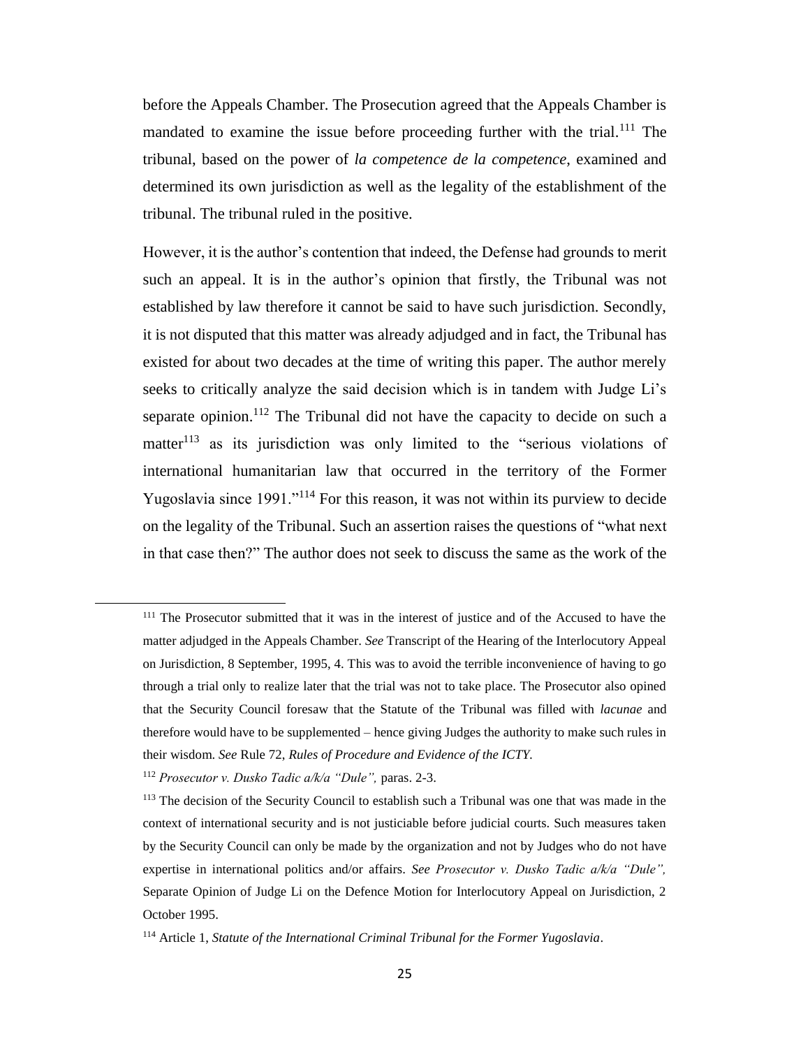before the Appeals Chamber. The Prosecution agreed that the Appeals Chamber is mandated to examine the issue before proceeding further with the trial.[111] The tribunal, based on the power of *la competence de la competence*, examined and determined its own jurisdiction as well as the legality of the establishment of the tribunal. The tribunal ruled in the positive.

However, it is the author's contention that indeed, the Defense had grounds to merit such an appeal. It is in the author's opinion that firstly, the Tribunal was not established by law therefore it cannot be said to have such jurisdiction. Secondly, it is not disputed that this matter was already adjudged and in fact, the Tribunal has existed for about two decades at the time of writing this paper. The author merely seeks to critically analyze the said decision which is in tandem with Judge Li's separate opinion.[112] The Tribunal did not have the capacity to decide on such a matter[113] as its jurisdiction was only limited to the "serious violations of international humanitarian law that occurred in the territory of the Former Yugoslavia since 1991."[114] For this reason, it was not within its purview to decide on the legality of the Tribunal. Such an assertion raises the questions of "what next in that case then?" The author does not seek to discuss the same as the work of the

---

[111] The Prosecutor submitted that it was in the interest of justice and of the Accused to have the matter adjudged in the Appeals Chamber. *See* Transcript of the Hearing of the Interlocutory Appeal on Jurisdiction, 8 September, 1995, 4. This was to avoid the terrible inconvenience of having to go through a trial only to realize later that the trial was not to take place. The Prosecutor also opined that the Security Council foresaw that the Statute of the Tribunal was filled with *lacunae* and therefore would have to be supplemented – hence giving Judges the authority to make such rules in their wisdom. *See* Rule 72, *Rules of Procedure and Evidence of the ICTY.*

[112] *Prosecutor v. Dusko Tadic a/k/a "Dule",* paras. 2-3.

[113] The decision of the Security Council to establish such a Tribunal was one that was made in the context of international security and is not justiciable before judicial courts. Such measures taken by the Security Council can only be made by the organization and not by Judges who do not have expertise in international politics and/or affairs. *See Prosecutor v. Dusko Tadic a/k/a "Dule",* Separate Opinion of Judge Li on the Defence Motion for Interlocutory Appeal on Jurisdiction, 2 October 1995.

[114] Article 1, *Statute of the International Criminal Tribunal for the Former Yugoslavia*.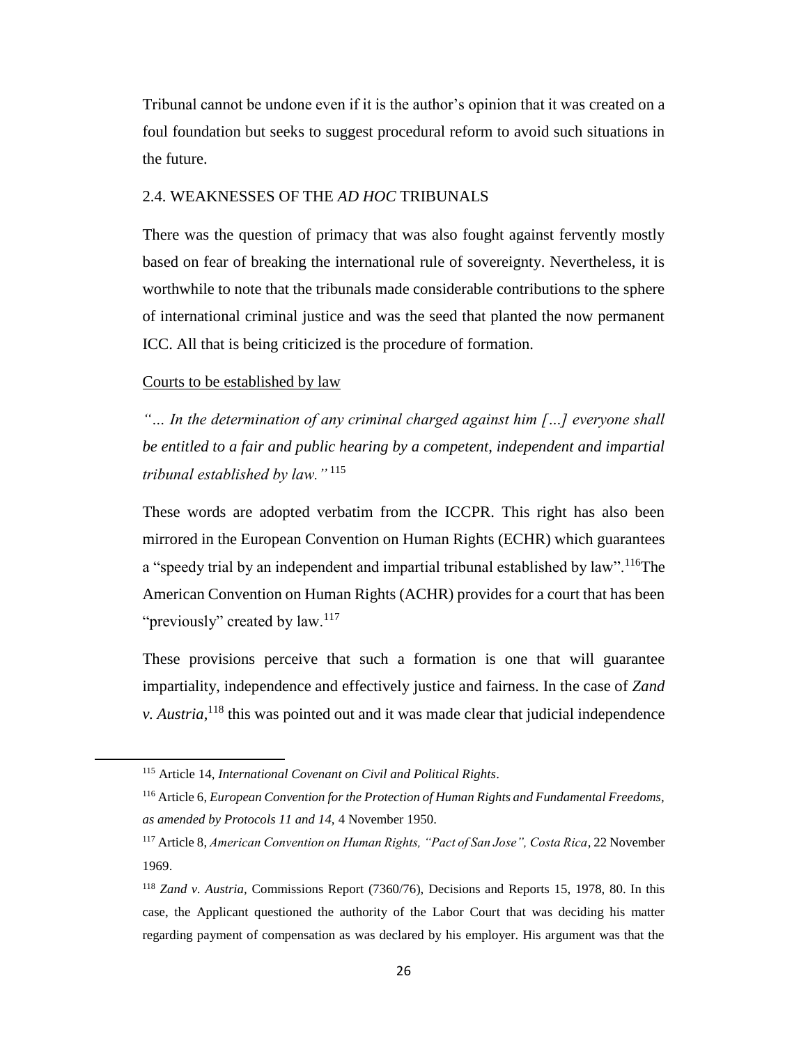Tribunal cannot be undone even if it is the author's opinion that it was created on a foul foundation but seeks to suggest procedural reform to avoid such situations in the future.

## 2.4. WEAKNESSES OF THE *AD HOC* TRIBUNALS

There was the question of primacy that was also fought against fervently mostly based on fear of breaking the international rule of sovereignty. Nevertheless, it is worthwhile to note that the tribunals made considerable contributions to the sphere of international criminal justice and was the seed that planted the now permanent ICC. All that is being criticized is the procedure of formation.

### Courts to be established by law

*"… In the determination of any criminal charged against him […] everyone shall be entitled to a fair and public hearing by a competent, independent and impartial tribunal established by law."* [115]

These words are adopted verbatim from the ICCPR. This right has also been mirrored in the European Convention on Human Rights (ECHR) which guarantees a "speedy trial by an independent and impartial tribunal established by law".[116]The American Convention on Human Rights (ACHR) provides for a court that has been "previously" created by law.[117]

These provisions perceive that such a formation is one that will guarantee impartiality, independence and effectively justice and fairness. In the case of *Zand v. Austria*,[118] this was pointed out and it was made clear that judicial independence

---

[115] Article 14, *International Covenant on Civil and Political Rights*.

[116] Article 6, *European Convention for the Protection of Human Rights and Fundamental Freedoms, as amended by Protocols 11 and 14*, 4 November 1950.

[117] Article 8, *American Convention on Human Rights, "Pact of San Jose", Costa Rica*, 22 November 1969.

[118] *Zand v. Austria*, Commissions Report (7360/76), Decisions and Reports 15, 1978, 80. In this case, the Applicant questioned the authority of the Labor Court that was deciding his matter regarding payment of compensation as was declared by his employer. His argument was that the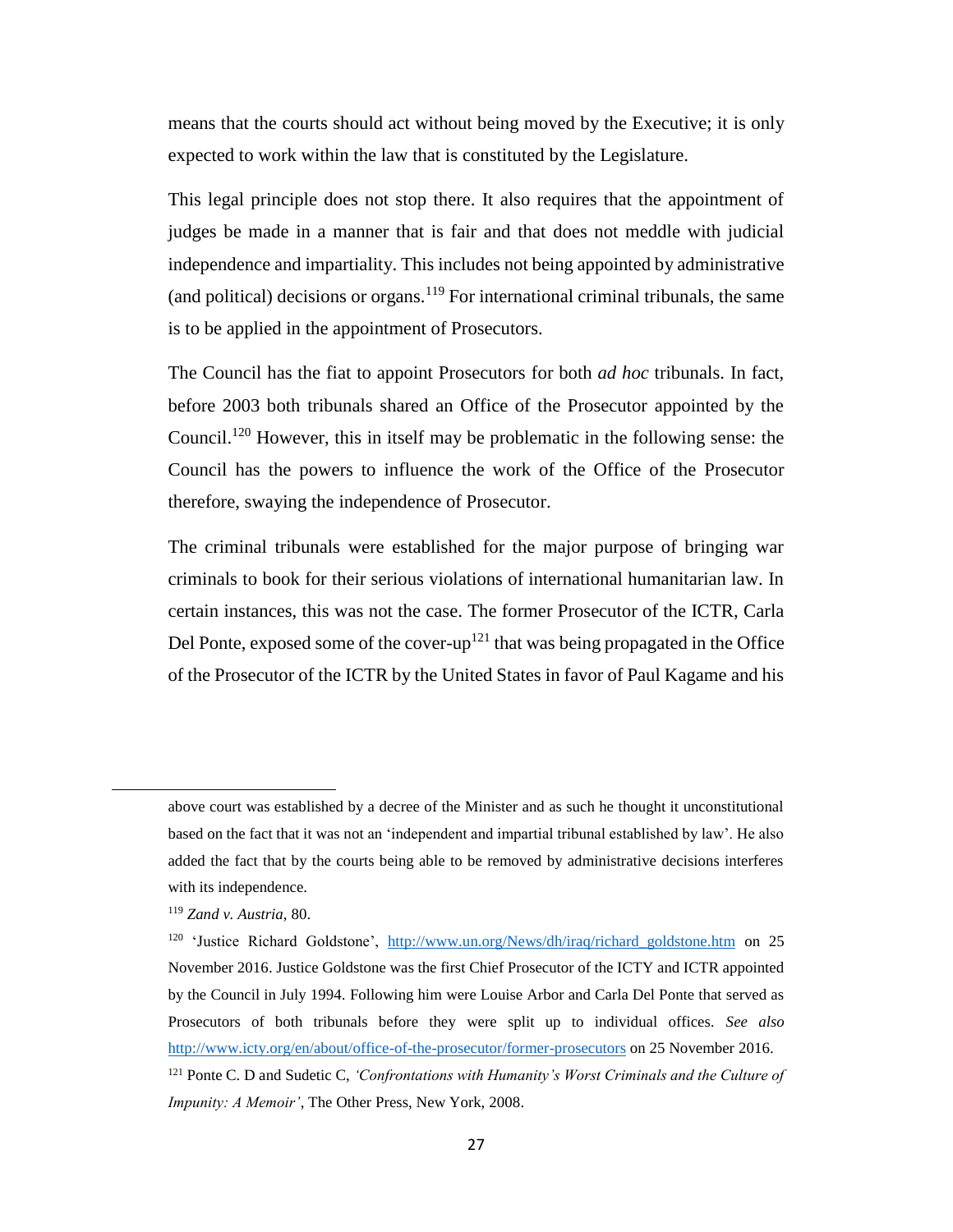means that the courts should act without being moved by the Executive; it is only expected to work within the law that is constituted by the Legislature.

This legal principle does not stop there. It also requires that the appointment of judges be made in a manner that is fair and that does not meddle with judicial independence and impartiality. This includes not being appointed by administrative (and political) decisions or organs.[119] For international criminal tribunals, the same is to be applied in the appointment of Prosecutors.

The Council has the fiat to appoint Prosecutors for both *ad hoc* tribunals. In fact, before 2003 both tribunals shared an Office of the Prosecutor appointed by the Council.[120] However, this in itself may be problematic in the following sense: the Council has the powers to influence the work of the Office of the Prosecutor therefore, swaying the independence of Prosecutor.

The criminal tribunals were established for the major purpose of bringing war criminals to book for their serious violations of international humanitarian law. In certain instances, this was not the case. The former Prosecutor of the ICTR, Carla Del Ponte, exposed some of the cover-up[121] that was being propagated in the Office of the Prosecutor of the ICTR by the United States in favor of Paul Kagame and his

---

above court was established by a decree of the Minister and as such he thought it unconstitutional based on the fact that it was not an 'independent and impartial tribunal established by law'. He also added the fact that by the courts being able to be removed by administrative decisions interferes with its independence.

[119] *Zand v. Austria,* 80.

[120] 'Justice Richard Goldstone', http://www.un.org/News/dh/iraq/richard_goldstone.htm on 25 November 2016. Justice Goldstone was the first Chief Prosecutor of the ICTY and ICTR appointed by the Council in July 1994. Following him were Louise Arbor and Carla Del Ponte that served as Prosecutors of both tribunals before they were split up to individual offices. *See also* http://www.icty.org/en/about/office-of-the-prosecutor/former-prosecutors on 25 November 2016.

[121] Ponte C. D and Sudetic C, *'Confrontations with Humanity's Worst Criminals and the Culture of Impunity: A Memoir'*, The Other Press, New York, 2008.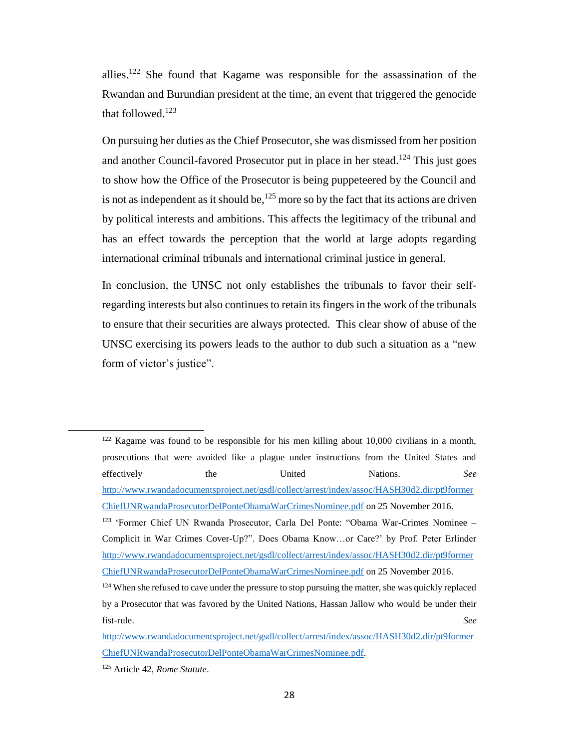allies.[122] She found that Kagame was responsible for the assassination of the Rwandan and Burundian president at the time, an event that triggered the genocide that followed.[123]

On pursuing her duties as the Chief Prosecutor, she was dismissed from her position and another Council-favored Prosecutor put in place in her stead.[124] This just goes to show how the Office of the Prosecutor is being puppeteered by the Council and is not as independent as it should be,[125] more so by the fact that its actions are driven by political interests and ambitions. This affects the legitimacy of the tribunal and has an effect towards the perception that the world at large adopts regarding international criminal tribunals and international criminal justice in general.

In conclusion, the UNSC not only establishes the tribunals to favor their self-regarding interests but also continues to retain its fingers in the work of the tribunals to ensure that their securities are always protected. This clear show of abuse of the UNSC exercising its powers leads to the author to dub such a situation as a "new form of victor's justice".

---

[122] Kagame was found to be responsible for his men killing about 10,000 civilians in a month, prosecutions that were avoided like a plague under instructions from the United States and effectively the United Nations. *See* http://www.rwandadocumentsproject.net/gsdl/collect/arrest/index/assoc/HASH30d2.dir/pt9formerChiefUNRwandaProsecutorDelPonteObamaWarCrimesNominee.pdf on 25 November 2016.

[123] 'Former Chief UN Rwanda Prosecutor, Carla Del Ponte: "Obama War-Crimes Nominee – Complicit in War Crimes Cover-Up?". Does Obama Know…or Care?' by Prof. Peter Erlinder http://www.rwandadocumentsproject.net/gsdl/collect/arrest/index/assoc/HASH30d2.dir/pt9formerChiefUNRwandaProsecutorDelPonteObamaWarCrimesNominee.pdf on 25 November 2016.

[124] When she refused to cave under the pressure to stop pursuing the matter, she was quickly replaced by a Prosecutor that was favored by the United Nations, Hassan Jallow who would be under their fist-rule. *See* http://www.rwandadocumentsproject.net/gsdl/collect/arrest/index/assoc/HASH30d2.dir/pt9formerChiefUNRwandaProsecutorDelPonteObamaWarCrimesNominee.pdf.

[125] Article 42, *Rome Statute*.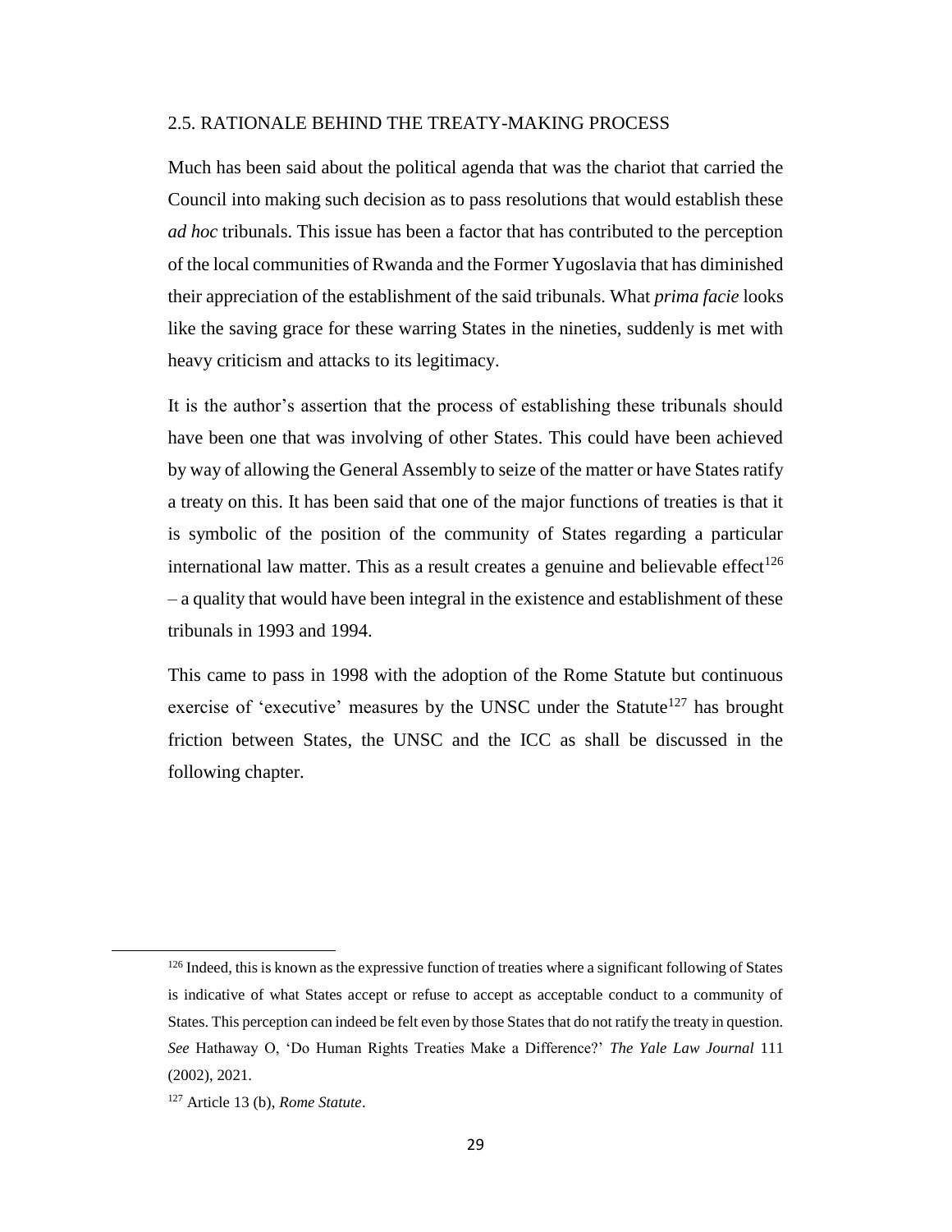## 2.5. RATIONALE BEHIND THE TREATY-MAKING PROCESS

Much has been said about the political agenda that was the chariot that carried the Council into making such decision as to pass resolutions that would establish these *ad hoc* tribunals. This issue has been a factor that has contributed to the perception of the local communities of Rwanda and the Former Yugoslavia that has diminished their appreciation of the establishment of the said tribunals. What *prima facie* looks like the saving grace for these warring States in the nineties, suddenly is met with heavy criticism and attacks to its legitimacy.

It is the author's assertion that the process of establishing these tribunals should have been one that was involving of other States. This could have been achieved by way of allowing the General Assembly to seize of the matter or have States ratify a treaty on this. It has been said that one of the major functions of treaties is that it is symbolic of the position of the community of States regarding a particular international law matter. This as a result creates a genuine and believable effect[126] – a quality that would have been integral in the existence and establishment of these tribunals in 1993 and 1994.

This came to pass in 1998 with the adoption of the Rome Statute but continuous exercise of 'executive' measures by the UNSC under the Statute[127] has brought friction between States, the UNSC and the ICC as shall be discussed in the following chapter.

---

[126] Indeed, this is known as the expressive function of treaties where a significant following of States is indicative of what States accept or refuse to accept as acceptable conduct to a community of States. This perception can indeed be felt even by those States that do not ratify the treaty in question. *See* Hathaway O, 'Do Human Rights Treaties Make a Difference?' *The Yale Law Journal* 111 (2002), 2021.

[127] Article 13 (b), *Rome Statute*.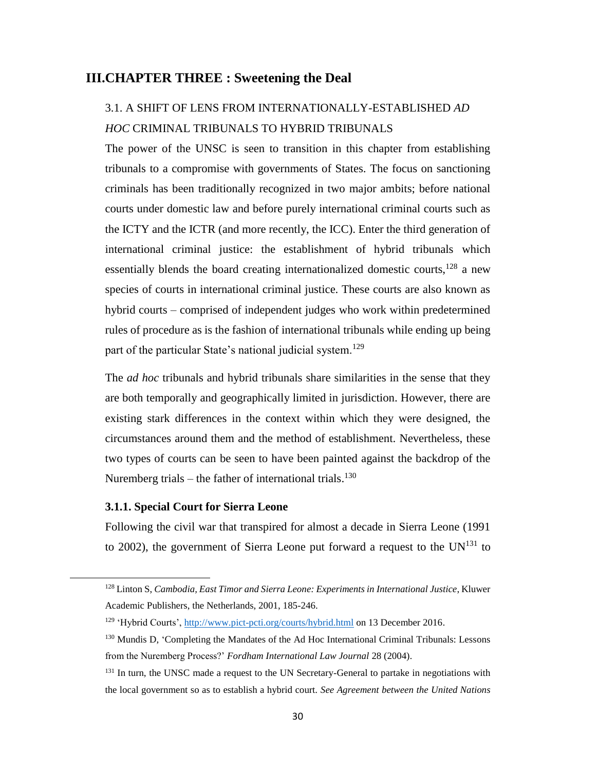# III. CHAPTER THREE : Sweetening the Deal

## 3.1. A SHIFT OF LENS FROM INTERNATIONALLY-ESTABLISHED *AD HOC* CRIMINAL TRIBUNALS TO HYBRID TRIBUNALS

The power of the UNSC is seen to transition in this chapter from establishing tribunals to a compromise with governments of States. The focus on sanctioning criminals has been traditionally recognized in two major ambits; before national courts under domestic law and before purely international criminal courts such as the ICTY and the ICTR (and more recently, the ICC). Enter the third generation of international criminal justice: the establishment of hybrid tribunals which essentially blends the board creating internationalized domestic courts,[128] a new species of courts in international criminal justice. These courts are also known as hybrid courts – comprised of independent judges who work within predetermined rules of procedure as is the fashion of international tribunals while ending up being part of the particular State's national judicial system.[129]

The *ad hoc* tribunals and hybrid tribunals share similarities in the sense that they are both temporally and geographically limited in jurisdiction. However, there are existing stark differences in the context within which they were designed, the circumstances around them and the method of establishment. Nevertheless, these two types of courts can be seen to have been painted against the backdrop of the Nuremberg trials – the father of international trials.[130]

### 3.1.1. Special Court for Sierra Leone

Following the civil war that transpired for almost a decade in Sierra Leone (1991 to 2002), the government of Sierra Leone put forward a request to the UN[131] to

---

[128] Linton S, *Cambodia, East Timor and Sierra Leone: Experiments in International Justice,* Kluwer Academic Publishers, the Netherlands, 2001, 185-246.

[129] 'Hybrid Courts', http://www.pict-pcti.org/courts/hybrid.html on 13 December 2016.

[130] Mundis D, 'Completing the Mandates of the Ad Hoc International Criminal Tribunals: Lessons from the Nuremberg Process?' *Fordham International Law Journal* 28 (2004).

[131] In turn, the UNSC made a request to the UN Secretary-General to partake in negotiations with the local government so as to establish a hybrid court. *See Agreement between the United Nations*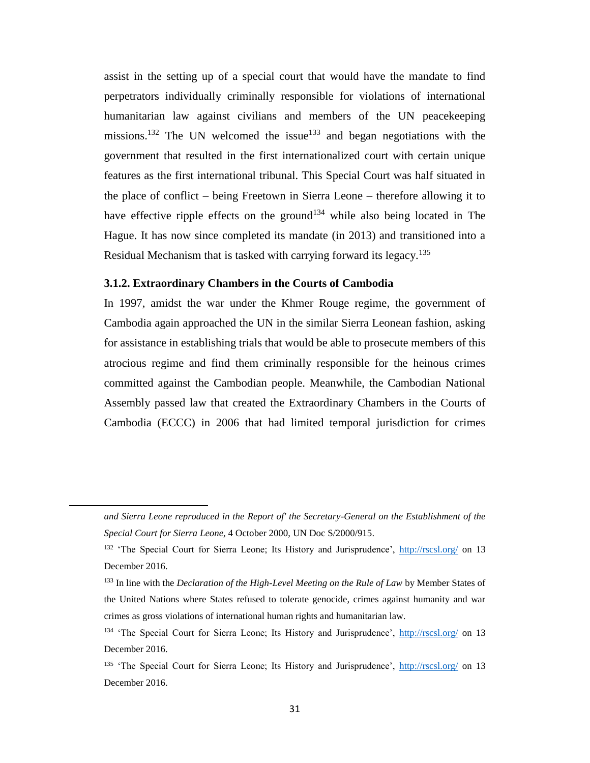assist in the setting up of a special court that would have the mandate to find perpetrators individually criminally responsible for violations of international humanitarian law against civilians and members of the UN peacekeeping missions.[132] The UN welcomed the issue[133] and began negotiations with the government that resulted in the first internationalized court with certain unique features as the first international tribunal. This Special Court was half situated in the place of conflict – being Freetown in Sierra Leone – therefore allowing it to have effective ripple effects on the ground[134] while also being located in The Hague. It has now since completed its mandate (in 2013) and transitioned into a Residual Mechanism that is tasked with carrying forward its legacy.[135]

### 3.1.2. Extraordinary Chambers in the Courts of Cambodia

In 1997, amidst the war under the Khmer Rouge regime, the government of Cambodia again approached the UN in the similar Sierra Leonean fashion, asking for assistance in establishing trials that would be able to prosecute members of this atrocious regime and find them criminally responsible for the heinous crimes committed against the Cambodian people. Meanwhile, the Cambodian National Assembly passed law that created the Extraordinary Chambers in the Courts of Cambodia (ECCC) in 2006 that had limited temporal jurisdiction for crimes

---

*and Sierra Leone reproduced in the Report of' the Secretary-General on the Establishment of the Special Court for Sierra Leone*, 4 October 2000, UN Doc S/2000/915.

[132] 'The Special Court for Sierra Leone; Its History and Jurisprudence', http://rscsl.org/ on 13 December 2016.

[133] In line with the *Declaration of the High-Level Meeting on the Rule of Law* by Member States of the United Nations where States refused to tolerate genocide, crimes against humanity and war crimes as gross violations of international human rights and humanitarian law.

[134] 'The Special Court for Sierra Leone; Its History and Jurisprudence', http://rscsl.org/ on 13 December 2016.

[135] 'The Special Court for Sierra Leone; Its History and Jurisprudence', http://rscsl.org/ on 13 December 2016.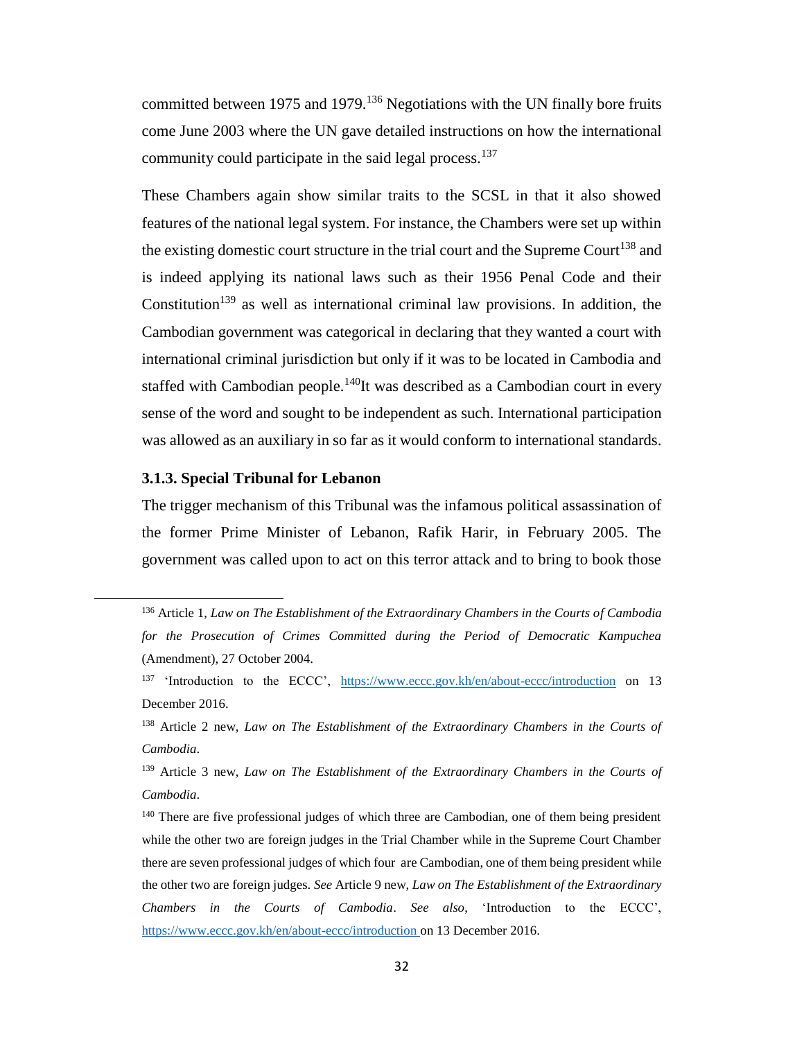committed between 1975 and 1979.[136] Negotiations with the UN finally bore fruits come June 2003 where the UN gave detailed instructions on how the international community could participate in the said legal process.[137]

These Chambers again show similar traits to the SCSL in that it also showed features of the national legal system. For instance, the Chambers were set up within the existing domestic court structure in the trial court and the Supreme Court[138] and is indeed applying its national laws such as their 1956 Penal Code and their Constitution[139] as well as international criminal law provisions. In addition, the Cambodian government was categorical in declaring that they wanted a court with international criminal jurisdiction but only if it was to be located in Cambodia and staffed with Cambodian people.[140]It was described as a Cambodian court in every sense of the word and sought to be independent as such. International participation was allowed as an auxiliary in so far as it would conform to international standards.

### 3.1.3. Special Tribunal for Lebanon

The trigger mechanism of this Tribunal was the infamous political assassination of the former Prime Minister of Lebanon, Rafik Harir, in February 2005. The government was called upon to act on this terror attack and to bring to book those

---

[136] Article 1, *Law on The Establishment of the Extraordinary Chambers in the Courts of Cambodia for the Prosecution of Crimes Committed during the Period of Democratic Kampuchea* (Amendment), 27 October 2004.

[137] 'Introduction to the ECCC', https://www.eccc.gov.kh/en/about-eccc/introduction on 13 December 2016.

[138] Article 2 new, *Law on The Establishment of the Extraordinary Chambers in the Courts of Cambodia*.

[139] Article 3 new, *Law on The Establishment of the Extraordinary Chambers in the Courts of Cambodia*.

[140] There are five professional judges of which three are Cambodian, one of them being president while the other two are foreign judges in the Trial Chamber while in the Supreme Court Chamber there are seven professional judges of which four are Cambodian, one of them being president while the other two are foreign judges. *See* Article 9 new, *Law on The Establishment of the Extraordinary Chambers in the Courts of Cambodia*. *See also*, 'Introduction to the ECCC', https://www.eccc.gov.kh/en/about-eccc/introduction on 13 December 2016.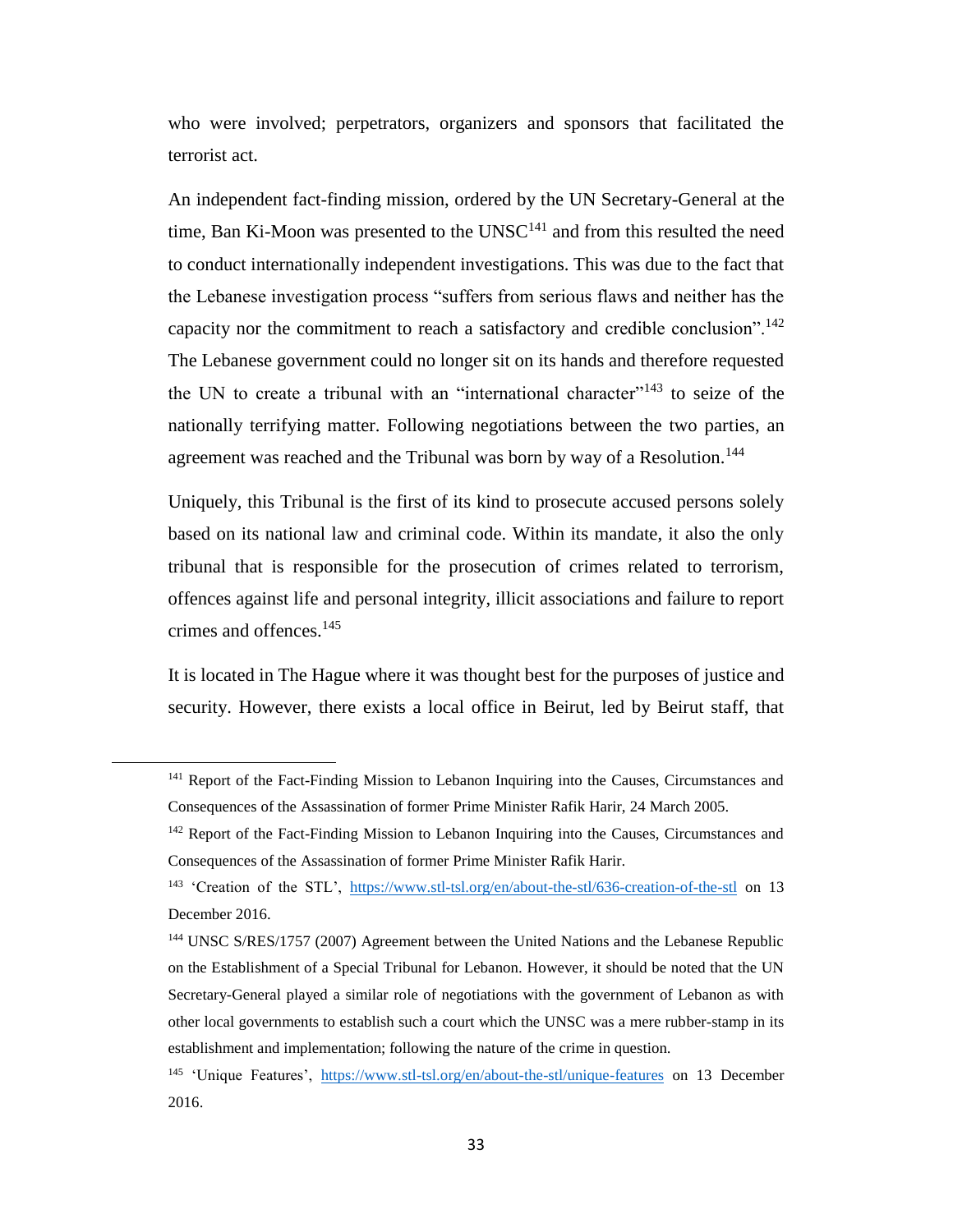who were involved; perpetrators, organizers and sponsors that facilitated the terrorist act.

An independent fact-finding mission, ordered by the UN Secretary-General at the time, Ban Ki-Moon was presented to the UNSC[141] and from this resulted the need to conduct internationally independent investigations. This was due to the fact that the Lebanese investigation process "suffers from serious flaws and neither has the capacity nor the commitment to reach a satisfactory and credible conclusion".[142] The Lebanese government could no longer sit on its hands and therefore requested the UN to create a tribunal with an "international character"[143] to seize of the nationally terrifying matter. Following negotiations between the two parties, an agreement was reached and the Tribunal was born by way of a Resolution.[144]

Uniquely, this Tribunal is the first of its kind to prosecute accused persons solely based on its national law and criminal code. Within its mandate, it also the only tribunal that is responsible for the prosecution of crimes related to terrorism, offences against life and personal integrity, illicit associations and failure to report crimes and offences.[145]

It is located in The Hague where it was thought best for the purposes of justice and security. However, there exists a local office in Beirut, led by Beirut staff, that

---

[141] Report of the Fact-Finding Mission to Lebanon Inquiring into the Causes, Circumstances and Consequences of the Assassination of former Prime Minister Rafik Harir, 24 March 2005.

[142] Report of the Fact-Finding Mission to Lebanon Inquiring into the Causes, Circumstances and Consequences of the Assassination of former Prime Minister Rafik Harir.

[143] 'Creation of the STL', https://www.stl-tsl.org/en/about-the-stl/636-creation-of-the-stl on 13 December 2016.

[144] UNSC S/RES/1757 (2007) Agreement between the United Nations and the Lebanese Republic on the Establishment of a Special Tribunal for Lebanon. However, it should be noted that the UN Secretary-General played a similar role of negotiations with the government of Lebanon as with other local governments to establish such a court which the UNSC was a mere rubber-stamp in its establishment and implementation; following the nature of the crime in question.

[145] 'Unique Features', https://www.stl-tsl.org/en/about-the-stl/unique-features on 13 December 2016.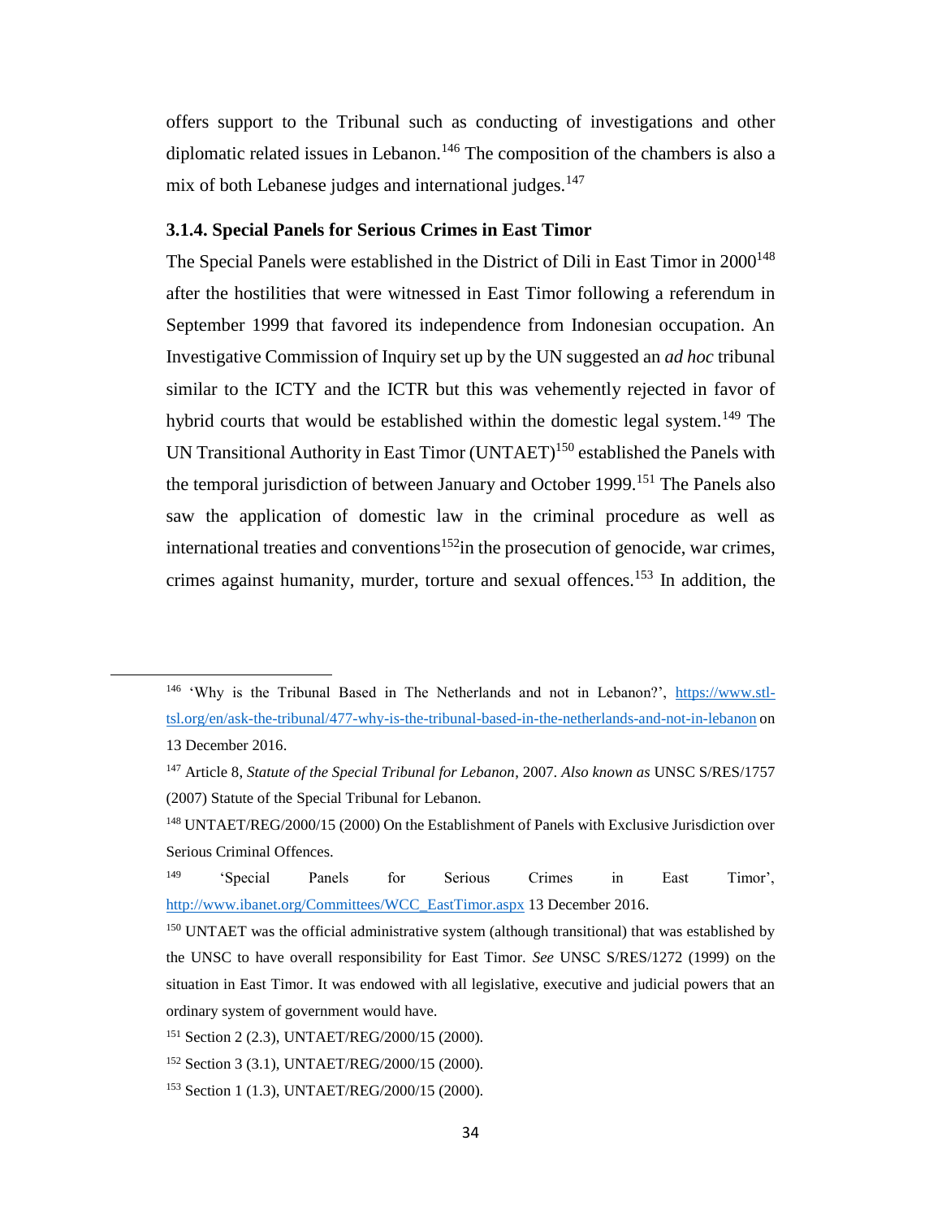offers support to the Tribunal such as conducting of investigations and other diplomatic related issues in Lebanon.[146] The composition of the chambers is also a mix of both Lebanese judges and international judges.[147]

### 3.1.4. Special Panels for Serious Crimes in East Timor

The Special Panels were established in the District of Dili in East Timor in 2000[148] after the hostilities that were witnessed in East Timor following a referendum in September 1999 that favored its independence from Indonesian occupation. An Investigative Commission of Inquiry set up by the UN suggested an *ad hoc* tribunal similar to the ICTY and the ICTR but this was vehemently rejected in favor of hybrid courts that would be established within the domestic legal system.[149] The UN Transitional Authority in East Timor (UNTAET)[150] established the Panels with the temporal jurisdiction of between January and October 1999.[151] The Panels also saw the application of domestic law in the criminal procedure as well as international treaties and conventions[152]in the prosecution of genocide, war crimes, crimes against humanity, murder, torture and sexual offences.[153] In addition, the

---

[146] 'Why is the Tribunal Based in The Netherlands and not in Lebanon?', https://www.stl-tsl.org/en/ask-the-tribunal/477-why-is-the-tribunal-based-in-the-netherlands-and-not-in-lebanon on 13 December 2016.

[147] Article 8, *Statute of the Special Tribunal for Lebanon*, 2007. *Also known as* UNSC S/RES/1757 (2007) Statute of the Special Tribunal for Lebanon.

[148] UNTAET/REG/2000/15 (2000) On the Establishment of Panels with Exclusive Jurisdiction over Serious Criminal Offences.

[149] 'Special Panels for Serious Crimes in East Timor', http://www.ibanet.org/Committees/WCC_EastTimor.aspx 13 December 2016.

[150] UNTAET was the official administrative system (although transitional) that was established by the UNSC to have overall responsibility for East Timor. *See* UNSC S/RES/1272 (1999) on the situation in East Timor. It was endowed with all legislative, executive and judicial powers that an ordinary system of government would have.

[151] Section 2 (2.3), UNTAET/REG/2000/15 (2000).

[152] Section 3 (3.1), UNTAET/REG/2000/15 (2000).

[153] Section 1 (1.3), UNTAET/REG/2000/15 (2000).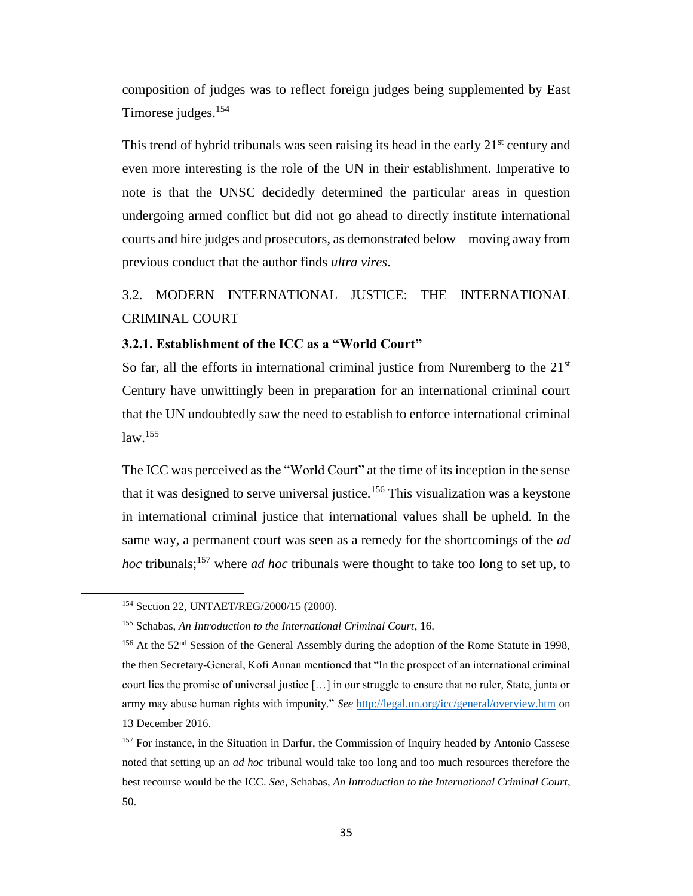composition of judges was to reflect foreign judges being supplemented by East Timorese judges.[154]

This trend of hybrid tribunals was seen raising its head in the early 21st century and even more interesting is the role of the UN in their establishment. Imperative to note is that the UNSC decidedly determined the particular areas in question undergoing armed conflict but did not go ahead to directly institute international courts and hire judges and prosecutors, as demonstrated below – moving away from previous conduct that the author finds *ultra vires*.

## 3.2. MODERN INTERNATIONAL JUSTICE: THE INTERNATIONAL CRIMINAL COURT

### 3.2.1. Establishment of the ICC as a "World Court"

So far, all the efforts in international criminal justice from Nuremberg to the 21st Century have unwittingly been in preparation for an international criminal court that the UN undoubtedly saw the need to establish to enforce international criminal law.[155]

The ICC was perceived as the "World Court" at the time of its inception in the sense that it was designed to serve universal justice.[156] This visualization was a keystone in international criminal justice that international values shall be upheld. In the same way, a permanent court was seen as a remedy for the shortcomings of the *ad hoc* tribunals;[157] where *ad hoc* tribunals were thought to take too long to set up, to

---

[154] Section 22, UNTAET/REG/2000/15 (2000).

[155] Schabas, *An Introduction to the International Criminal Court*, 16.

[156] At the 52nd Session of the General Assembly during the adoption of the Rome Statute in 1998, the then Secretary-General, Kofi Annan mentioned that "In the prospect of an international criminal court lies the promise of universal justice […] in our struggle to ensure that no ruler, State, junta or army may abuse human rights with impunity." *See* http://legal.un.org/icc/general/overview.htm on 13 December 2016.

[157] For instance, in the Situation in Darfur, the Commission of Inquiry headed by Antonio Cassese noted that setting up an *ad hoc* tribunal would take too long and too much resources therefore the best recourse would be the ICC. *See*, Schabas, *An Introduction to the International Criminal Court*, 50.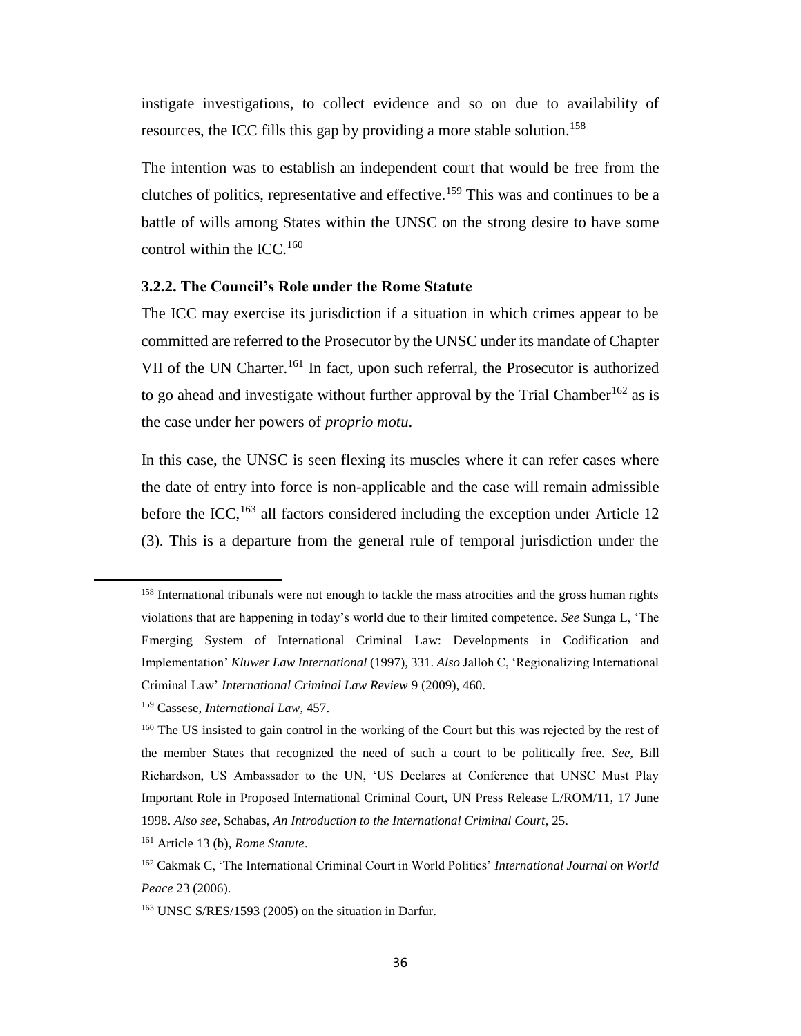instigate investigations, to collect evidence and so on due to availability of resources, the ICC fills this gap by providing a more stable solution.[158]

The intention was to establish an independent court that would be free from the clutches of politics, representative and effective.[159] This was and continues to be a battle of wills among States within the UNSC on the strong desire to have some control within the ICC.[160]

### 3.2.2. The Council's Role under the Rome Statute

The ICC may exercise its jurisdiction if a situation in which crimes appear to be committed are referred to the Prosecutor by the UNSC under its mandate of Chapter VII of the UN Charter.[161] In fact, upon such referral, the Prosecutor is authorized to go ahead and investigate without further approval by the Trial Chamber[162] as is the case under her powers of *proprio motu.*

In this case, the UNSC is seen flexing its muscles where it can refer cases where the date of entry into force is non-applicable and the case will remain admissible before the ICC,[163] all factors considered including the exception under Article 12 (3). This is a departure from the general rule of temporal jurisdiction under the

---

[158] International tribunals were not enough to tackle the mass atrocities and the gross human rights violations that are happening in today's world due to their limited competence. *See* Sunga L, 'The Emerging System of International Criminal Law: Developments in Codification and Implementation' *Kluwer Law International* (1997), 331. *Also* Jalloh C, 'Regionalizing International Criminal Law' *International Criminal Law Review* 9 (2009), 460.

[159] Cassese, *International Law*, 457.

[160] The US insisted to gain control in the working of the Court but this was rejected by the rest of the member States that recognized the need of such a court to be politically free. *See,* Bill Richardson, US Ambassador to the UN, 'US Declares at Conference that UNSC Must Play Important Role in Proposed International Criminal Court, UN Press Release L/ROM/11, 17 June 1998. *Also see,* Schabas, *An Introduction to the International Criminal Court*, 25.

[161] Article 13 (b), *Rome Statute*.

[162] Cakmak C, 'The International Criminal Court in World Politics' *International Journal on World Peace* 23 (2006).

[163] UNSC S/RES/1593 (2005) on the situation in Darfur.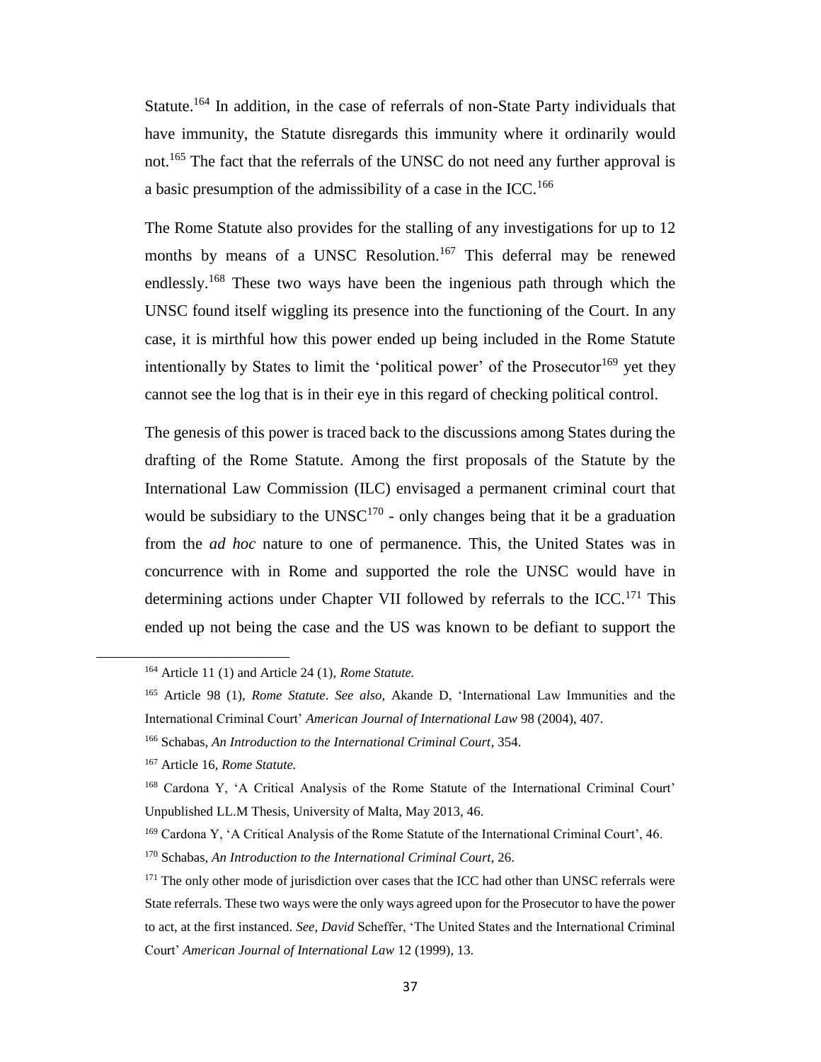Statute.[164] In addition, in the case of referrals of non-State Party individuals that have immunity, the Statute disregards this immunity where it ordinarily would not.[165] The fact that the referrals of the UNSC do not need any further approval is a basic presumption of the admissibility of a case in the ICC.[166]

The Rome Statute also provides for the stalling of any investigations for up to 12 months by means of a UNSC Resolution.[167] This deferral may be renewed endlessly.[168] These two ways have been the ingenious path through which the UNSC found itself wiggling its presence into the functioning of the Court. In any case, it is mirthful how this power ended up being included in the Rome Statute intentionally by States to limit the 'political power' of the Prosecutor[169] yet they cannot see the log that is in their eye in this regard of checking political control.

The genesis of this power is traced back to the discussions among States during the drafting of the Rome Statute. Among the first proposals of the Statute by the International Law Commission (ILC) envisaged a permanent criminal court that would be subsidiary to the UNSC[170] - only changes being that it be a graduation from the *ad hoc* nature to one of permanence. This, the United States was in concurrence with in Rome and supported the role the UNSC would have in determining actions under Chapter VII followed by referrals to the ICC.[171] This ended up not being the case and the US was known to be defiant to support the

---

[164] Article 11 (1) and Article 24 (1), *Rome Statute.*

[165] Article 98 (1), *Rome Statute*. *See also*, Akande D, 'International Law Immunities and the International Criminal Court' *American Journal of International Law* 98 (2004), 407.

[166] Schabas, *An Introduction to the International Criminal Court*, 354.

[167] Article 16, *Rome Statute.*

[168] Cardona Y, 'A Critical Analysis of the Rome Statute of the International Criminal Court' Unpublished LL.M Thesis, University of Malta, May 2013, 46.

[169] Cardona Y, 'A Critical Analysis of the Rome Statute of the International Criminal Court', 46.

[170] Schabas, *An Introduction to the International Criminal Court*, 26.

[171] The only other mode of jurisdiction over cases that the ICC had other than UNSC referrals were State referrals. These two ways were the only ways agreed upon for the Prosecutor to have the power to act, at the first instanced. *See, David* Scheffer, 'The United States and the International Criminal Court' *American Journal of International Law* 12 (1999), 13.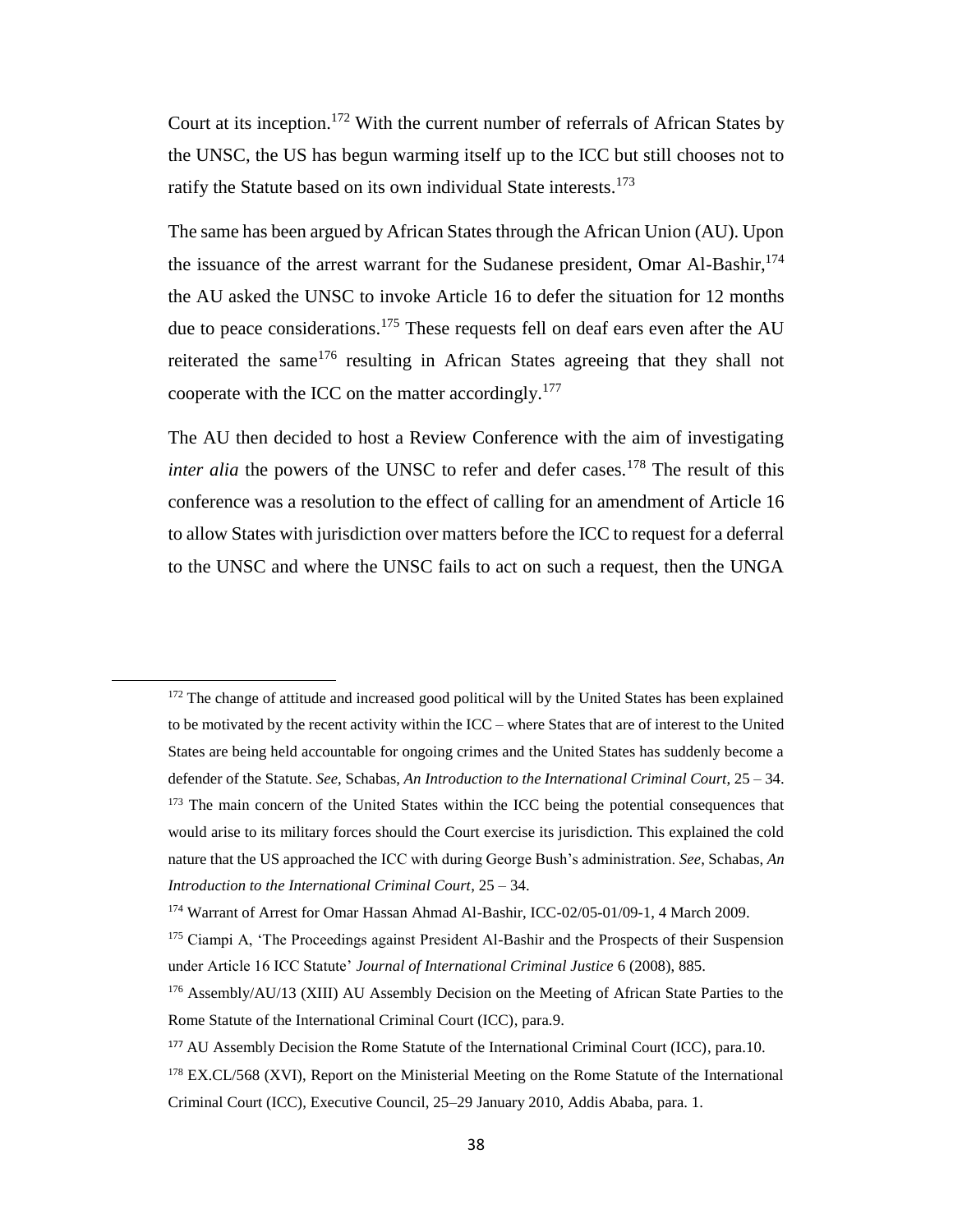Court at its inception.[172] With the current number of referrals of African States by the UNSC, the US has begun warming itself up to the ICC but still chooses not to ratify the Statute based on its own individual State interests.[173]

The same has been argued by African States through the African Union (AU). Upon the issuance of the arrest warrant for the Sudanese president, Omar Al-Bashir,[174] the AU asked the UNSC to invoke Article 16 to defer the situation for 12 months due to peace considerations.[175] These requests fell on deaf ears even after the AU reiterated the same[176] resulting in African States agreeing that they shall not cooperate with the ICC on the matter accordingly.[177]

The AU then decided to host a Review Conference with the aim of investigating *inter alia* the powers of the UNSC to refer and defer cases.[178] The result of this conference was a resolution to the effect of calling for an amendment of Article 16 to allow States with jurisdiction over matters before the ICC to request for a deferral to the UNSC and where the UNSC fails to act on such a request, then the UNGA

---

[172] The change of attitude and increased good political will by the United States has been explained to be motivated by the recent activity within the ICC – where States that are of interest to the United States are being held accountable for ongoing crimes and the United States has suddenly become a defender of the Statute. *See*, Schabas, *An Introduction to the International Criminal Court*, 25 – 34.

[173] The main concern of the United States within the ICC being the potential consequences that would arise to its military forces should the Court exercise its jurisdiction. This explained the cold nature that the US approached the ICC with during George Bush's administration. *See*, Schabas, *An Introduction to the International Criminal Court*, 25 – 34.

[174] Warrant of Arrest for Omar Hassan Ahmad Al-Bashir, ICC-02/05-01/09-1, 4 March 2009.

[175] Ciampi A, 'The Proceedings against President Al-Bashir and the Prospects of their Suspension under Article 16 ICC Statute' *Journal of International Criminal Justice* 6 (2008), 885.

[176] Assembly/AU/13 (XIII) AU Assembly Decision on the Meeting of African State Parties to the Rome Statute of the International Criminal Court (ICC), para.9.

[177] AU Assembly Decision the Rome Statute of the International Criminal Court (ICC), para.10.

[178] EX.CL/568 (XVI), Report on the Ministerial Meeting on the Rome Statute of the International Criminal Court (ICC), Executive Council, 25–29 January 2010, Addis Ababa, para. 1.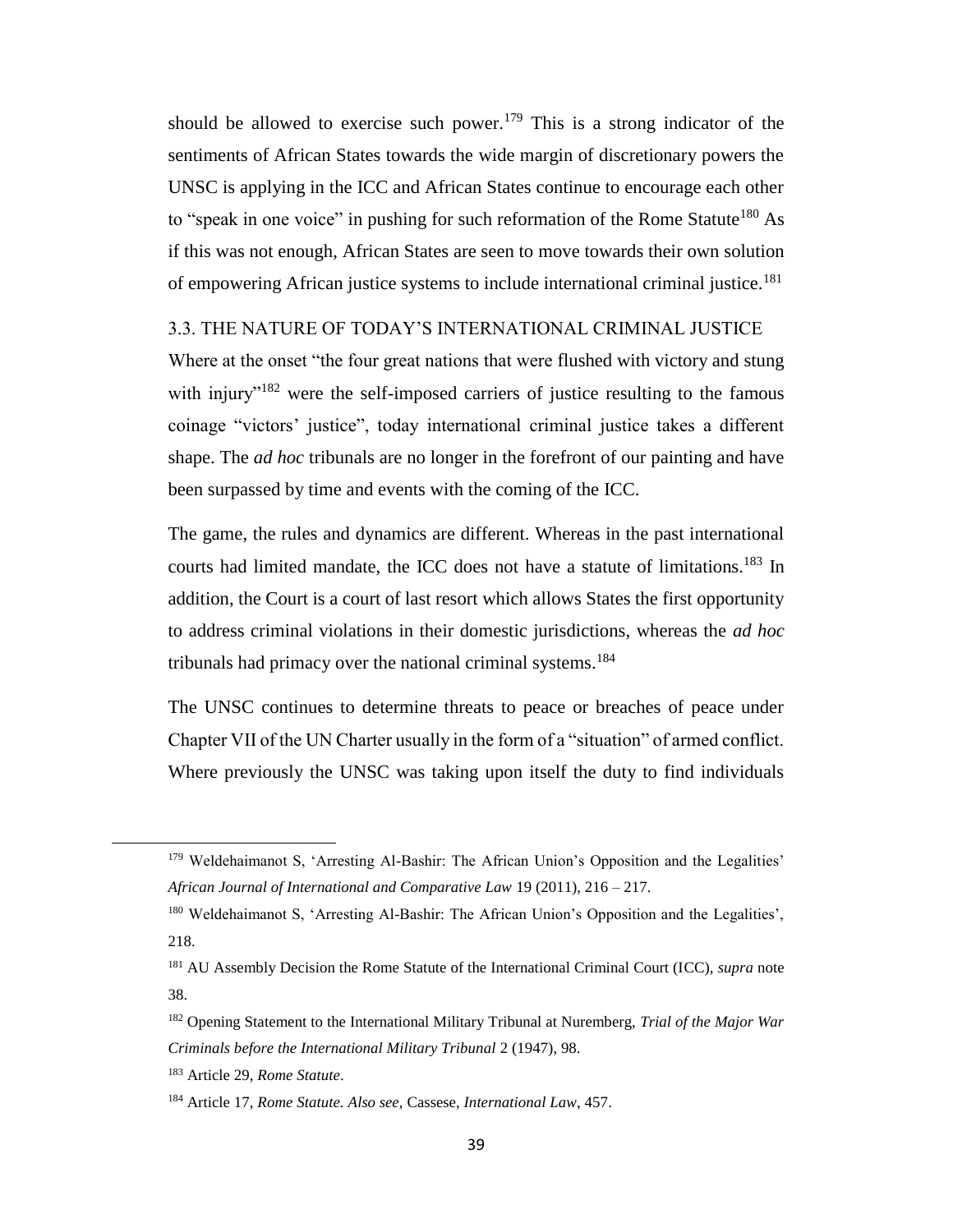should be allowed to exercise such power.[179] This is a strong indicator of the sentiments of African States towards the wide margin of discretionary powers the UNSC is applying in the ICC and African States continue to encourage each other to "speak in one voice" in pushing for such reformation of the Rome Statute[180] As if this was not enough, African States are seen to move towards their own solution of empowering African justice systems to include international criminal justice.[181]

### 3.3. THE NATURE OF TODAY'S INTERNATIONAL CRIMINAL JUSTICE

Where at the onset "the four great nations that were flushed with victory and stung with injury"[182] were the self-imposed carriers of justice resulting to the famous coinage "victors' justice", today international criminal justice takes a different shape. The *ad hoc* tribunals are no longer in the forefront of our painting and have been surpassed by time and events with the coming of the ICC.

The game, the rules and dynamics are different. Whereas in the past international courts had limited mandate, the ICC does not have a statute of limitations.[183] In addition, the Court is a court of last resort which allows States the first opportunity to address criminal violations in their domestic jurisdictions, whereas the *ad hoc* tribunals had primacy over the national criminal systems.[184]

The UNSC continues to determine threats to peace or breaches of peace under Chapter VII of the UN Charter usually in the form of a "situation" of armed conflict. Where previously the UNSC was taking upon itself the duty to find individuals

---

[179] Weldehaimanot S, 'Arresting Al-Bashir: The African Union's Opposition and the Legalities' *African Journal of International and Comparative Law* 19 (2011), 216 – 217.

[180] Weldehaimanot S, 'Arresting Al-Bashir: The African Union's Opposition and the Legalities', 218.

[181] AU Assembly Decision the Rome Statute of the International Criminal Court (ICC), *supra* note 38.

[182] Opening Statement to the International Military Tribunal at Nuremberg, *Trial of the Major War Criminals before the International Military Tribunal* 2 (1947), 98.

[183] Article 29, *Rome Statute*.

[184] Article 17, *Rome Statute. Also see,* Cassese, *International Law*, 457.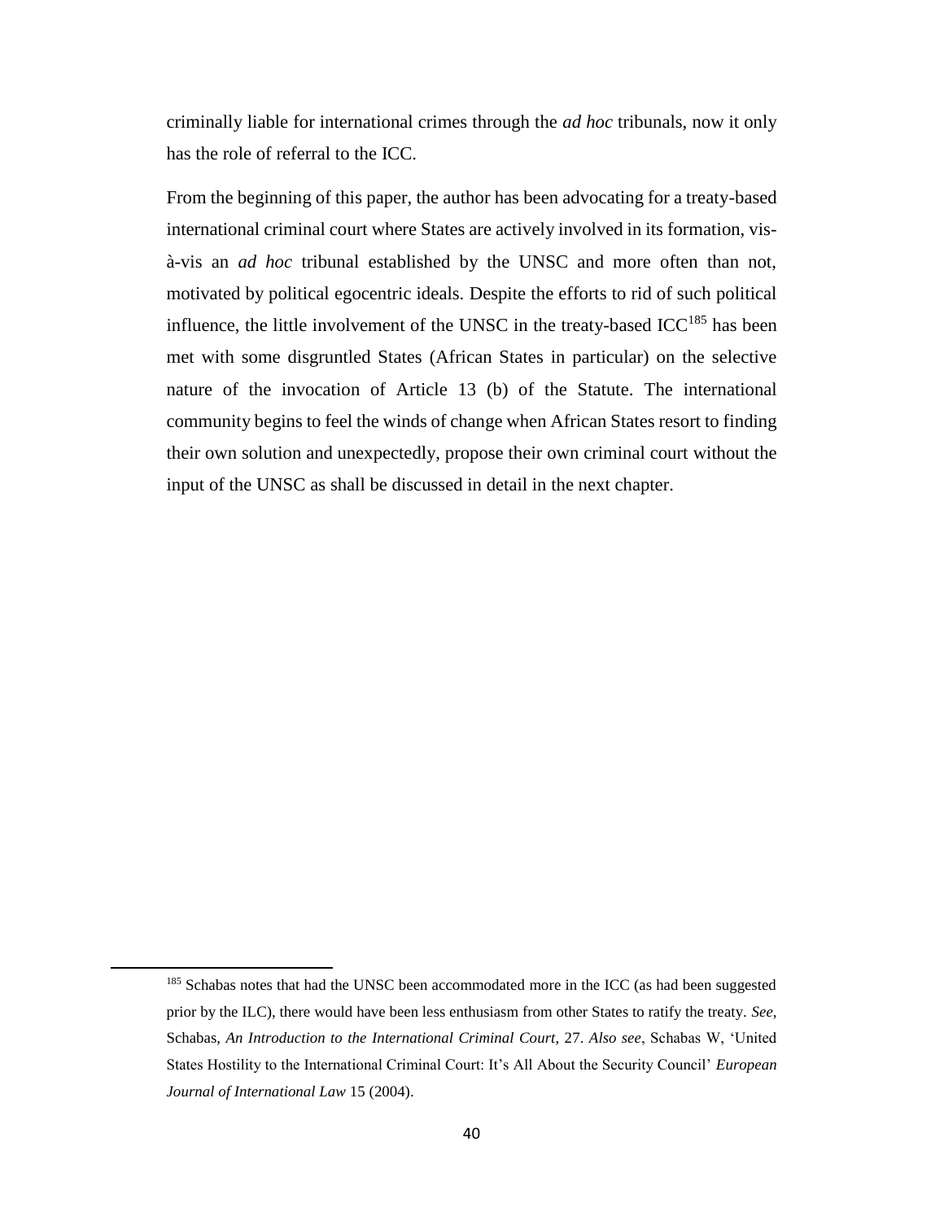criminally liable for international crimes through the *ad hoc* tribunals, now it only has the role of referral to the ICC.

From the beginning of this paper, the author has been advocating for a treaty-based international criminal court where States are actively involved in its formation, vis-à-vis an *ad hoc* tribunal established by the UNSC and more often than not, motivated by political egocentric ideals. Despite the efforts to rid of such political influence, the little involvement of the UNSC in the treaty-based ICC[185] has been met with some disgruntled States (African States in particular) on the selective nature of the invocation of Article 13 (b) of the Statute. The international community begins to feel the winds of change when African States resort to finding their own solution and unexpectedly, propose their own criminal court without the input of the UNSC as shall be discussed in detail in the next chapter.

---

[185] Schabas notes that had the UNSC been accommodated more in the ICC (as had been suggested prior by the ILC), there would have been less enthusiasm from other States to ratify the treaty. *See*, Schabas, *An Introduction to the International Criminal Court*, 27. *Also see*, Schabas W, 'United States Hostility to the International Criminal Court: It's All About the Security Council' *European Journal of International Law* 15 (2004).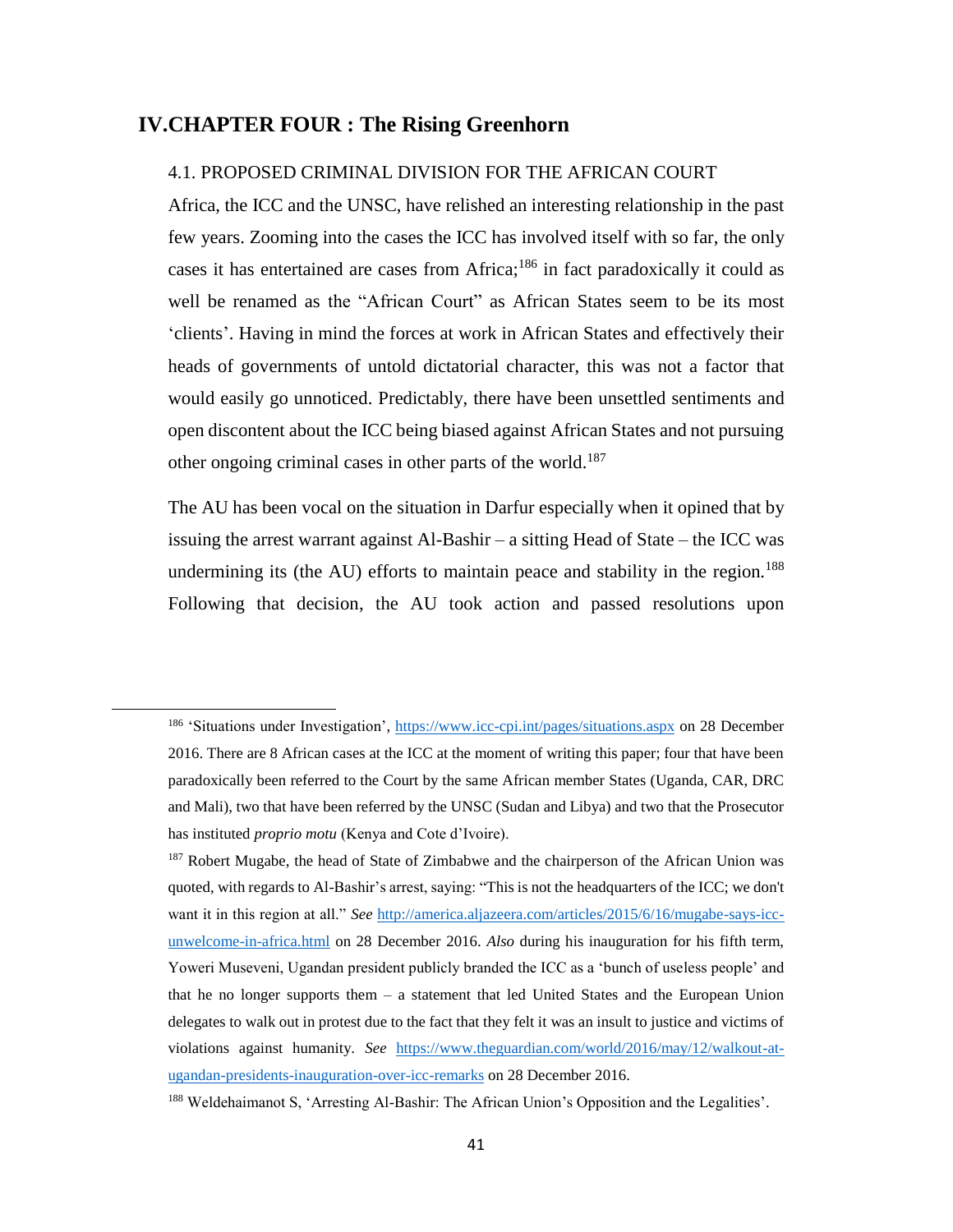# IV.CHAPTER FOUR : The Rising Greenhorn

## 4.1. PROPOSED CRIMINAL DIVISION FOR THE AFRICAN COURT

Africa, the ICC and the UNSC, have relished an interesting relationship in the past few years. Zooming into the cases the ICC has involved itself with so far, the only cases it has entertained are cases from Africa;[186] in fact paradoxically it could as well be renamed as the "African Court" as African States seem to be its most 'clients'. Having in mind the forces at work in African States and effectively their heads of governments of untold dictatorial character, this was not a factor that would easily go unnoticed. Predictably, there have been unsettled sentiments and open discontent about the ICC being biased against African States and not pursuing other ongoing criminal cases in other parts of the world.[187]

The AU has been vocal on the situation in Darfur especially when it opined that by issuing the arrest warrant against Al-Bashir – a sitting Head of State – the ICC was undermining its (the AU) efforts to maintain peace and stability in the region.[188] Following that decision, the AU took action and passed resolutions upon

---

[186] 'Situations under Investigation', https://www.icc-cpi.int/pages/situations.aspx on 28 December 2016. There are 8 African cases at the ICC at the moment of writing this paper; four that have been paradoxically been referred to the Court by the same African member States (Uganda, CAR, DRC and Mali), two that have been referred by the UNSC (Sudan and Libya) and two that the Prosecutor has instituted *proprio motu* (Kenya and Cote d'Ivoire).

[187] Robert Mugabe, the head of State of Zimbabwe and the chairperson of the African Union was quoted, with regards to Al-Bashir's arrest, saying: "This is not the headquarters of the ICC; we don't want it in this region at all." *See* http://america.aljazeera.com/articles/2015/6/16/mugabe-says-icc-unwelcome-in-africa.html on 28 December 2016. *Also* during his inauguration for his fifth term, Yoweri Museveni, Ugandan president publicly branded the ICC as a 'bunch of useless people' and that he no longer supports them – a statement that led United States and the European Union delegates to walk out in protest due to the fact that they felt it was an insult to justice and victims of violations against humanity. *See* https://www.theguardian.com/world/2016/may/12/walkout-at-ugandan-presidents-inauguration-over-icc-remarks on 28 December 2016.

[188] Weldehaimanot S, 'Arresting Al-Bashir: The African Union's Opposition and the Legalities'.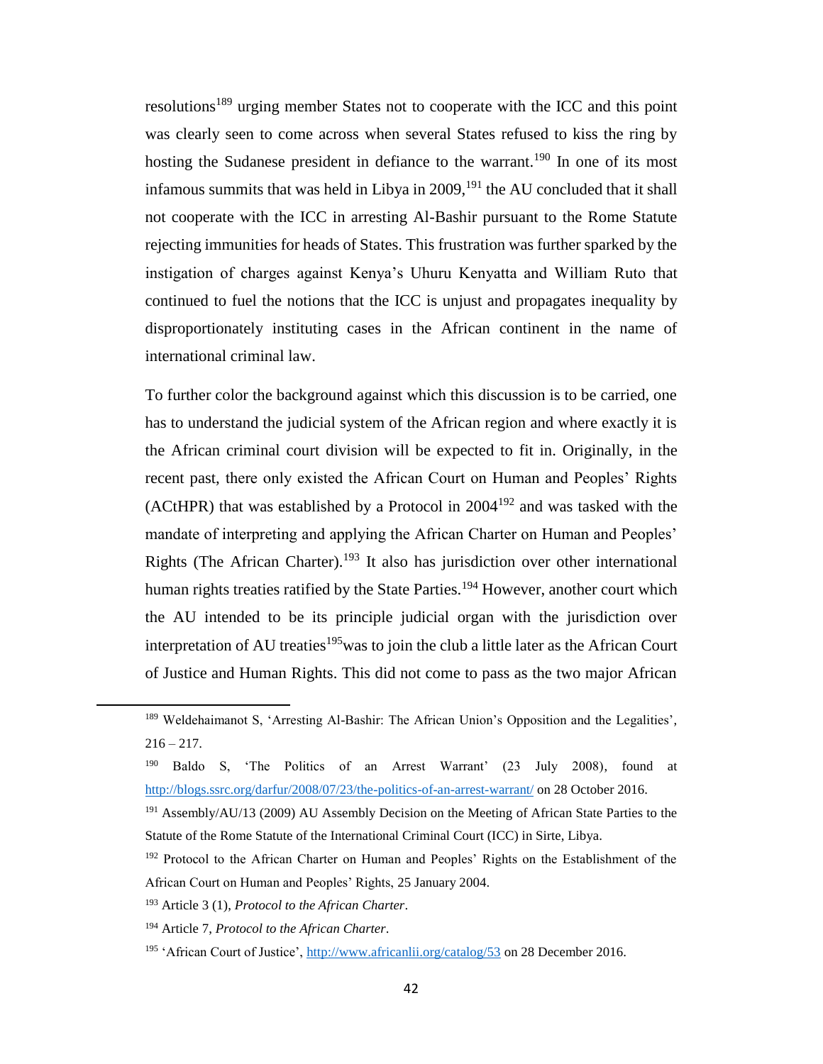resolutions[189] urging member States not to cooperate with the ICC and this point was clearly seen to come across when several States refused to kiss the ring by hosting the Sudanese president in defiance to the warrant.[190] In one of its most infamous summits that was held in Libya in 2009,[191] the AU concluded that it shall not cooperate with the ICC in arresting Al-Bashir pursuant to the Rome Statute rejecting immunities for heads of States. This frustration was further sparked by the instigation of charges against Kenya's Uhuru Kenyatta and William Ruto that continued to fuel the notions that the ICC is unjust and propagates inequality by disproportionately instituting cases in the African continent in the name of international criminal law.

To further color the background against which this discussion is to be carried, one has to understand the judicial system of the African region and where exactly it is the African criminal court division will be expected to fit in. Originally, in the recent past, there only existed the African Court on Human and Peoples' Rights (ACtHPR) that was established by a Protocol in 2004[192] and was tasked with the mandate of interpreting and applying the African Charter on Human and Peoples' Rights (The African Charter).[193] It also has jurisdiction over other international human rights treaties ratified by the State Parties.[194] However, another court which the AU intended to be its principle judicial organ with the jurisdiction over interpretation of AU treaties[195]was to join the club a little later as the African Court of Justice and Human Rights. This did not come to pass as the two major African

---

[189] Weldehaimanot S, 'Arresting Al-Bashir: The African Union's Opposition and the Legalities', 216 – 217.

[190] Baldo S, 'The Politics of an Arrest Warrant' (23 July 2008), found at http://blogs.ssrc.org/darfur/2008/07/23/the-politics-of-an-arrest-warrant/ on 28 October 2016.

[191] Assembly/AU/13 (2009) AU Assembly Decision on the Meeting of African State Parties to the Statute of the Rome Statute of the International Criminal Court (ICC) in Sirte, Libya.

[192] Protocol to the African Charter on Human and Peoples' Rights on the Establishment of the African Court on Human and Peoples' Rights, 25 January 2004.

[193] Article 3 (1), *Protocol to the African Charter*.

[194] Article 7, *Protocol to the African Charter*.

[195] 'African Court of Justice', http://www.africanlii.org/catalog/53 on 28 December 2016.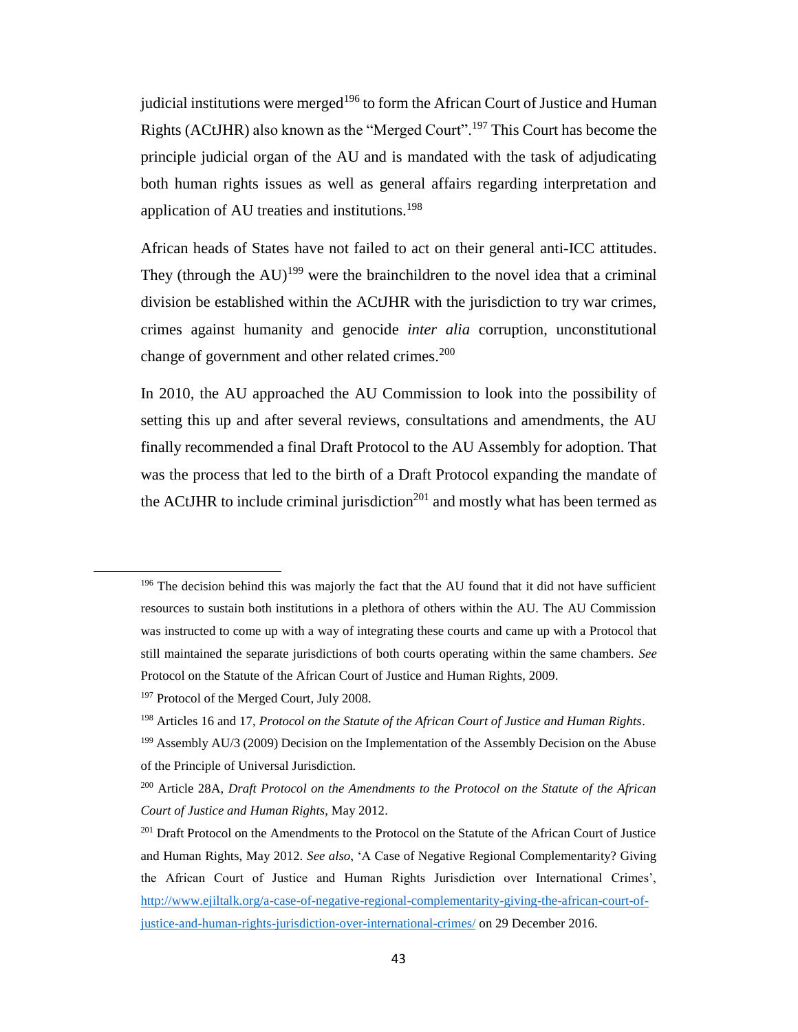judicial institutions were merged[196] to form the African Court of Justice and Human Rights (ACtJHR) also known as the "Merged Court".[197] This Court has become the principle judicial organ of the AU and is mandated with the task of adjudicating both human rights issues as well as general affairs regarding interpretation and application of AU treaties and institutions.[198]

African heads of States have not failed to act on their general anti-ICC attitudes. They (through the AU)[199] were the brainchildren to the novel idea that a criminal division be established within the ACtJHR with the jurisdiction to try war crimes, crimes against humanity and genocide *inter alia* corruption, unconstitutional change of government and other related crimes.[200]

In 2010, the AU approached the AU Commission to look into the possibility of setting this up and after several reviews, consultations and amendments, the AU finally recommended a final Draft Protocol to the AU Assembly for adoption. That was the process that led to the birth of a Draft Protocol expanding the mandate of the ACtJHR to include criminal jurisdiction[201] and mostly what has been termed as

---

[196] The decision behind this was majorly the fact that the AU found that it did not have sufficient resources to sustain both institutions in a plethora of others within the AU. The AU Commission was instructed to come up with a way of integrating these courts and came up with a Protocol that still maintained the separate jurisdictions of both courts operating within the same chambers. *See* Protocol on the Statute of the African Court of Justice and Human Rights, 2009.

[197] Protocol of the Merged Court, July 2008.

[198] Articles 16 and 17, *Protocol on the Statute of the African Court of Justice and Human Rights*.

[199] Assembly AU/3 (2009) Decision on the Implementation of the Assembly Decision on the Abuse of the Principle of Universal Jurisdiction.

[200] Article 28A, *Draft Protocol on the Amendments to the Protocol on the Statute of the African Court of Justice and Human Rights*, May 2012.

[201] Draft Protocol on the Amendments to the Protocol on the Statute of the African Court of Justice and Human Rights, May 2012. *See also*, 'A Case of Negative Regional Complementarity? Giving the African Court of Justice and Human Rights Jurisdiction over International Crimes', http://www.ejiltalk.org/a-case-of-negative-regional-complementarity-giving-the-african-court-of-justice-and-human-rights-jurisdiction-over-international-crimes/ on 29 December 2016.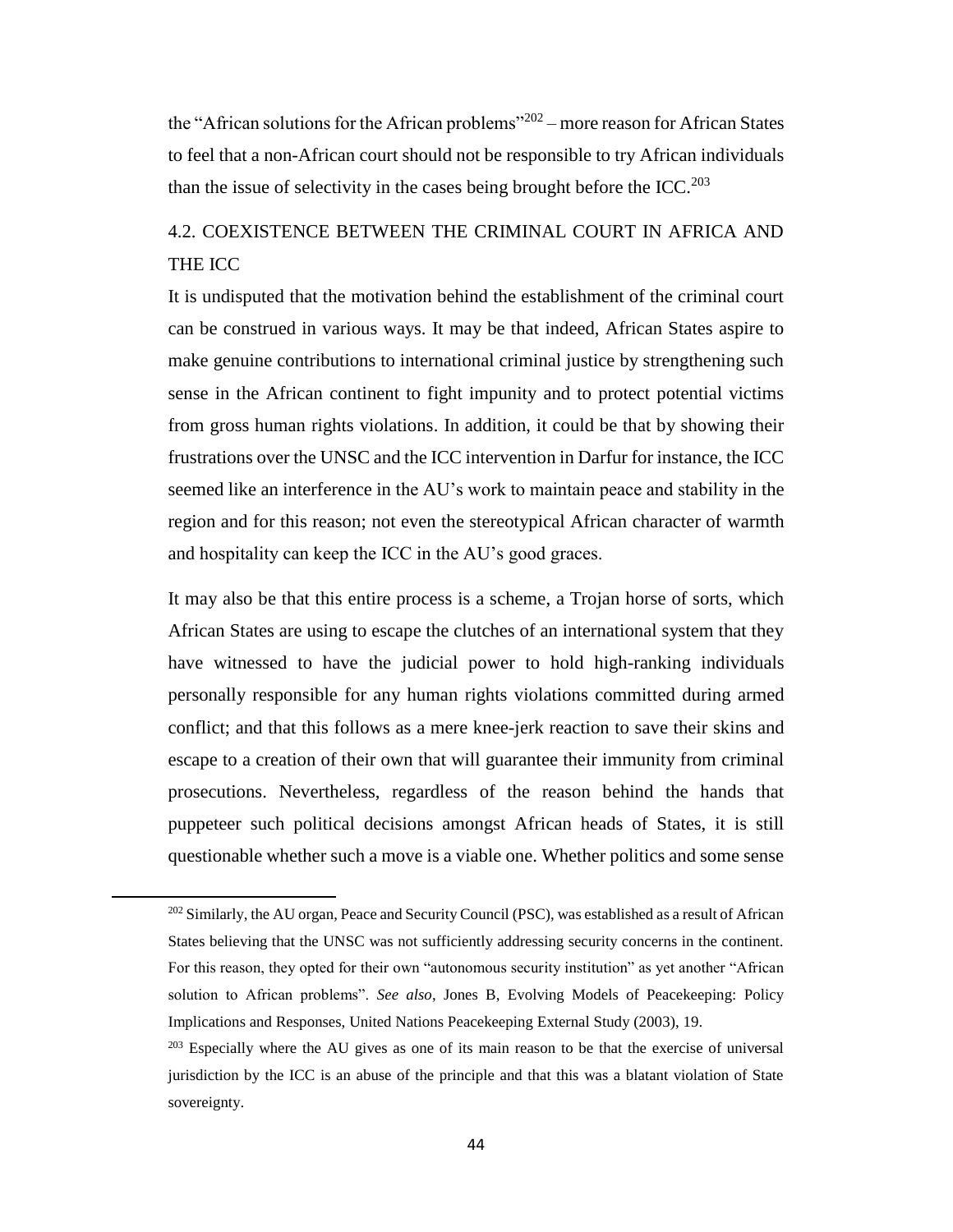the "African solutions for the African problems"[202] – more reason for African States to feel that a non-African court should not be responsible to try African individuals than the issue of selectivity in the cases being brought before the ICC.[203]

## 4.2. COEXISTENCE BETWEEN THE CRIMINAL COURT IN AFRICA AND THE ICC

It is undisputed that the motivation behind the establishment of the criminal court can be construed in various ways. It may be that indeed, African States aspire to make genuine contributions to international criminal justice by strengthening such sense in the African continent to fight impunity and to protect potential victims from gross human rights violations. In addition, it could be that by showing their frustrations over the UNSC and the ICC intervention in Darfur for instance, the ICC seemed like an interference in the AU's work to maintain peace and stability in the region and for this reason; not even the stereotypical African character of warmth and hospitality can keep the ICC in the AU's good graces.

It may also be that this entire process is a scheme, a Trojan horse of sorts, which African States are using to escape the clutches of an international system that they have witnessed to have the judicial power to hold high-ranking individuals personally responsible for any human rights violations committed during armed conflict; and that this follows as a mere knee-jerk reaction to save their skins and escape to a creation of their own that will guarantee their immunity from criminal prosecutions. Nevertheless, regardless of the reason behind the hands that puppeteer such political decisions amongst African heads of States, it is still questionable whether such a move is a viable one. Whether politics and some sense

---

[202] Similarly, the AU organ, Peace and Security Council (PSC), was established as a result of African States believing that the UNSC was not sufficiently addressing security concerns in the continent. For this reason, they opted for their own "autonomous security institution" as yet another "African solution to African problems". *See also*, Jones B, Evolving Models of Peacekeeping: Policy Implications and Responses, United Nations Peacekeeping External Study (2003), 19.

[203] Especially where the AU gives as one of its main reason to be that the exercise of universal jurisdiction by the ICC is an abuse of the principle and that this was a blatant violation of State sovereignty.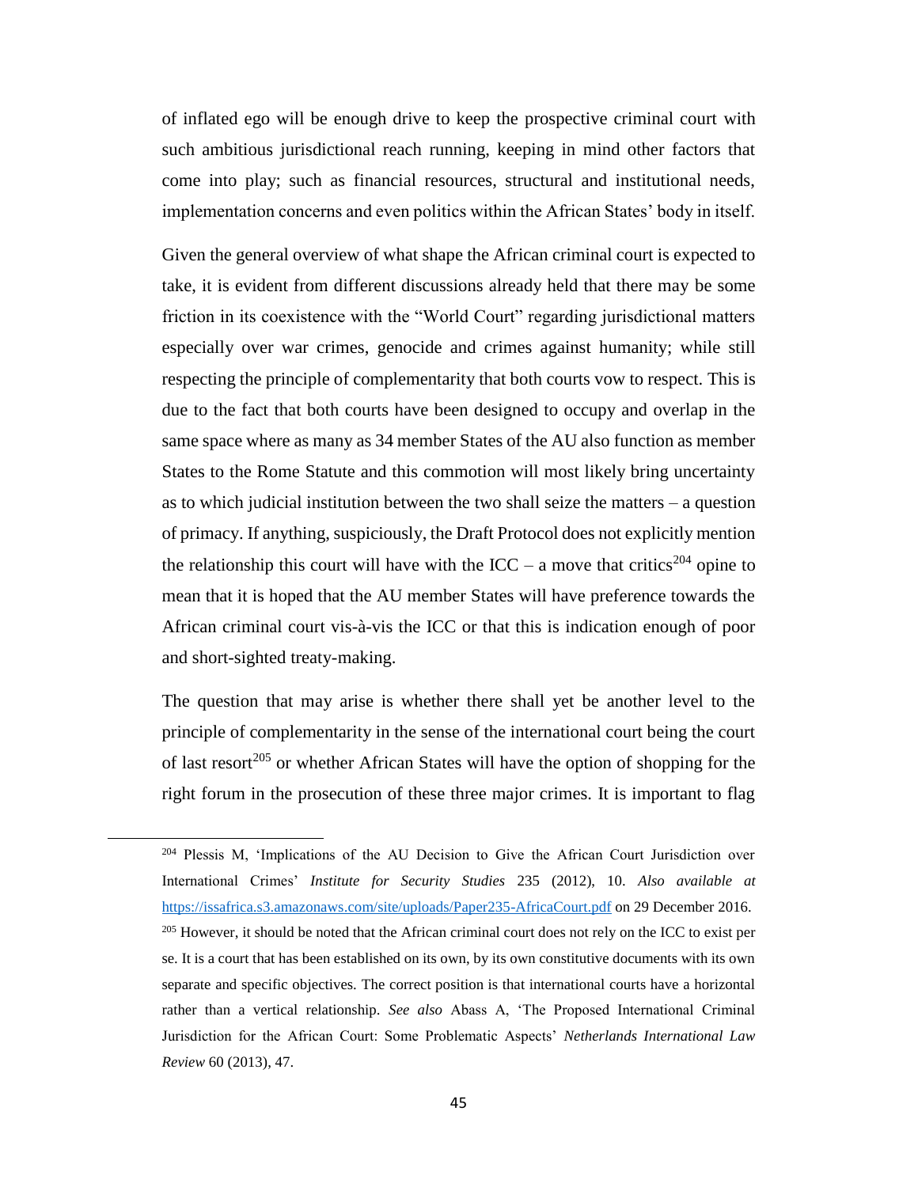of inflated ego will be enough drive to keep the prospective criminal court with such ambitious jurisdictional reach running, keeping in mind other factors that come into play; such as financial resources, structural and institutional needs, implementation concerns and even politics within the African States' body in itself.

Given the general overview of what shape the African criminal court is expected to take, it is evident from different discussions already held that there may be some friction in its coexistence with the "World Court" regarding jurisdictional matters especially over war crimes, genocide and crimes against humanity; while still respecting the principle of complementarity that both courts vow to respect. This is due to the fact that both courts have been designed to occupy and overlap in the same space where as many as 34 member States of the AU also function as member States to the Rome Statute and this commotion will most likely bring uncertainty as to which judicial institution between the two shall seize the matters – a question of primacy. If anything, suspiciously, the Draft Protocol does not explicitly mention the relationship this court will have with the ICC – a move that critics[204] opine to mean that it is hoped that the AU member States will have preference towards the African criminal court vis-à-vis the ICC or that this is indication enough of poor and short-sighted treaty-making.

The question that may arise is whether there shall yet be another level to the principle of complementarity in the sense of the international court being the court of last resort[205] or whether African States will have the option of shopping for the right forum in the prosecution of these three major crimes. It is important to flag

---

[204] Plessis M, 'Implications of the AU Decision to Give the African Court Jurisdiction over International Crimes' *Institute for Security Studies* 235 (2012), 10. *Also available at* https://issafrica.s3.amazonaws.com/site/uploads/Paper235-AfricaCourt.pdf on 29 December 2016.

[205] However, it should be noted that the African criminal court does not rely on the ICC to exist per se. It is a court that has been established on its own, by its own constitutive documents with its own separate and specific objectives. The correct position is that international courts have a horizontal rather than a vertical relationship. *See also* Abass A, 'The Proposed International Criminal Jurisdiction for the African Court: Some Problematic Aspects' *Netherlands International Law Review* 60 (2013), 47.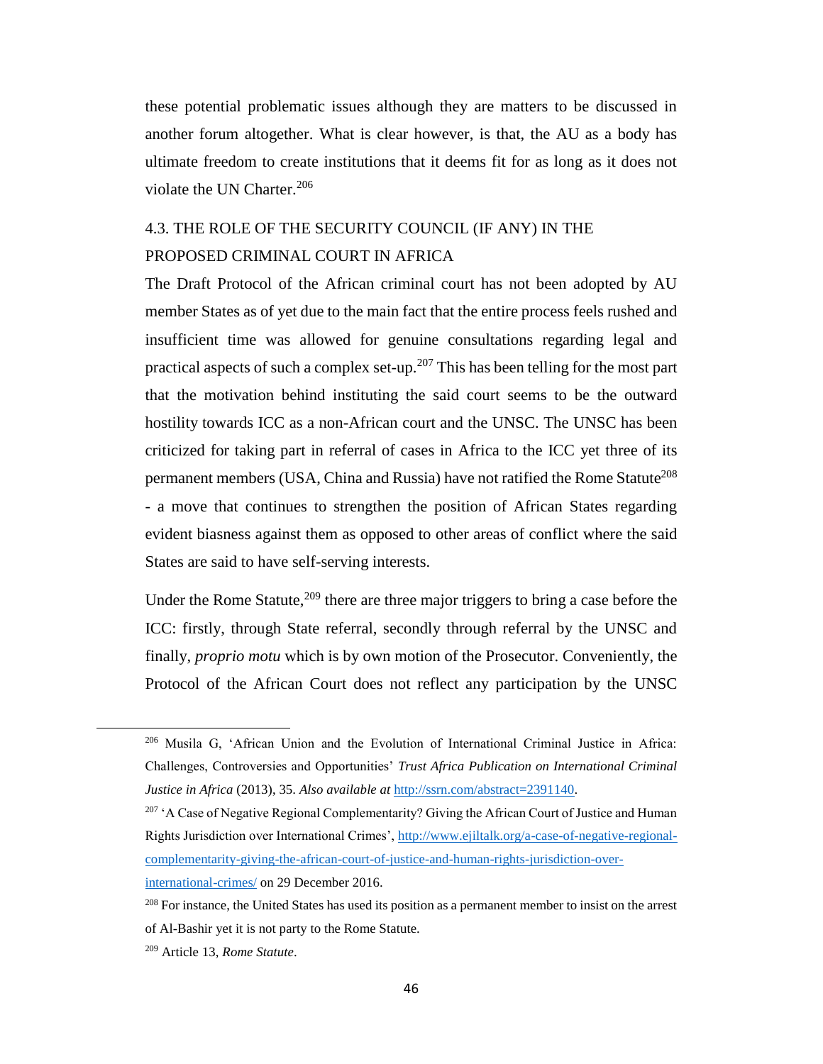these potential problematic issues although they are matters to be discussed in another forum altogether. What is clear however, is that, the AU as a body has ultimate freedom to create institutions that it deems fit for as long as it does not violate the UN Charter.[206]

### 4.3. THE ROLE OF THE SECURITY COUNCIL (IF ANY) IN THE PROPOSED CRIMINAL COURT IN AFRICA

The Draft Protocol of the African criminal court has not been adopted by AU member States as of yet due to the main fact that the entire process feels rushed and insufficient time was allowed for genuine consultations regarding legal and practical aspects of such a complex set-up.[207] This has been telling for the most part that the motivation behind instituting the said court seems to be the outward hostility towards ICC as a non-African court and the UNSC. The UNSC has been criticized for taking part in referral of cases in Africa to the ICC yet three of its permanent members (USA, China and Russia) have not ratified the Rome Statute[208] - a move that continues to strengthen the position of African States regarding evident biasness against them as opposed to other areas of conflict where the said States are said to have self-serving interests.

Under the Rome Statute,[209] there are three major triggers to bring a case before the ICC: firstly, through State referral, secondly through referral by the UNSC and finally, *proprio motu* which is by own motion of the Prosecutor. Conveniently, the Protocol of the African Court does not reflect any participation by the UNSC

---

[206] Musila G, 'African Union and the Evolution of International Criminal Justice in Africa: Challenges, Controversies and Opportunities' *Trust Africa Publication on International Criminal Justice in Africa* (2013), 35. *Also available at* http://ssrn.com/abstract=2391140.

[207] 'A Case of Negative Regional Complementarity? Giving the African Court of Justice and Human Rights Jurisdiction over International Crimes', http://www.ejiltalk.org/a-case-of-negative-regional-complementarity-giving-the-african-court-of-justice-and-human-rights-jurisdiction-over-international-crimes/ on 29 December 2016.

[208] For instance, the United States has used its position as a permanent member to insist on the arrest of Al-Bashir yet it is not party to the Rome Statute.

[209] Article 13, *Rome Statute*.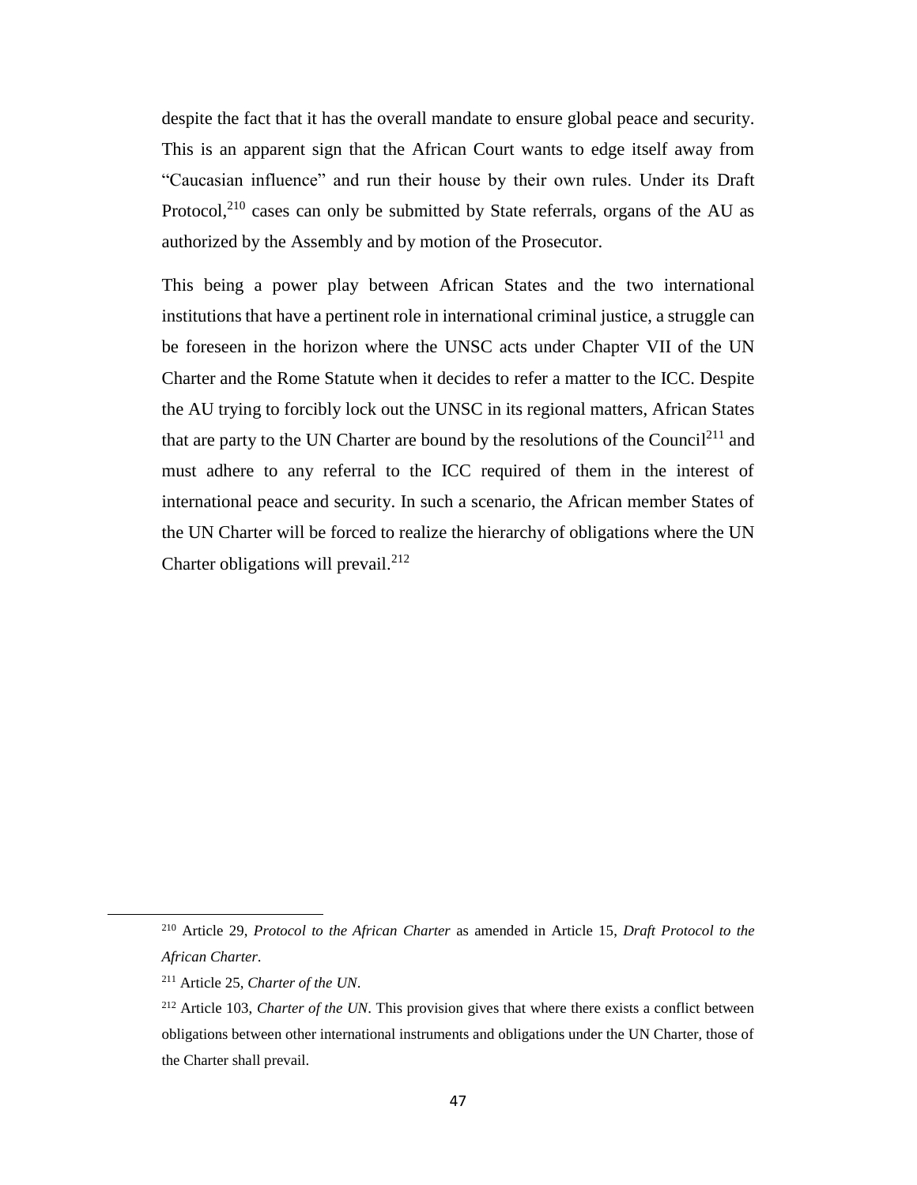despite the fact that it has the overall mandate to ensure global peace and security. This is an apparent sign that the African Court wants to edge itself away from "Caucasian influence" and run their house by their own rules. Under its Draft Protocol,[210] cases can only be submitted by State referrals, organs of the AU as authorized by the Assembly and by motion of the Prosecutor.

This being a power play between African States and the two international institutions that have a pertinent role in international criminal justice, a struggle can be foreseen in the horizon where the UNSC acts under Chapter VII of the UN Charter and the Rome Statute when it decides to refer a matter to the ICC. Despite the AU trying to forcibly lock out the UNSC in its regional matters, African States that are party to the UN Charter are bound by the resolutions of the Council[211] and must adhere to any referral to the ICC required of them in the interest of international peace and security. In such a scenario, the African member States of the UN Charter will be forced to realize the hierarchy of obligations where the UN Charter obligations will prevail.[212]

---

[210] Article 29, *Protocol to the African Charter* as amended in Article 15, *Draft Protocol to the African Charter*.

[211] Article 25, *Charter of the UN*.

[212] Article 103, *Charter of the UN*. This provision gives that where there exists a conflict between obligations between other international instruments and obligations under the UN Charter, those of the Charter shall prevail.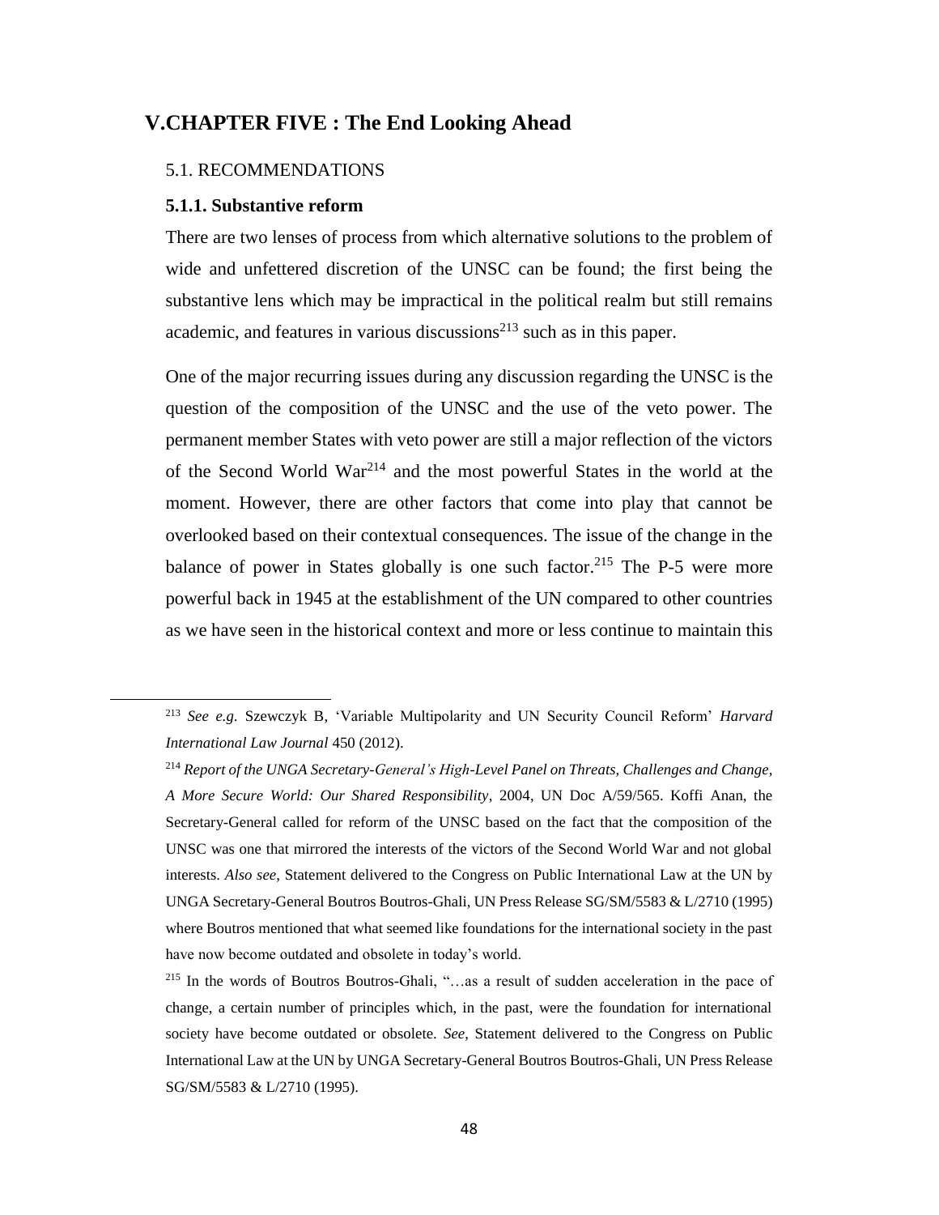# V.CHAPTER FIVE : The End Looking Ahead

## 5.1. RECOMMENDATIONS

### 5.1.1. Substantive reform

There are two lenses of process from which alternative solutions to the problem of wide and unfettered discretion of the UNSC can be found; the first being the substantive lens which may be impractical in the political realm but still remains academic, and features in various discussions[213] such as in this paper.

One of the major recurring issues during any discussion regarding the UNSC is the question of the composition of the UNSC and the use of the veto power. The permanent member States with veto power are still a major reflection of the victors of the Second World War[214] and the most powerful States in the world at the moment. However, there are other factors that come into play that cannot be overlooked based on their contextual consequences. The issue of the change in the balance of power in States globally is one such factor.[215] The P-5 were more powerful back in 1945 at the establishment of the UN compared to other countries as we have seen in the historical context and more or less continue to maintain this

---

[213] *See e.g.* Szewczyk B, 'Variable Multipolarity and UN Security Council Reform' *Harvard International Law Journal* 450 (2012).

[214] *Report of the UNGA Secretary-General's High-Level Panel on Threats, Challenges and Change, A More Secure World: Our Shared Responsibility*, 2004, UN Doc A/59/565. Koffi Anan, the Secretary-General called for reform of the UNSC based on the fact that the composition of the UNSC was one that mirrored the interests of the victors of the Second World War and not global interests. *Also see,* Statement delivered to the Congress on Public International Law at the UN by UNGA Secretary-General Boutros Boutros-Ghali, UN Press Release SG/SM/5583 & L/2710 (1995) where Boutros mentioned that what seemed like foundations for the international society in the past have now become outdated and obsolete in today's world.

[215] In the words of Boutros Boutros-Ghali, "…as a result of sudden acceleration in the pace of change, a certain number of principles which, in the past, were the foundation for international society have become outdated or obsolete. *See*, Statement delivered to the Congress on Public International Law at the UN by UNGA Secretary-General Boutros Boutros-Ghali, UN Press Release SG/SM/5583 & L/2710 (1995).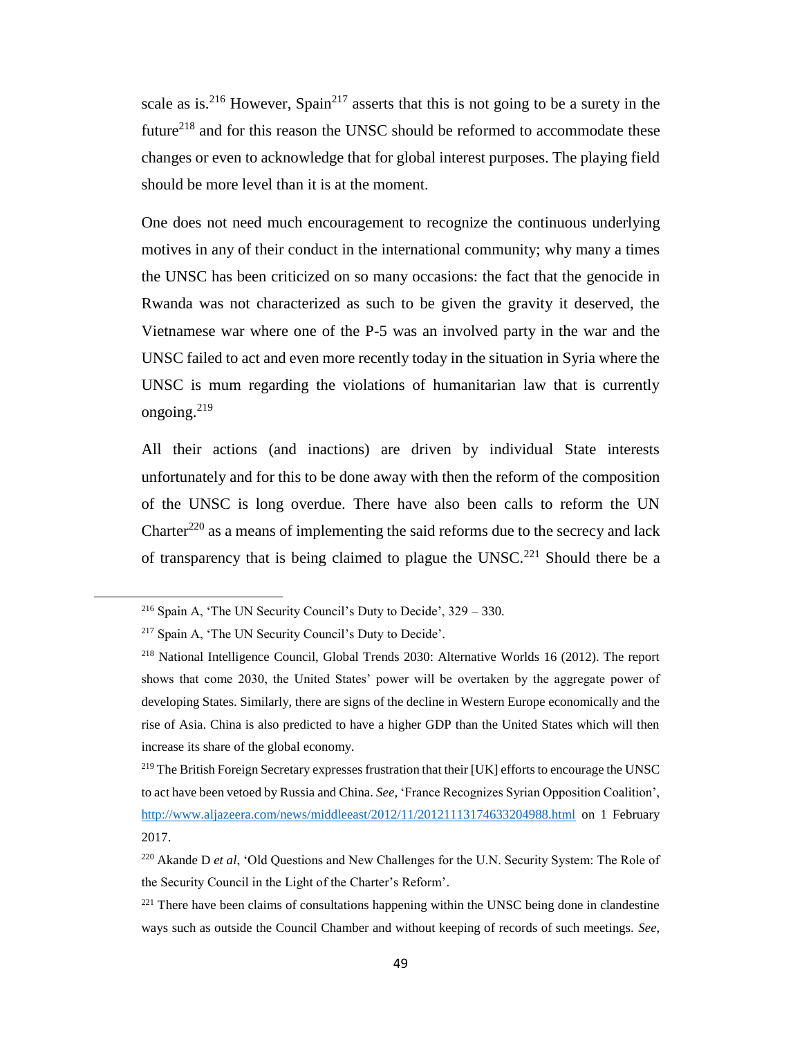scale as is.[216] However, Spain[217] asserts that this is not going to be a surety in the future[218] and for this reason the UNSC should be reformed to accommodate these changes or even to acknowledge that for global interest purposes. The playing field should be more level than it is at the moment.

One does not need much encouragement to recognize the continuous underlying motives in any of their conduct in the international community; why many a times the UNSC has been criticized on so many occasions: the fact that the genocide in Rwanda was not characterized as such to be given the gravity it deserved, the Vietnamese war where one of the P-5 was an involved party in the war and the UNSC failed to act and even more recently today in the situation in Syria where the UNSC is mum regarding the violations of humanitarian law that is currently ongoing.[219]

All their actions (and inactions) are driven by individual State interests unfortunately and for this to be done away with then the reform of the composition of the UNSC is long overdue. There have also been calls to reform the UN Charter[220] as a means of implementing the said reforms due to the secrecy and lack of transparency that is being claimed to plague the UNSC.[221] Should there be a

---

[216] Spain A, 'The UN Security Council's Duty to Decide', 329 – 330.

[217] Spain A, 'The UN Security Council's Duty to Decide'.

[218] National Intelligence Council, Global Trends 2030: Alternative Worlds 16 (2012). The report shows that come 2030, the United States' power will be overtaken by the aggregate power of developing States. Similarly, there are signs of the decline in Western Europe economically and the rise of Asia. China is also predicted to have a higher GDP than the United States which will then increase its share of the global economy.

[219] The British Foreign Secretary expresses frustration that their [UK] efforts to encourage the UNSC to act have been vetoed by Russia and China. *See,* 'France Recognizes Syrian Opposition Coalition', http://www.aljazeera.com/news/middleeast/2012/11/20121113174633204988.html on 1 February 2017.

[220] Akande D *et al*, 'Old Questions and New Challenges for the U.N. Security System: The Role of the Security Council in the Light of the Charter's Reform'.

[221] There have been claims of consultations happening within the UNSC being done in clandestine ways such as outside the Council Chamber and without keeping of records of such meetings. *See,*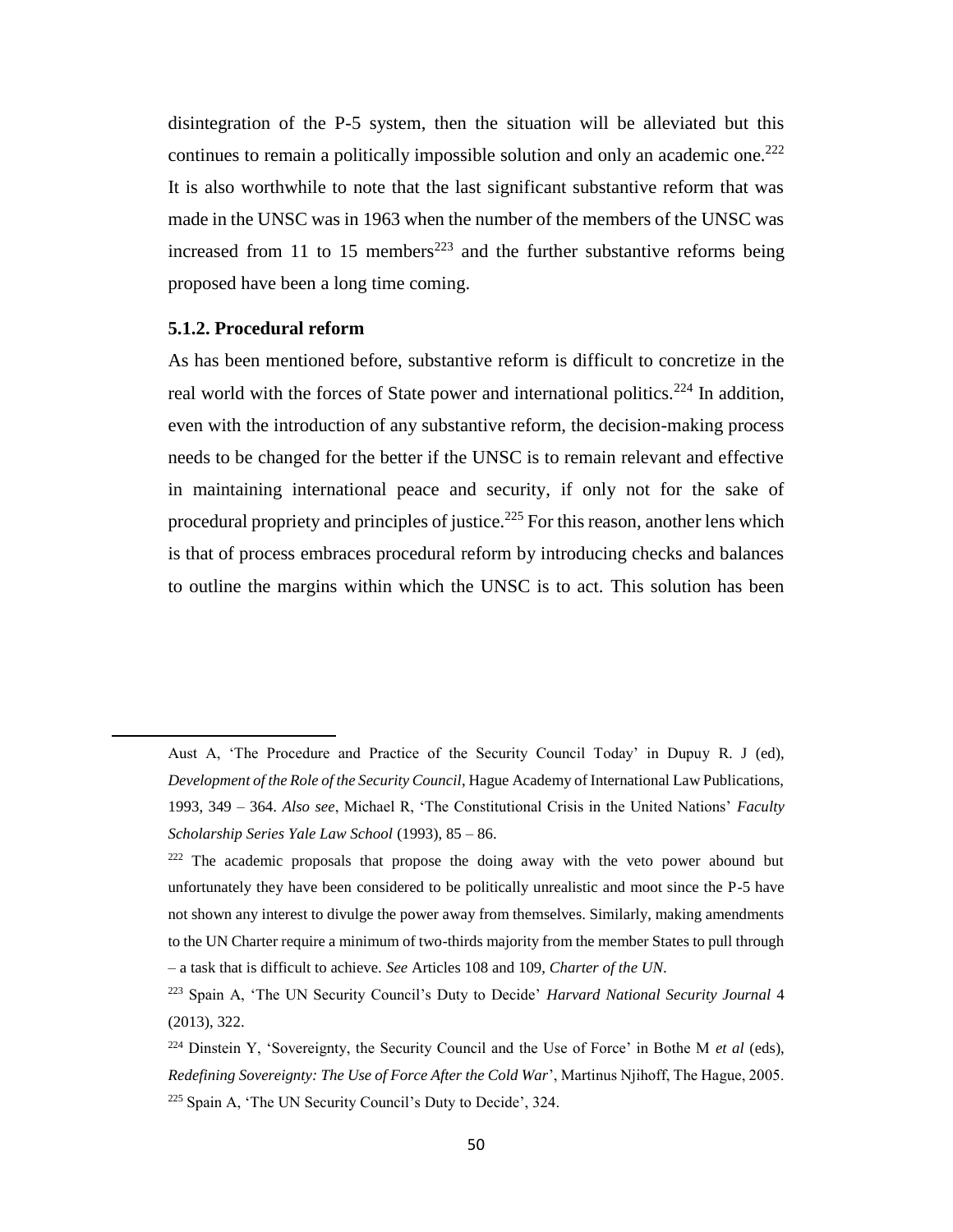disintegration of the P-5 system, then the situation will be alleviated but this continues to remain a politically impossible solution and only an academic one.[222] It is also worthwhile to note that the last significant substantive reform that was made in the UNSC was in 1963 when the number of the members of the UNSC was increased from 11 to 15 members[223] and the further substantive reforms being proposed have been a long time coming.

### 5.1.2. Procedural reform

As has been mentioned before, substantive reform is difficult to concretize in the real world with the forces of State power and international politics.[224] In addition, even with the introduction of any substantive reform, the decision-making process needs to be changed for the better if the UNSC is to remain relevant and effective in maintaining international peace and security, if only not for the sake of procedural propriety and principles of justice.[225] For this reason, another lens which is that of process embraces procedural reform by introducing checks and balances to outline the margins within which the UNSC is to act. This solution has been

---

Aust A, 'The Procedure and Practice of the Security Council Today' in Dupuy R. J (ed), *Development of the Role of the Security Council*, Hague Academy of International Law Publications, 1993, 349 – 364. *Also see*, Michael R, 'The Constitutional Crisis in the United Nations' *Faculty Scholarship Series Yale Law School* (1993), 85 – 86.

[222] The academic proposals that propose the doing away with the veto power abound but unfortunately they have been considered to be politically unrealistic and moot since the P-5 have not shown any interest to divulge the power away from themselves. Similarly, making amendments to the UN Charter require a minimum of two-thirds majority from the member States to pull through – a task that is difficult to achieve. *See* Articles 108 and 109, *Charter of the UN*.

[223] Spain A, 'The UN Security Council's Duty to Decide' *Harvard National Security Journal* 4 (2013), 322.

[224] Dinstein Y, 'Sovereignty, the Security Council and the Use of Force' in Bothe M *et al* (eds), *Redefining Sovereignty: The Use of Force After the Cold War*', Martinus Njihoff, The Hague, 2005.

[225] Spain A, 'The UN Security Council's Duty to Decide', 324.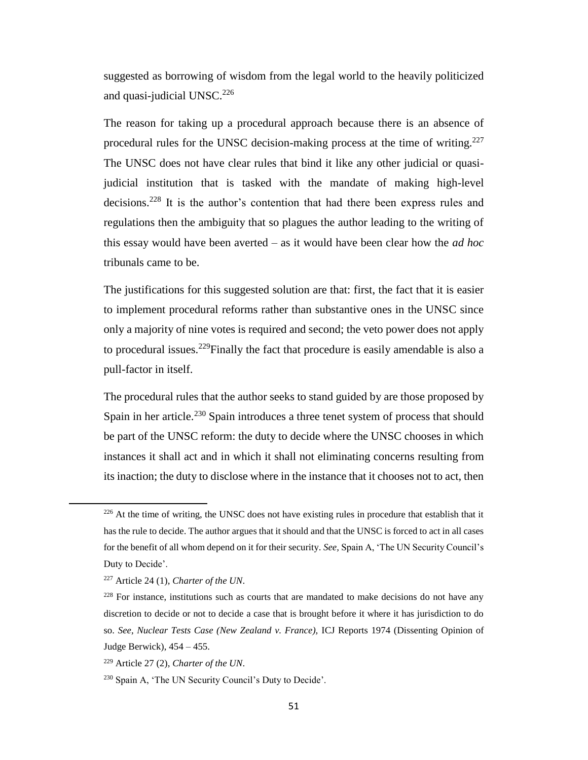suggested as borrowing of wisdom from the legal world to the heavily politicized and quasi-judicial UNSC.[226]

The reason for taking up a procedural approach because there is an absence of procedural rules for the UNSC decision-making process at the time of writing.[227] The UNSC does not have clear rules that bind it like any other judicial or quasi-judicial institution that is tasked with the mandate of making high-level decisions.[228] It is the author's contention that had there been express rules and regulations then the ambiguity that so plagues the author leading to the writing of this essay would have been averted – as it would have been clear how the *ad hoc* tribunals came to be.

The justifications for this suggested solution are that: first, the fact that it is easier to implement procedural reforms rather than substantive ones in the UNSC since only a majority of nine votes is required and second; the veto power does not apply to procedural issues.[229]Finally the fact that procedure is easily amendable is also a pull-factor in itself.

The procedural rules that the author seeks to stand guided by are those proposed by Spain in her article.[230] Spain introduces a three tenet system of process that should be part of the UNSC reform: the duty to decide where the UNSC chooses in which instances it shall act and in which it shall not eliminating concerns resulting from its inaction; the duty to disclose where in the instance that it chooses not to act, then

---

[226] At the time of writing, the UNSC does not have existing rules in procedure that establish that it has the rule to decide. The author argues that it should and that the UNSC is forced to act in all cases for the benefit of all whom depend on it for their security. *See,* Spain A, 'The UN Security Council's Duty to Decide'.

[227] Article 24 (1), *Charter of the UN*.

[228] For instance, institutions such as courts that are mandated to make decisions do not have any discretion to decide or not to decide a case that is brought before it where it has jurisdiction to do so. *See, Nuclear Tests Case (New Zealand v. France),* ICJ Reports 1974 (Dissenting Opinion of Judge Berwick), 454 – 455.

[229] Article 27 (2), *Charter of the UN*.

[230] Spain A, 'The UN Security Council's Duty to Decide'.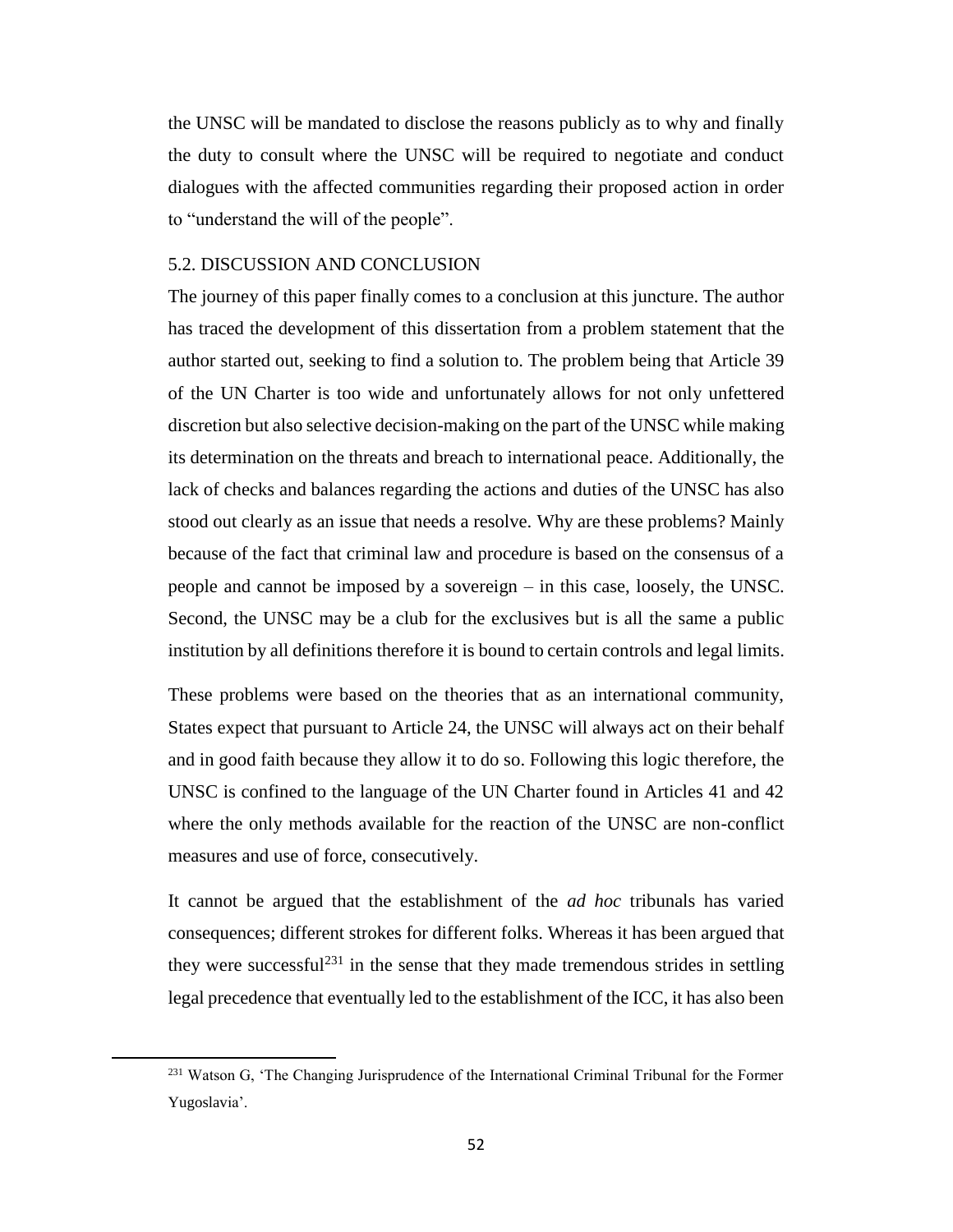the UNSC will be mandated to disclose the reasons publicly as to why and finally the duty to consult where the UNSC will be required to negotiate and conduct dialogues with the affected communities regarding their proposed action in order to "understand the will of the people".

## 5.2. DISCUSSION AND CONCLUSION

The journey of this paper finally comes to a conclusion at this juncture. The author has traced the development of this dissertation from a problem statement that the author started out, seeking to find a solution to. The problem being that Article 39 of the UN Charter is too wide and unfortunately allows for not only unfettered discretion but also selective decision-making on the part of the UNSC while making its determination on the threats and breach to international peace. Additionally, the lack of checks and balances regarding the actions and duties of the UNSC has also stood out clearly as an issue that needs a resolve. Why are these problems? Mainly because of the fact that criminal law and procedure is based on the consensus of a people and cannot be imposed by a sovereign – in this case, loosely, the UNSC. Second, the UNSC may be a club for the exclusives but is all the same a public institution by all definitions therefore it is bound to certain controls and legal limits.

These problems were based on the theories that as an international community, States expect that pursuant to Article 24, the UNSC will always act on their behalf and in good faith because they allow it to do so. Following this logic therefore, the UNSC is confined to the language of the UN Charter found in Articles 41 and 42 where the only methods available for the reaction of the UNSC are non-conflict measures and use of force, consecutively.

It cannot be argued that the establishment of the *ad hoc* tribunals has varied consequences; different strokes for different folks. Whereas it has been argued that they were successful[231] in the sense that they made tremendous strides in settling legal precedence that eventually led to the establishment of the ICC, it has also been

[231] Watson G, 'The Changing Jurisprudence of the International Criminal Tribunal for the Former Yugoslavia'.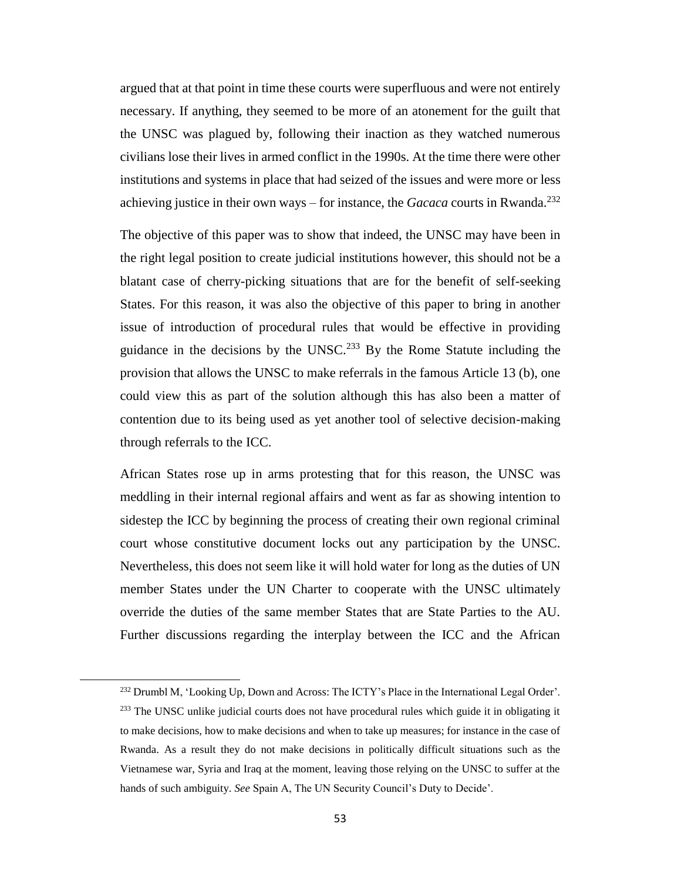argued that at that point in time these courts were superfluous and were not entirely necessary. If anything, they seemed to be more of an atonement for the guilt that the UNSC was plagued by, following their inaction as they watched numerous civilians lose their lives in armed conflict in the 1990s. At the time there were other institutions and systems in place that had seized of the issues and were more or less achieving justice in their own ways – for instance, the *Gacaca* courts in Rwanda.[232]

The objective of this paper was to show that indeed, the UNSC may have been in the right legal position to create judicial institutions however, this should not be a blatant case of cherry-picking situations that are for the benefit of self-seeking States. For this reason, it was also the objective of this paper to bring in another issue of introduction of procedural rules that would be effective in providing guidance in the decisions by the UNSC.[233] By the Rome Statute including the provision that allows the UNSC to make referrals in the famous Article 13 (b), one could view this as part of the solution although this has also been a matter of contention due to its being used as yet another tool of selective decision-making through referrals to the ICC.

African States rose up in arms protesting that for this reason, the UNSC was meddling in their internal regional affairs and went as far as showing intention to sidestep the ICC by beginning the process of creating their own regional criminal court whose constitutive document locks out any participation by the UNSC. Nevertheless, this does not seem like it will hold water for long as the duties of UN member States under the UN Charter to cooperate with the UNSC ultimately override the duties of the same member States that are State Parties to the AU. Further discussions regarding the interplay between the ICC and the African

---

[232] Drumbl M, 'Looking Up, Down and Across: The ICTY's Place in the International Legal Order'.

[233] The UNSC unlike judicial courts does not have procedural rules which guide it in obligating it to make decisions, how to make decisions and when to take up measures; for instance in the case of Rwanda. As a result they do not make decisions in politically difficult situations such as the Vietnamese war, Syria and Iraq at the moment, leaving those relying on the UNSC to suffer at the hands of such ambiguity. *See* Spain A, The UN Security Council's Duty to Decide'.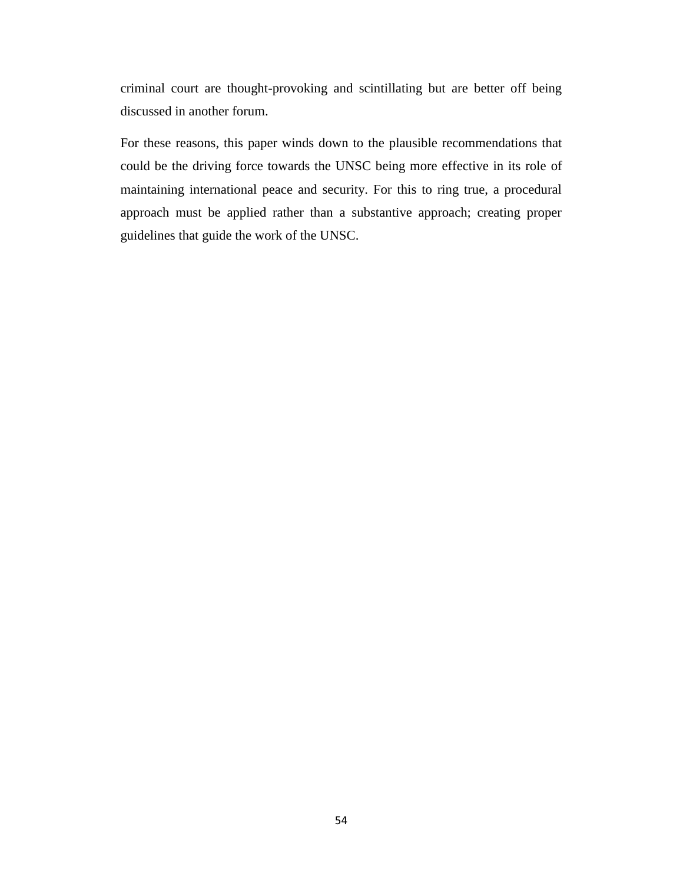criminal court are thought-provoking and scintillating but are better off being discussed in another forum.

For these reasons, this paper winds down to the plausible recommendations that could be the driving force towards the UNSC being more effective in its role of maintaining international peace and security. For this to ring true, a procedural approach must be applied rather than a substantive approach; creating proper guidelines that guide the work of the UNSC.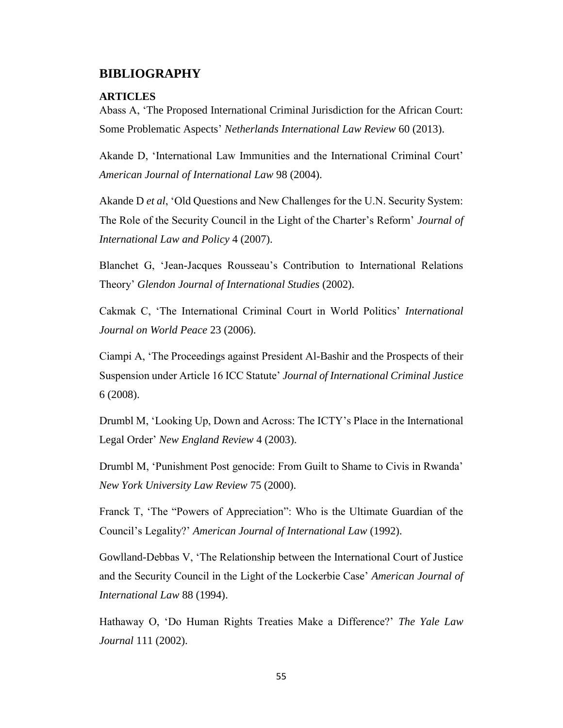## BIBLIOGRAPHY

### ARTICLES

Abass A, 'The Proposed International Criminal Jurisdiction for the African Court: Some Problematic Aspects' *Netherlands International Law Review* 60 (2013).

Akande D, 'International Law Immunities and the International Criminal Court' *American Journal of International Law* 98 (2004).

Akande D *et al*, 'Old Questions and New Challenges for the U.N. Security System: The Role of the Security Council in the Light of the Charter's Reform' *Journal of International Law and Policy* 4 (2007).

Blanchet G, 'Jean-Jacques Rousseau's Contribution to International Relations Theory' *Glendon Journal of International Studies* (2002).

Cakmak C, 'The International Criminal Court in World Politics' *International Journal on World Peace* 23 (2006).

Ciampi A, 'The Proceedings against President Al-Bashir and the Prospects of their Suspension under Article 16 ICC Statute' *Journal of International Criminal Justice* 6 (2008).

Drumbl M, 'Looking Up, Down and Across: The ICTY's Place in the International Legal Order' *New England Review* 4 (2003).

Drumbl M, 'Punishment Post genocide: From Guilt to Shame to Civis in Rwanda' *New York University Law Review* 75 (2000).

Franck T, 'The "Powers of Appreciation": Who is the Ultimate Guardian of the Council's Legality?' *American Journal of International Law* (1992).

Gowlland-Debbas V, 'The Relationship between the International Court of Justice and the Security Council in the Light of the Lockerbie Case' *American Journal of International Law* 88 (1994).

Hathaway O, 'Do Human Rights Treaties Make a Difference?' *The Yale Law Journal* 111 (2002).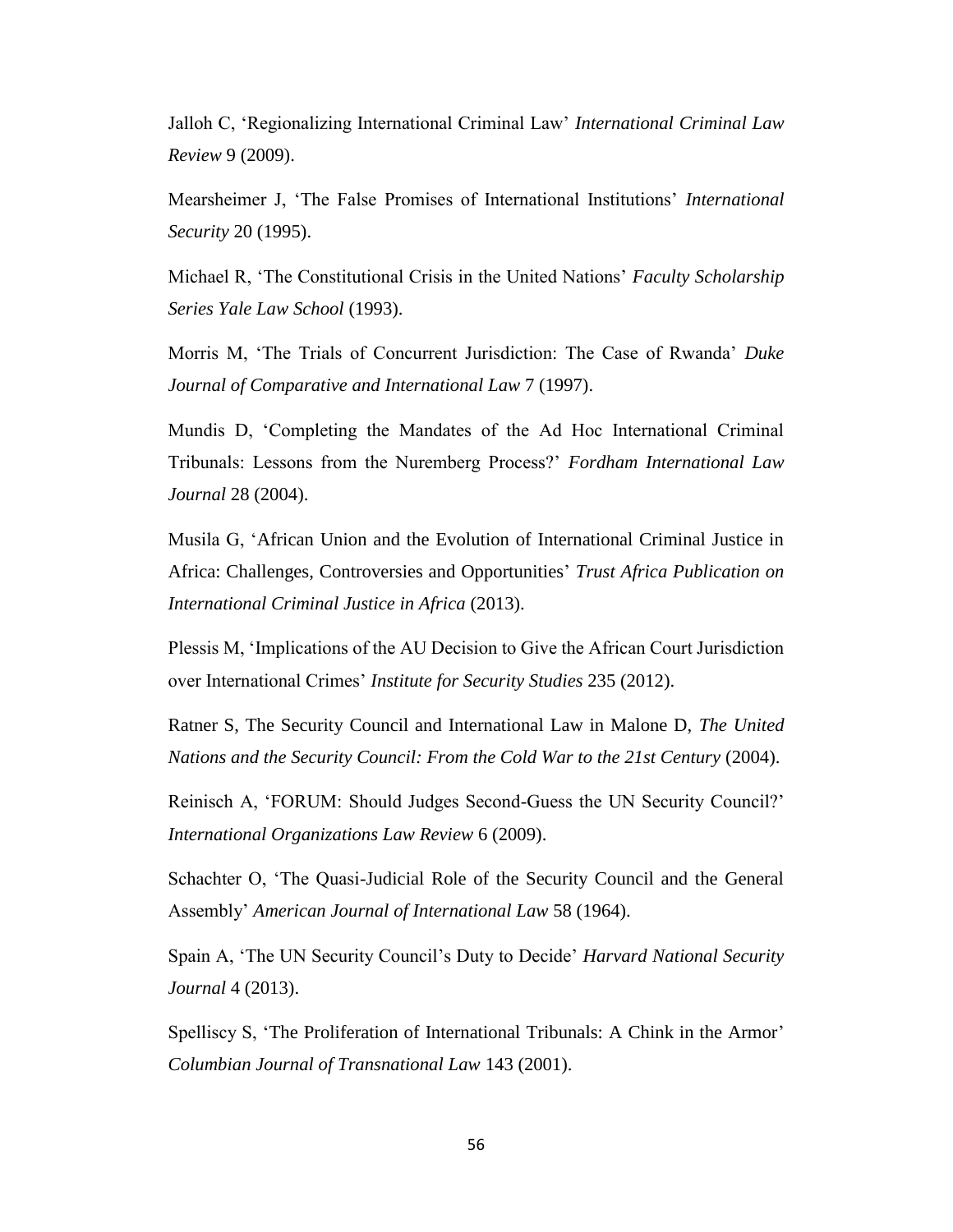Jalloh C, 'Regionalizing International Criminal Law' *International Criminal Law Review* 9 (2009).

Mearsheimer J, 'The False Promises of International Institutions' *International Security* 20 (1995).

Michael R, 'The Constitutional Crisis in the United Nations' *Faculty Scholarship Series Yale Law School* (1993).

Morris M, 'The Trials of Concurrent Jurisdiction: The Case of Rwanda' *Duke Journal of Comparative and International Law* 7 (1997).

Mundis D, 'Completing the Mandates of the Ad Hoc International Criminal Tribunals: Lessons from the Nuremberg Process?' *Fordham International Law Journal* 28 (2004).

Musila G, 'African Union and the Evolution of International Criminal Justice in Africa: Challenges, Controversies and Opportunities' *Trust Africa Publication on International Criminal Justice in Africa* (2013).

Plessis M, 'Implications of the AU Decision to Give the African Court Jurisdiction over International Crimes' *Institute for Security Studies* 235 (2012).

Ratner S, The Security Council and International Law in Malone D, *The United Nations and the Security Council: From the Cold War to the 21st Century* (2004).

Reinisch A, 'FORUM: Should Judges Second-Guess the UN Security Council?' *International Organizations Law Review* 6 (2009).

Schachter O, 'The Quasi-Judicial Role of the Security Council and the General Assembly' *American Journal of International Law* 58 (1964).

Spain A, 'The UN Security Council's Duty to Decide' *Harvard National Security Journal* 4 (2013).

Spelliscy S, 'The Proliferation of International Tribunals: A Chink in the Armor' *Columbian Journal of Transnational Law* 143 (2001).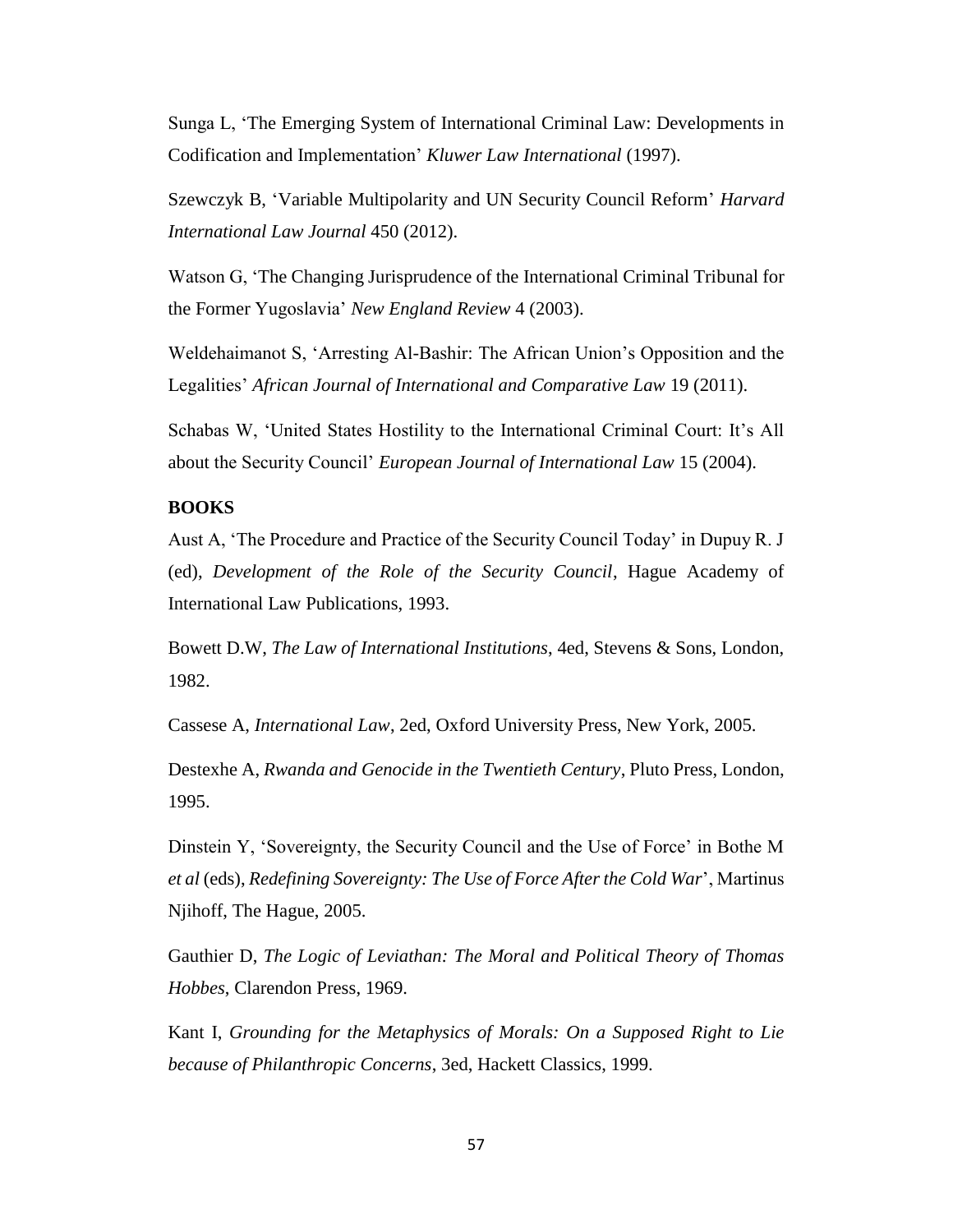Sunga L, 'The Emerging System of International Criminal Law: Developments in Codification and Implementation' *Kluwer Law International* (1997).

Szewczyk B, 'Variable Multipolarity and UN Security Council Reform' *Harvard International Law Journal* 450 (2012).

Watson G, 'The Changing Jurisprudence of the International Criminal Tribunal for the Former Yugoslavia' *New England Review* 4 (2003).

Weldehaimanot S, 'Arresting Al-Bashir: The African Union's Opposition and the Legalities' *African Journal of International and Comparative Law* 19 (2011).

Schabas W, 'United States Hostility to the International Criminal Court: It's All about the Security Council' *European Journal of International Law* 15 (2004).

**BOOKS**

Aust A, 'The Procedure and Practice of the Security Council Today' in Dupuy R. J (ed), *Development of the Role of the Security Council*, Hague Academy of International Law Publications, 1993.

Bowett D.W, *The Law of International Institutions*, 4ed, Stevens & Sons, London, 1982.

Cassese A, *International Law*, 2ed, Oxford University Press, New York, 2005.

Destexhe A, *Rwanda and Genocide in the Twentieth Century*, Pluto Press, London, 1995.

Dinstein Y, 'Sovereignty, the Security Council and the Use of Force' in Bothe M *et al* (eds), *Redefining Sovereignty: The Use of Force After the Cold War*', Martinus Njihoff, The Hague, 2005.

Gauthier D, *The Logic of Leviathan: The Moral and Political Theory of Thomas Hobbes*, Clarendon Press, 1969.

Kant I, *Grounding for the Metaphysics of Morals: On a Supposed Right to Lie because of Philanthropic Concerns*, 3ed, Hackett Classics, 1999.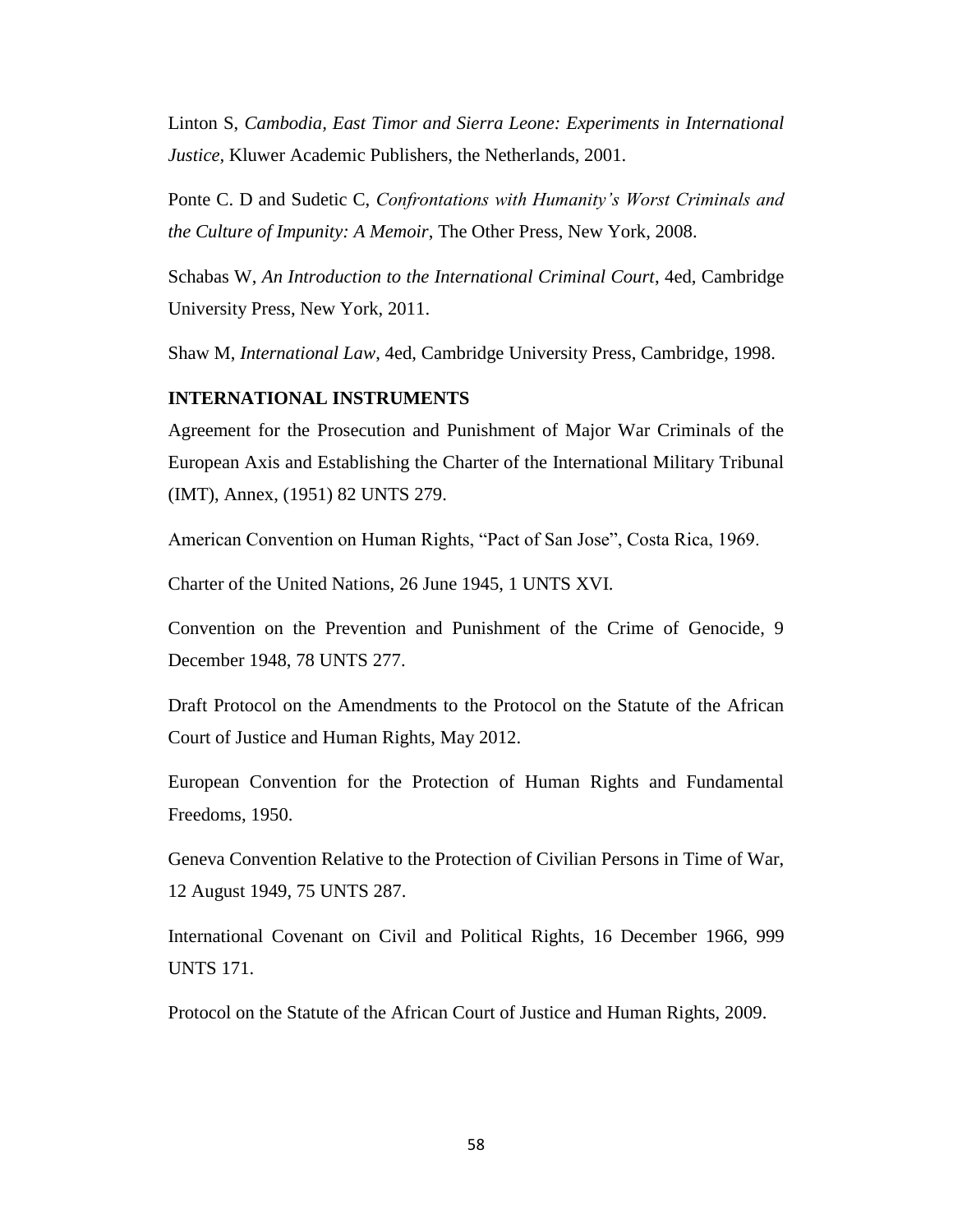Linton S, *Cambodia, East Timor and Sierra Leone: Experiments in International Justice*, Kluwer Academic Publishers, the Netherlands, 2001.

Ponte C. D and Sudetic C, *Confrontations with Humanity's Worst Criminals and the Culture of Impunity: A Memoir*, The Other Press, New York, 2008.

Schabas W, *An Introduction to the International Criminal Court*, 4ed, Cambridge University Press, New York, 2011.

Shaw M, *International Law*, 4ed, Cambridge University Press, Cambridge, 1998.

**INTERNATIONAL INSTRUMENTS**

Agreement for the Prosecution and Punishment of Major War Criminals of the European Axis and Establishing the Charter of the International Military Tribunal (IMT), Annex, (1951) 82 UNTS 279.

American Convention on Human Rights, "Pact of San Jose", Costa Rica, 1969.

Charter of the United Nations, 26 June 1945, 1 UNTS XVI.

Convention on the Prevention and Punishment of the Crime of Genocide, 9 December 1948, 78 UNTS 277.

Draft Protocol on the Amendments to the Protocol on the Statute of the African Court of Justice and Human Rights, May 2012.

European Convention for the Protection of Human Rights and Fundamental Freedoms, 1950.

Geneva Convention Relative to the Protection of Civilian Persons in Time of War, 12 August 1949, 75 UNTS 287.

International Covenant on Civil and Political Rights, 16 December 1966, 999 UNTS 171.

Protocol on the Statute of the African Court of Justice and Human Rights, 2009.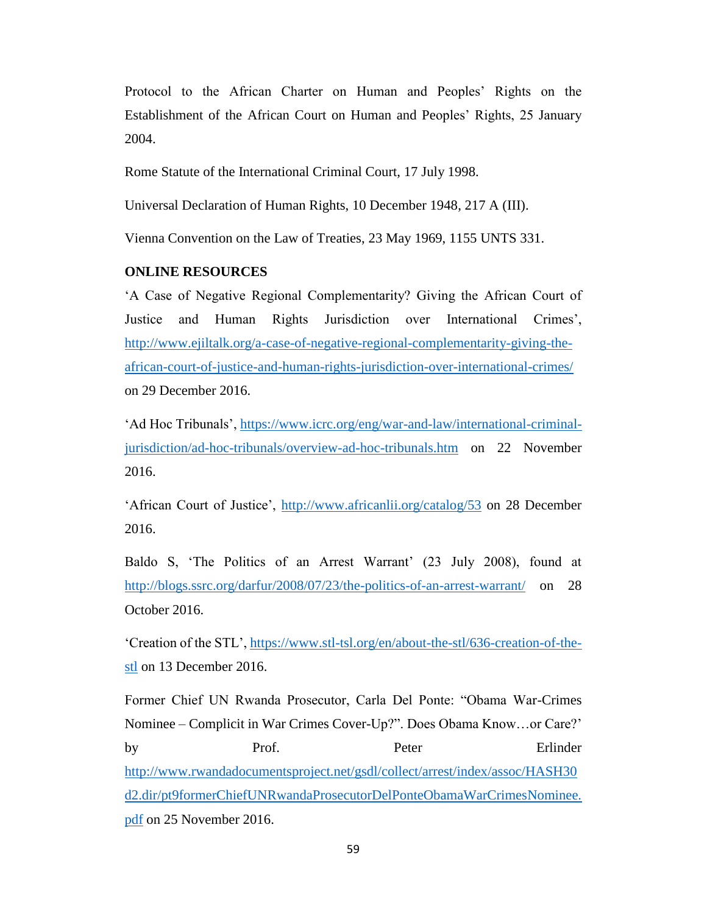Protocol to the African Charter on Human and Peoples' Rights on the Establishment of the African Court on Human and Peoples' Rights, 25 January 2004.

Rome Statute of the International Criminal Court, 17 July 1998.

Universal Declaration of Human Rights, 10 December 1948, 217 A (III).

Vienna Convention on the Law of Treaties, 23 May 1969, 1155 UNTS 331.

**ONLINE RESOURCES**

'A Case of Negative Regional Complementarity? Giving the African Court of Justice and Human Rights Jurisdiction over International Crimes', http://www.ejiltalk.org/a-case-of-negative-regional-complementarity-giving-the-african-court-of-justice-and-human-rights-jurisdiction-over-international-crimes/ on 29 December 2016.

'Ad Hoc Tribunals', https://www.icrc.org/eng/war-and-law/international-criminal-jurisdiction/ad-hoc-tribunals/overview-ad-hoc-tribunals.htm on 22 November 2016.

'African Court of Justice', http://www.africanlii.org/catalog/53 on 28 December 2016.

Baldo S, 'The Politics of an Arrest Warrant' (23 July 2008), found at http://blogs.ssrc.org/darfur/2008/07/23/the-politics-of-an-arrest-warrant/ on 28 October 2016.

'Creation of the STL', https://www.stl-tsl.org/en/about-the-stl/636-creation-of-the-stl on 13 December 2016.

Former Chief UN Rwanda Prosecutor, Carla Del Ponte: "Obama War-Crimes Nominee – Complicit in War Crimes Cover-Up?". Does Obama Know…or Care?' by Prof. Peter Erlinder http://www.rwandadocumentsproject.net/gsdl/collect/arrest/index/assoc/HASH30d2.dir/pt9formerChiefUNRwandaProsecutorDelPonteObamaWarCrimesNominee.pdf on 25 November 2016.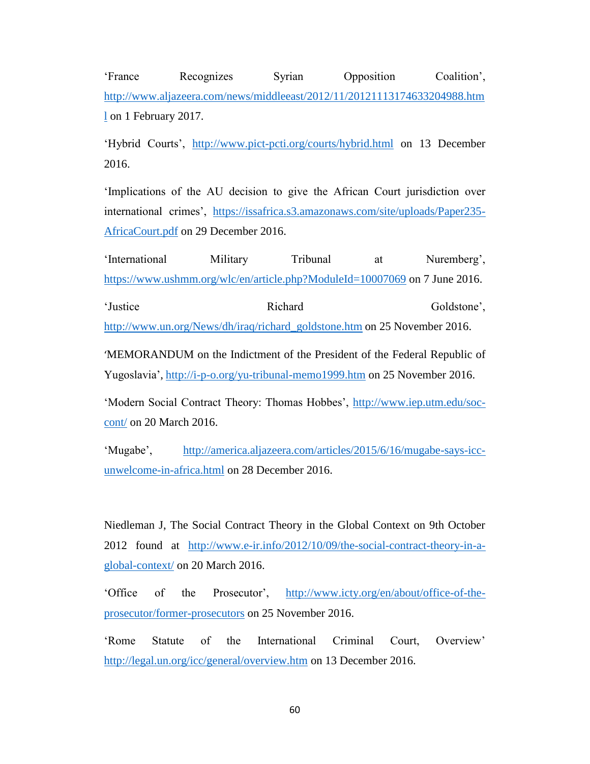'France Recognizes Syrian Opposition Coalition', http://www.aljazeera.com/news/middleeast/2012/11/20121113174633204988.html on 1 February 2017.

'Hybrid Courts', http://www.pict-pcti.org/courts/hybrid.html on 13 December 2016.

'Implications of the AU decision to give the African Court jurisdiction over international crimes', https://issafrica.s3.amazonaws.com/site/uploads/Paper235-AfricaCourt.pdf on 29 December 2016.

'International Military Tribunal at Nuremberg', https://www.ushmm.org/wlc/en/article.php?ModuleId=10007069 on 7 June 2016.

'Justice Richard Goldstone', http://www.un.org/News/dh/iraq/richard_goldstone.htm on 25 November 2016.

'MEMORANDUM on the Indictment of the President of the Federal Republic of Yugoslavia', http://i-p-o.org/yu-tribunal-memo1999.htm on 25 November 2016.

'Modern Social Contract Theory: Thomas Hobbes', http://www.iep.utm.edu/soc-cont/ on 20 March 2016.

'Mugabe', http://america.aljazeera.com/articles/2015/6/16/mugabe-says-icc-unwelcome-in-africa.html on 28 December 2016.

Niedleman J, The Social Contract Theory in the Global Context on 9th October 2012 found at http://www.e-ir.info/2012/10/09/the-social-contract-theory-in-a-global-context/ on 20 March 2016.

'Office of the Prosecutor', http://www.icty.org/en/about/office-of-the-prosecutor/former-prosecutors on 25 November 2016.

'Rome Statute of the International Criminal Court, Overview' http://legal.un.org/icc/general/overview.htm on 13 December 2016.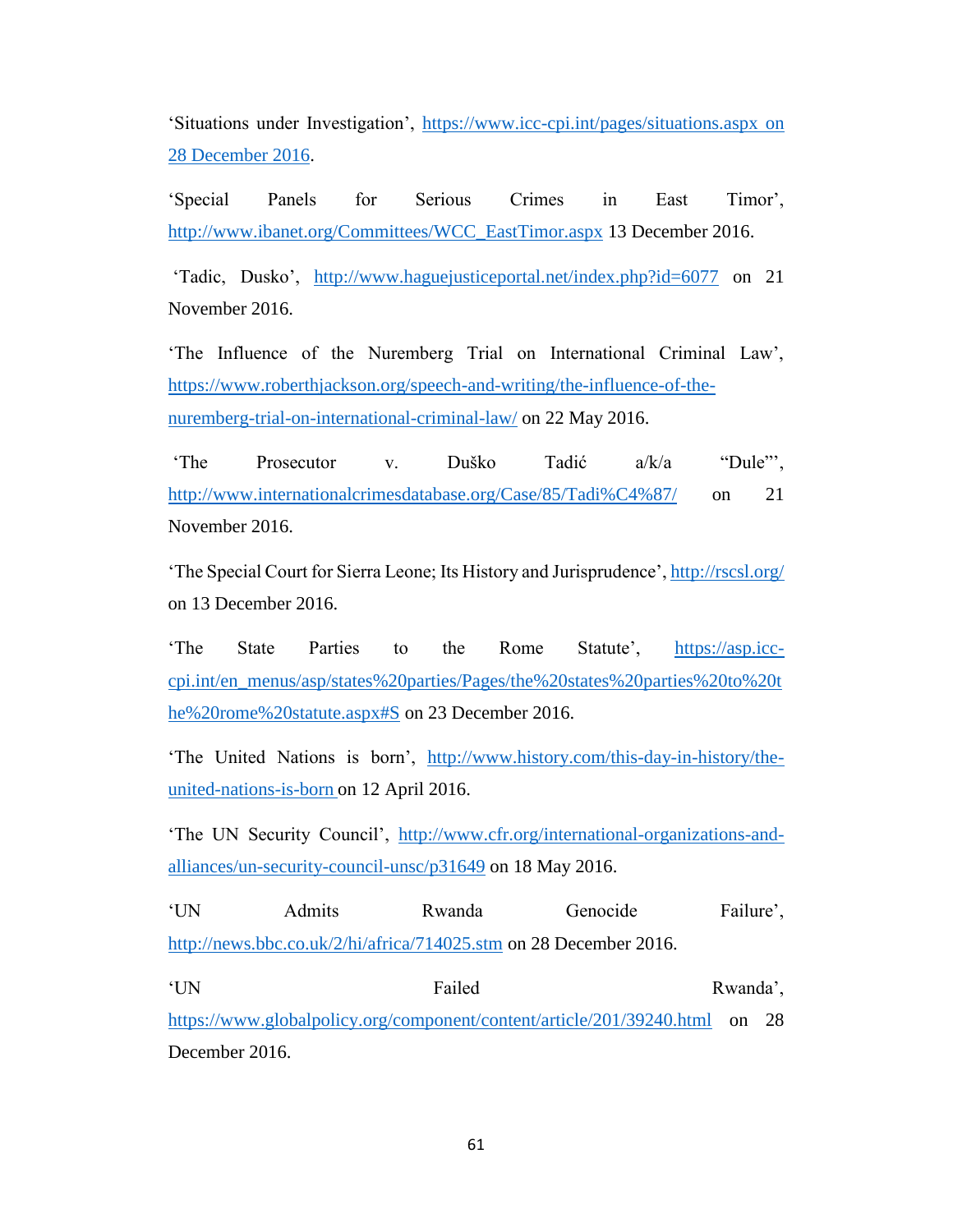'Situations under Investigation', https://www.icc-cpi.int/pages/situations.aspx on 28 December 2016.

'Special Panels for Serious Crimes in East Timor', http://www.ibanet.org/Committees/WCC_EastTimor.aspx 13 December 2016.

'Tadic, Dusko', http://www.haguejusticeportal.net/index.php?id=6077 on 21 November 2016.

'The Influence of the Nuremberg Trial on International Criminal Law', https://www.roberthjackson.org/speech-and-writing/the-influence-of-the-nuremberg-trial-on-international-criminal-law/ on 22 May 2016.

'The Prosecutor v. Duško Tadić a/k/a "Dule"', http://www.internationalcrimesdatabase.org/Case/85/Tadi%C4%87/ on 21 November 2016.

'The Special Court for Sierra Leone; Its History and Jurisprudence', http://rscsl.org/ on 13 December 2016.

'The State Parties to the Rome Statute', https://asp.icc-cpi.int/en_menus/asp/states%20parties/Pages/the%20states%20parties%20to%20the%20rome%20statute.aspx#S on 23 December 2016.

'The United Nations is born', http://www.history.com/this-day-in-history/the-united-nations-is-born on 12 April 2016.

'The UN Security Council', http://www.cfr.org/international-organizations-and-alliances/un-security-council-unsc/p31649 on 18 May 2016.

'UN Admits Rwanda Genocide Failure', http://news.bbc.co.uk/2/hi/africa/714025.stm on 28 December 2016.

'UN Failed Rwanda', https://www.globalpolicy.org/component/content/article/201/39240.html on 28 December 2016.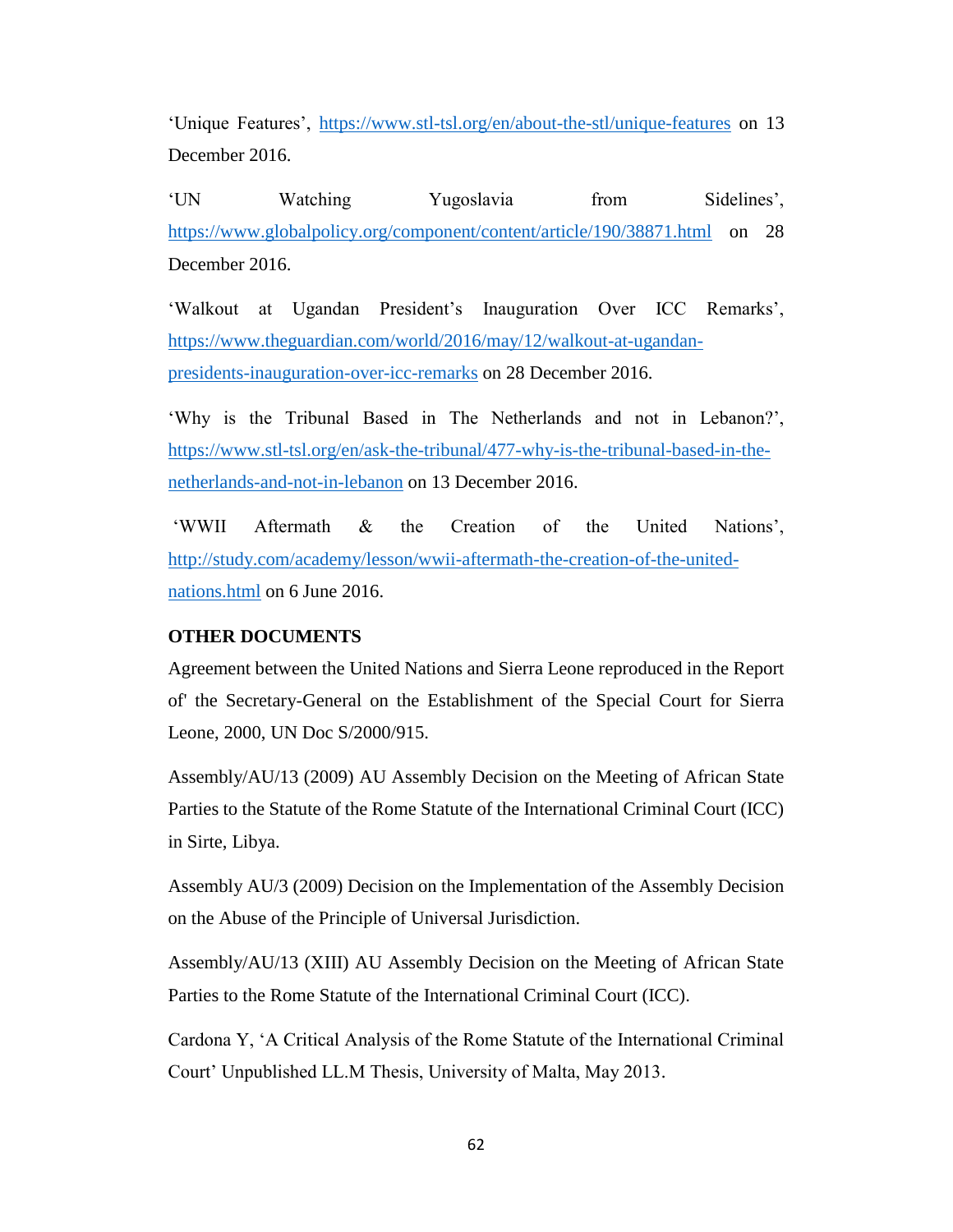'Unique Features', https://www.stl-tsl.org/en/about-the-stl/unique-features on 13 December 2016.

'UN Watching Yugoslavia from Sidelines', https://www.globalpolicy.org/component/content/article/190/38871.html on 28 December 2016.

'Walkout at Ugandan President's Inauguration Over ICC Remarks', https://www.theguardian.com/world/2016/may/12/walkout-at-ugandan-presidents-inauguration-over-icc-remarks on 28 December 2016.

'Why is the Tribunal Based in The Netherlands and not in Lebanon?', https://www.stl-tsl.org/en/ask-the-tribunal/477-why-is-the-tribunal-based-in-the-netherlands-and-not-in-lebanon on 13 December 2016.

'WWII Aftermath & the Creation of the United Nations', http://study.com/academy/lesson/wwii-aftermath-the-creation-of-the-united-nations.html on 6 June 2016.

**OTHER DOCUMENTS**

Agreement between the United Nations and Sierra Leone reproduced in the Report of' the Secretary-General on the Establishment of the Special Court for Sierra Leone, 2000, UN Doc S/2000/915.

Assembly/AU/13 (2009) AU Assembly Decision on the Meeting of African State Parties to the Statute of the Rome Statute of the International Criminal Court (ICC) in Sirte, Libya.

Assembly AU/3 (2009) Decision on the Implementation of the Assembly Decision on the Abuse of the Principle of Universal Jurisdiction.

Assembly/AU/13 (XIII) AU Assembly Decision on the Meeting of African State Parties to the Rome Statute of the International Criminal Court (ICC).

Cardona Y, 'A Critical Analysis of the Rome Statute of the International Criminal Court' Unpublished LL.M Thesis, University of Malta, May 2013.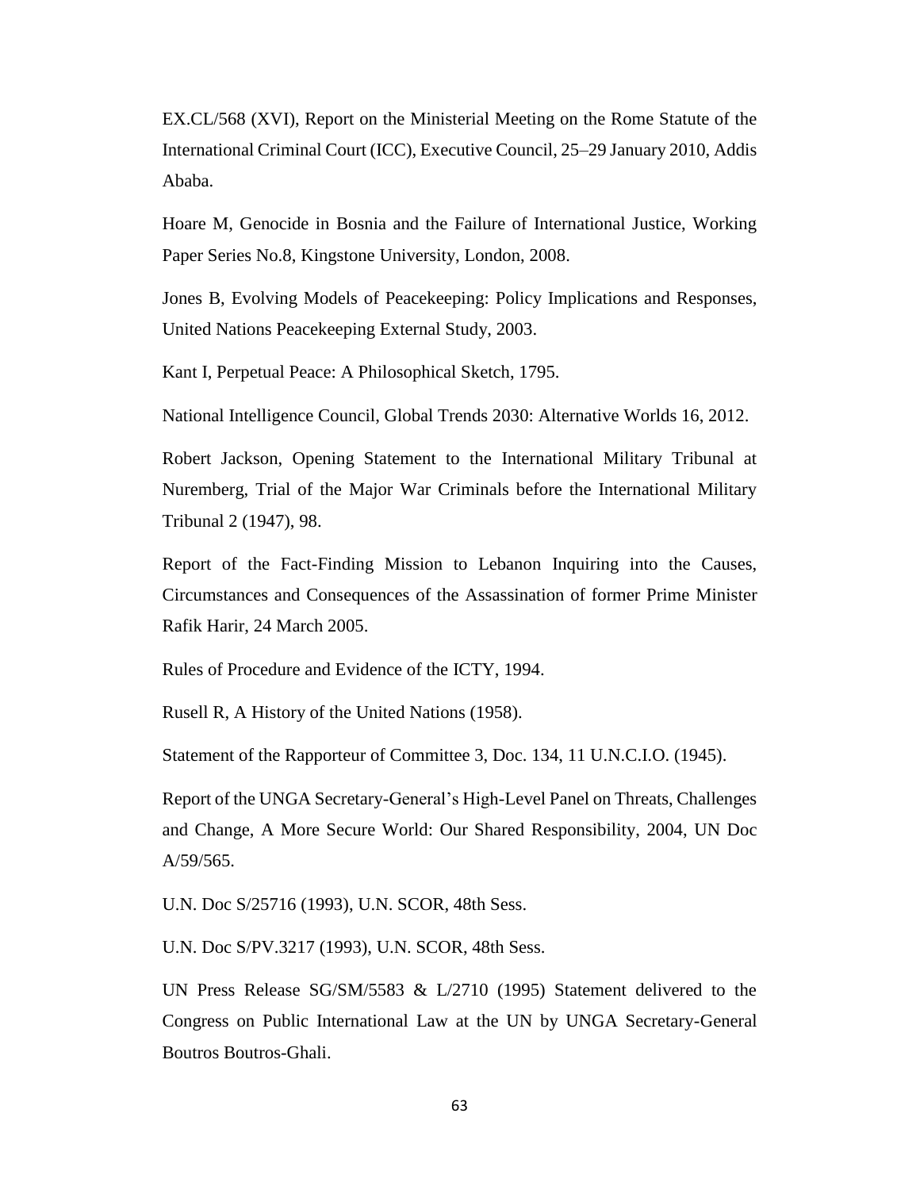EX.CL/568 (XVI), Report on the Ministerial Meeting on the Rome Statute of the International Criminal Court (ICC), Executive Council, 25–29 January 2010, Addis Ababa.

Hoare M, Genocide in Bosnia and the Failure of International Justice, Working Paper Series No.8, Kingstone University, London, 2008.

Jones B, Evolving Models of Peacekeeping: Policy Implications and Responses, United Nations Peacekeeping External Study, 2003.

Kant I, Perpetual Peace: A Philosophical Sketch, 1795.

National Intelligence Council, Global Trends 2030: Alternative Worlds 16, 2012.

Robert Jackson, Opening Statement to the International Military Tribunal at Nuremberg, Trial of the Major War Criminals before the International Military Tribunal 2 (1947), 98.

Report of the Fact-Finding Mission to Lebanon Inquiring into the Causes, Circumstances and Consequences of the Assassination of former Prime Minister Rafik Harir, 24 March 2005.

Rules of Procedure and Evidence of the ICTY, 1994.

Rusell R, A History of the United Nations (1958).

Statement of the Rapporteur of Committee 3, Doc. 134, 11 U.N.C.I.O. (1945).

Report of the UNGA Secretary-General's High-Level Panel on Threats, Challenges and Change, A More Secure World: Our Shared Responsibility, 2004, UN Doc A/59/565.

U.N. Doc S/25716 (1993), U.N. SCOR, 48th Sess.

U.N. Doc S/PV.3217 (1993), U.N. SCOR, 48th Sess.

UN Press Release SG/SM/5583 & L/2710 (1995) Statement delivered to the Congress on Public International Law at the UN by UNGA Secretary-General Boutros Boutros-Ghali.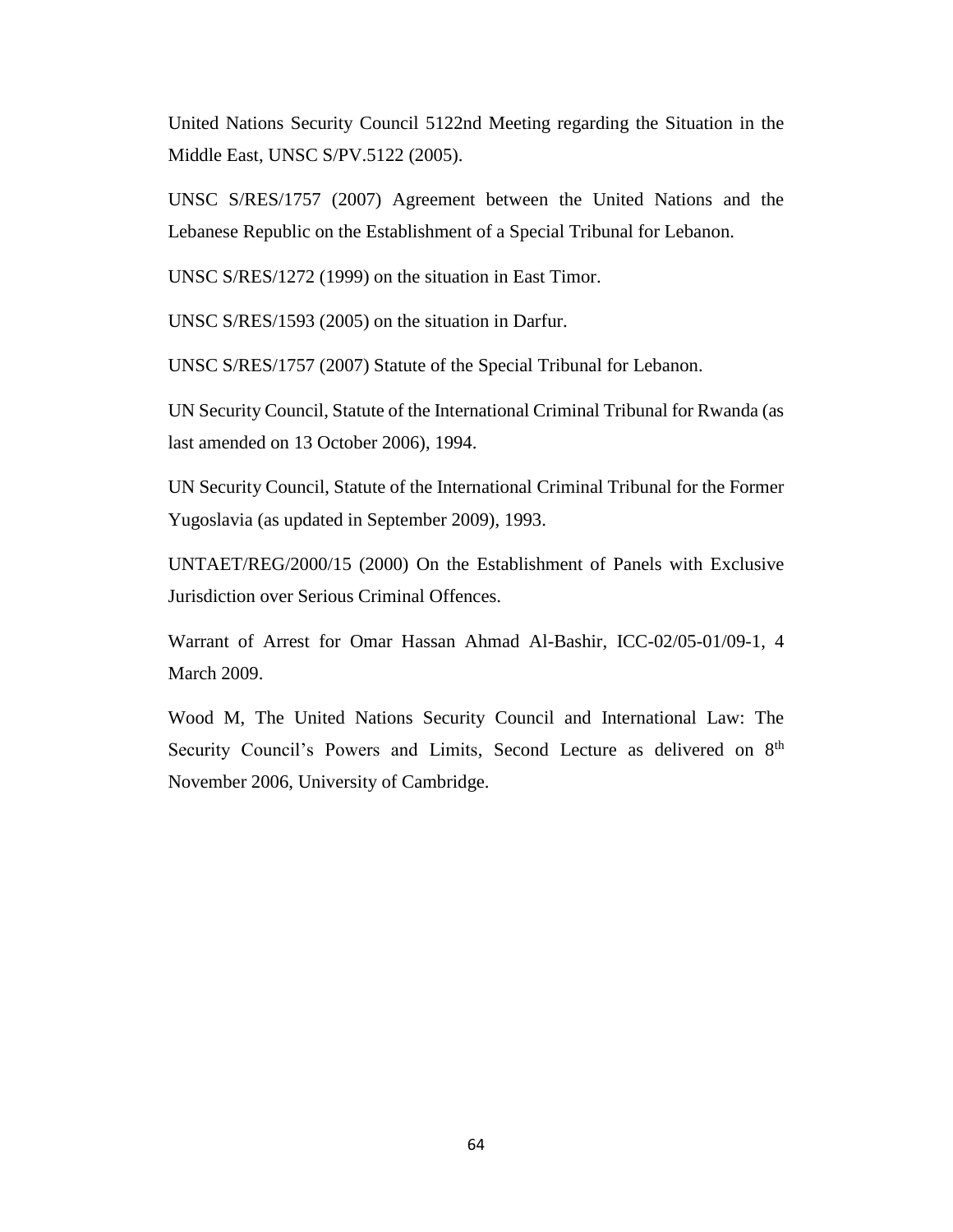United Nations Security Council 5122nd Meeting regarding the Situation in the Middle East, UNSC S/PV.5122 (2005).

UNSC S/RES/1757 (2007) Agreement between the United Nations and the Lebanese Republic on the Establishment of a Special Tribunal for Lebanon.

UNSC S/RES/1272 (1999) on the situation in East Timor.

UNSC S/RES/1593 (2005) on the situation in Darfur.

UNSC S/RES/1757 (2007) Statute of the Special Tribunal for Lebanon.

UN Security Council, Statute of the International Criminal Tribunal for Rwanda (as last amended on 13 October 2006), 1994.

UN Security Council, Statute of the International Criminal Tribunal for the Former Yugoslavia (as updated in September 2009), 1993.

UNTAET/REG/2000/15 (2000) On the Establishment of Panels with Exclusive Jurisdiction over Serious Criminal Offences.

Warrant of Arrest for Omar Hassan Ahmad Al-Bashir, ICC-02/05-01/09-1, 4 March 2009.

Wood M, The United Nations Security Council and International Law: The Security Council's Powers and Limits, Second Lecture as delivered on 8th November 2006, University of Cambridge.